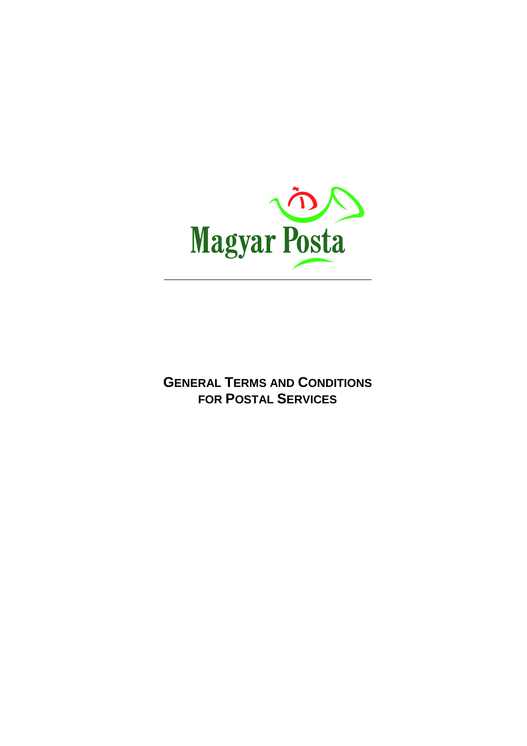Magyar Posta

# GENERAL TERMS AND CONDITIONS FOR POSTAL SERVICES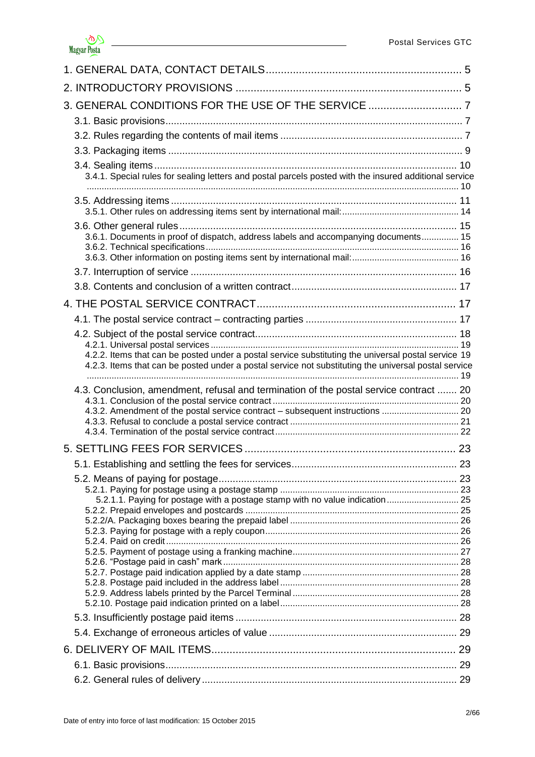1. GENERAL DATA, CONTACT DETAILS ..... 5

2. INTRODUCTORY PROVISIONS ..... 5

3. GENERAL CONDITIONS FOR THE USE OF THE SERVICE ..... 7

- 3.1. Basic provisions ..... 7
- 3.2. Rules regarding the contents of mail items ..... 7
- 3.3. Packaging items ..... 9
- 3.4. Sealing items ..... 10
  - 3.4.1. Special rules for sealing letters and postal parcels posted with the insured additional service ..... 10
- 3.5. Addressing items ..... 11
  - 3.5.1. Other rules on addressing items sent by international mail: ..... 14
- 3.6. Other general rules ..... 15
  - 3.6.1. Documents in proof of dispatch, address labels and accompanying documents ..... 15
  - 3.6.2. Technical specifications ..... 16
  - 3.6.3. Other information on posting items sent by international mail: ..... 16
- 3.7. Interruption of service ..... 16
- 3.8. Contents and conclusion of a written contract ..... 17

4. THE POSTAL SERVICE CONTRACT ..... 17

- 4.1. The postal service contract – contracting parties ..... 17
- 4.2. Subject of the postal service contract ..... 18
  - 4.2.1. Universal postal services ..... 19
  - 4.2.2. Items that can be posted under a postal service substituting the universal postal service 19
  - 4.2.3. Items that can be posted under a postal service not substituting the universal postal service ..... 19
- 4.3. Conclusion, amendment, refusal and termination of the postal service contract ..... 20
  - 4.3.1. Conclusion of the postal service contract ..... 20
  - 4.3.2. Amendment of the postal service contract – subsequent instructions ..... 20
  - 4.3.3. Refusal to conclude a postal service contract ..... 21
  - 4.3.4. Termination of the postal service contract ..... 22

5. SETTLING FEES FOR SERVICES ..... 23

- 5.1. Establishing and settling the fees for services ..... 23
- 5.2. Means of paying for postage ..... 23
  - 5.2.1. Paying for postage using a postage stamp ..... 23
    - 5.2.1.1. Paying for postage with a postage stamp with no value indication ..... 25
  - 5.2.2. Prepaid envelopes and postcards ..... 25
  - 5.2.2/A. Packaging boxes bearing the prepaid label ..... 26
  - 5.2.3. Paying for postage with a reply coupon ..... 26
  - 5.2.4. Paid on credit ..... 26
  - 5.2.5. Payment of postage using a franking machine ..... 27
  - 5.2.6. "Postage paid in cash" mark ..... 28
  - 5.2.7. Postage paid indication applied by a date stamp ..... 28
  - 5.2.8. Postage paid included in the address label ..... 28
  - 5.2.9. Address labels printed by the Parcel Terminal ..... 28
  - 5.2.10. Postage paid indication printed on a label ..... 28
- 5.3. Insufficiently postage paid items ..... 28
- 5.4. Exchange of erroneous articles of value ..... 29

6. DELIVERY OF MAIL ITEMS ..... 29

- 6.1. Basic provisions ..... 29
- 6.2. General rules of delivery ..... 29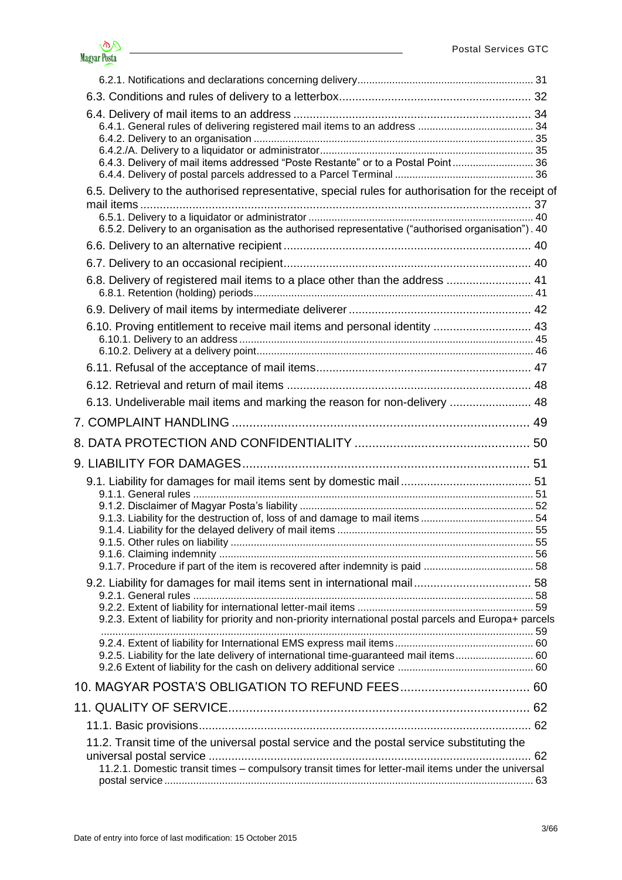6.2.1. Notifications and declarations concerning delivery ..... 31

6.3. Conditions and rules of delivery to a letterbox ..... 32

6.4. Delivery of mail items to an address ..... 34

6.4.1. General rules of delivering registered mail items to an address ..... 34

6.4.2. Delivery to an organisation ..... 35

6.4.2./A. Delivery to a liquidator or administrator ..... 35

6.4.3. Delivery of mail items addressed "Poste Restante" or to a Postal Point ..... 36

6.4.4. Delivery of postal parcels addressed to a Parcel Terminal ..... 36

6.5. Delivery to the authorised representative, special rules for authorisation for the receipt of mail items ..... 37

6.5.1. Delivery to a liquidator or administrator ..... 40

6.5.2. Delivery to an organisation as the authorised representative ("authorised organisation") . 40

6.6. Delivery to an alternative recipient ..... 40

6.7. Delivery to an occasional recipient ..... 40

6.8. Delivery of registered mail items to a place other than the address ..... 41

6.8.1. Retention (holding) periods ..... 41

6.9. Delivery of mail items by intermediate deliverer ..... 42

6.10. Proving entitlement to receive mail items and personal identity ..... 43

6.10.1. Delivery to an address ..... 45

6.10.2. Delivery at a delivery point ..... 46

6.11. Refusal of the acceptance of mail items ..... 47

6.12. Retrieval and return of mail items ..... 48

6.13. Undeliverable mail items and marking the reason for non-delivery ..... 48

7. COMPLAINT HANDLING ..... 49

8. DATA PROTECTION AND CONFIDENTIALITY ..... 50

9. LIABILITY FOR DAMAGES ..... 51

9.1. Liability for damages for mail items sent by domestic mail ..... 51

9.1.1. General rules ..... 51

9.1.2. Disclaimer of Magyar Posta's liability ..... 52

9.1.3. Liability for the destruction of, loss of and damage to mail items ..... 54

9.1.4. Liability for the delayed delivery of mail items ..... 55

9.1.5. Other rules on liability ..... 55

9.1.6. Claiming indemnity ..... 56

9.1.7. Procedure if part of the item is recovered after indemnity is paid ..... 58

9.2. Liability for damages for mail items sent in international mail ..... 58

9.2.1. General rules ..... 58

9.2.2. Extent of liability for international letter-mail items ..... 59

9.2.3. Extent of liability for priority and non-priority international postal parcels and Europa+ parcels ..... 59

9.2.4. Extent of liability for International EMS express mail items ..... 60

9.2.5. Liability for the late delivery of international time-guaranteed mail items ..... 60

9.2.6 Extent of liability for the cash on delivery additional service ..... 60

10. MAGYAR POSTA'S OBLIGATION TO REFUND FEES ..... 60

11. QUALITY OF SERVICE ..... 62

11.1. Basic provisions ..... 62

11.2. Transit time of the universal postal service and the postal service substituting the universal postal service ..... 62

11.2.1. Domestic transit times – compulsory transit times for letter-mail items under the universal postal service ..... 63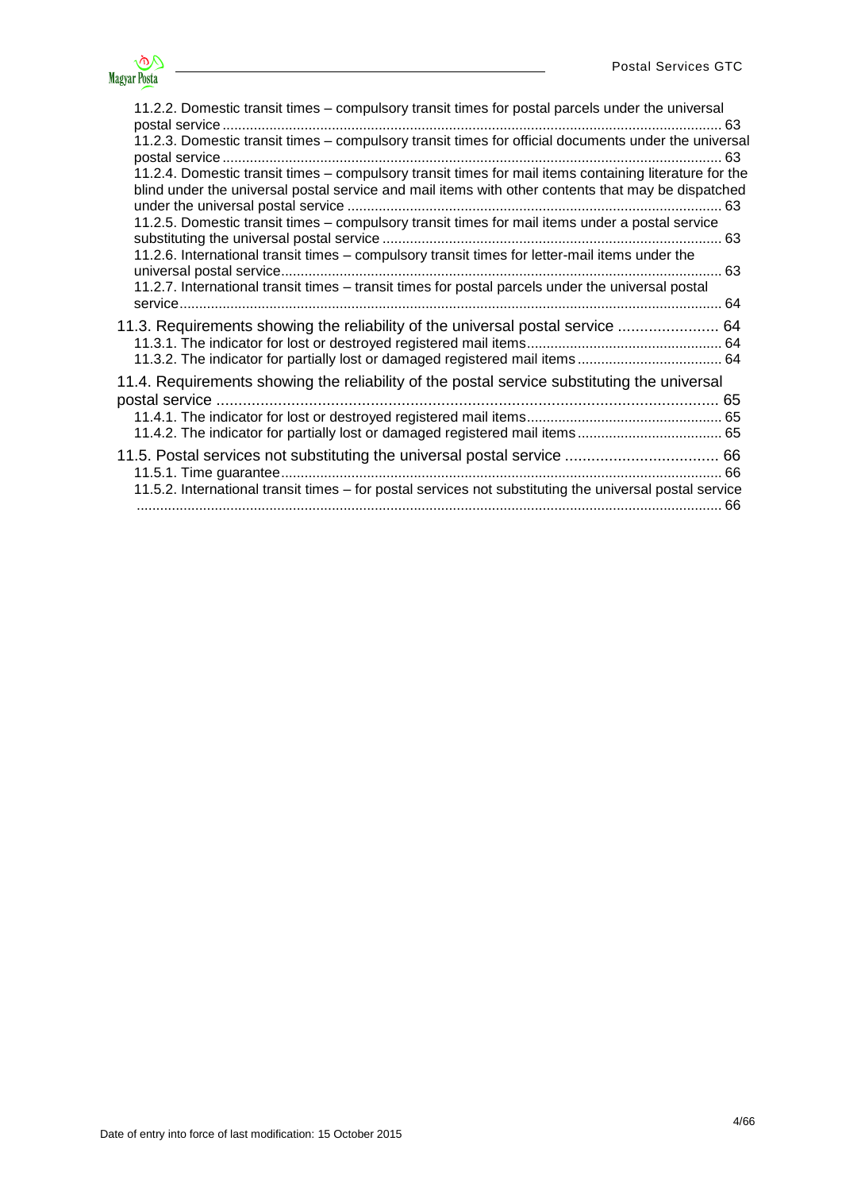11.2.2. Domestic transit times – compulsory transit times for postal parcels under the universal postal service ... 63

11.2.3. Domestic transit times – compulsory transit times for official documents under the universal postal service ... 63

11.2.4. Domestic transit times – compulsory transit times for mail items containing literature for the blind under the universal postal service and mail items with other contents that may be dispatched under the universal postal service ... 63

11.2.5. Domestic transit times – compulsory transit times for mail items under a postal service substituting the universal postal service ... 63

11.2.6. International transit times – compulsory transit times for letter-mail items under the universal postal service ... 63

11.2.7. International transit times – transit times for postal parcels under the universal postal service ... 64

11.3. Requirements showing the reliability of the universal postal service ... 64

11.3.1. The indicator for lost or destroyed registered mail items ... 64

11.3.2. The indicator for partially lost or damaged registered mail items ... 64

11.4. Requirements showing the reliability of the postal service substituting the universal postal service ... 65

11.4.1. The indicator for lost or destroyed registered mail items ... 65

11.4.2. The indicator for partially lost or damaged registered mail items ... 65

11.5. Postal services not substituting the universal postal service ... 66

11.5.1. Time guarantee ... 66

11.5.2. International transit times – for postal services not substituting the universal postal service ... 66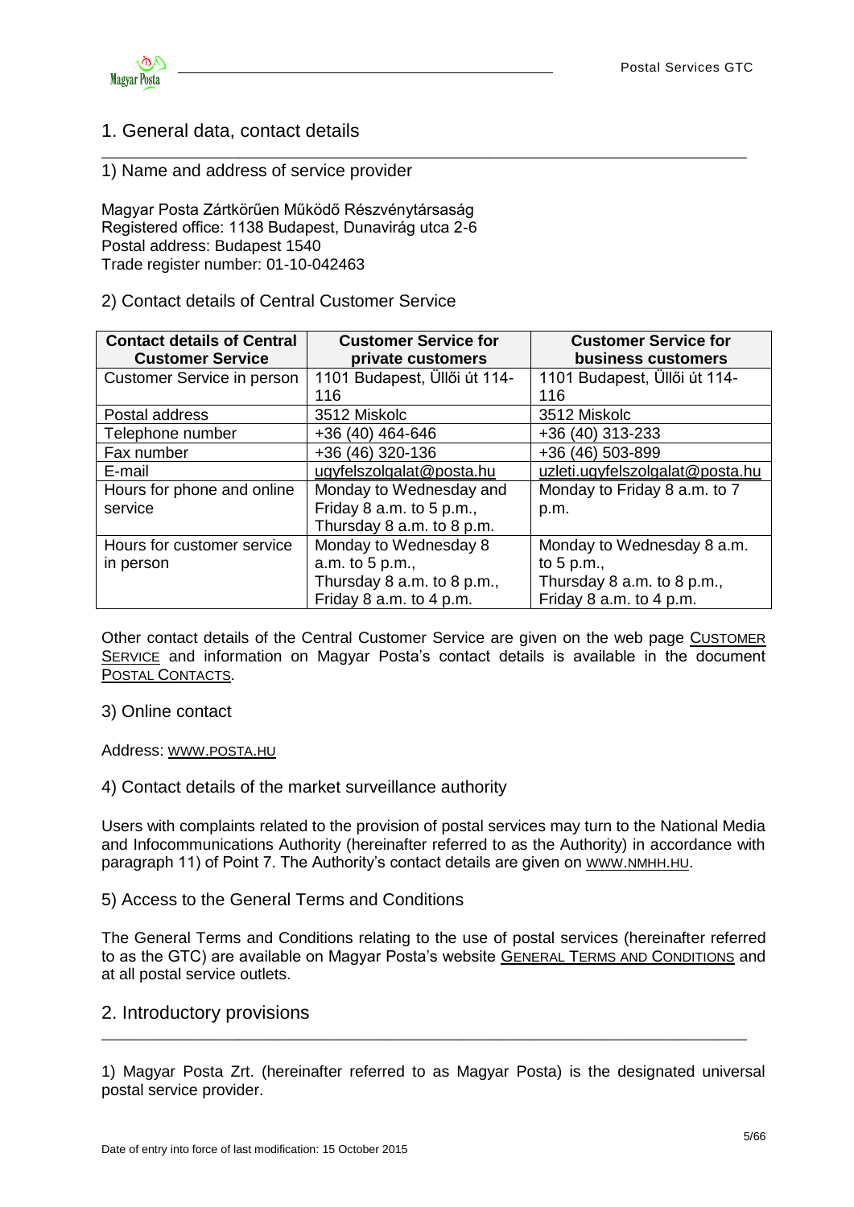# 1. General data, contact details

## 1) Name and address of service provider

Magyar Posta Zártkörűen Működő Részvénytársaság
Registered office: 1138 Budapest, Dunavirág utca 2-6
Postal address: Budapest 1540
Trade register number: 01-10-042463

## 2) Contact details of Central Customer Service

| Contact details of Central Customer Service | Customer Service for private customers | Customer Service for business customers |
|---|---|---|
| Customer Service in person | 1101 Budapest, Üllői út 114-116 | 1101 Budapest, Üllői út 114-116 |
| Postal address | 3512 Miskolc | 3512 Miskolc |
| Telephone number | +36 (40) 464-646 | +36 (40) 313-233 |
| Fax number | +36 (46) 320-136 | +36 (46) 503-899 |
| E-mail | ugyfelszolgalat@posta.hu | uzleti.ugyfelszolgalat@posta.hu |
| Hours for phone and online service | Monday to Wednesday and Friday 8 a.m. to 5 p.m., Thursday 8 a.m. to 8 p.m. | Monday to Friday 8 a.m. to 7 p.m. |
| Hours for customer service in person | Monday to Wednesday 8 a.m. to 5 p.m., Thursday 8 a.m. to 8 p.m., Friday 8 a.m. to 4 p.m. | Monday to Wednesday 8 a.m. to 5 p.m., Thursday 8 a.m. to 8 p.m., Friday 8 a.m. to 4 p.m. |

Other contact details of the Central Customer Service are given on the web page CUSTOMER SERVICE and information on Magyar Posta's contact details is available in the document POSTAL CONTACTS.

## 3) Online contact

Address: WWW.POSTA.HU

## 4) Contact details of the market surveillance authority

Users with complaints related to the provision of postal services may turn to the National Media and Infocommunications Authority (hereinafter referred to as the Authority) in accordance with paragraph 11) of Point 7. The Authority's contact details are given on WWW.NMHH.HU.

## 5) Access to the General Terms and Conditions

The General Terms and Conditions relating to the use of postal services (hereinafter referred to as the GTC) are available on Magyar Posta's website GENERAL TERMS AND CONDITIONS and at all postal service outlets.

# 2. Introductory provisions

1) Magyar Posta Zrt. (hereinafter referred to as Magyar Posta) is the designated universal postal service provider.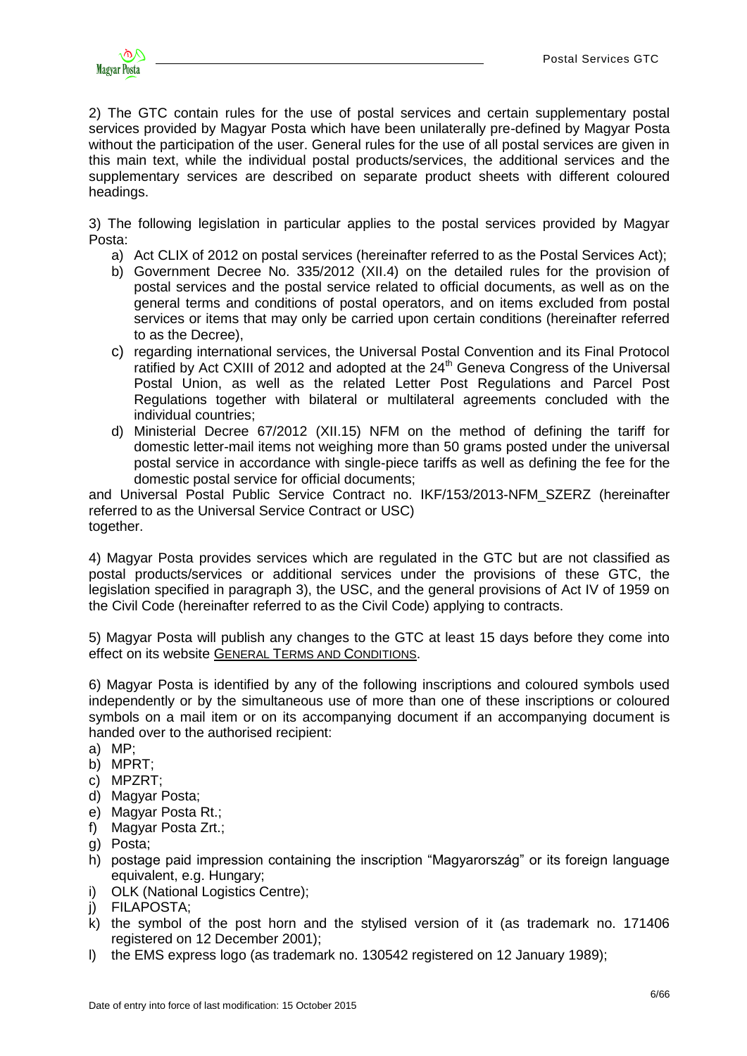2) The GTC contain rules for the use of postal services and certain supplementary postal services provided by Magyar Posta which have been unilaterally pre-defined by Magyar Posta without the participation of the user. General rules for the use of all postal services are given in this main text, while the individual postal products/services, the additional services and the supplementary services are described on separate product sheets with different coloured headings.

3) The following legislation in particular applies to the postal services provided by Magyar Posta:

a) Act CLIX of 2012 on postal services (hereinafter referred to as the Postal Services Act);
b) Government Decree No. 335/2012 (XII.4) on the detailed rules for the provision of postal services and the postal service related to official documents, as well as on the general terms and conditions of postal operators, and on items excluded from postal services or items that may only be carried upon certain conditions (hereinafter referred to as the Decree),
c) regarding international services, the Universal Postal Convention and its Final Protocol ratified by Act CXIII of 2012 and adopted at the 24th Geneva Congress of the Universal Postal Union, as well as the related Letter Post Regulations and Parcel Post Regulations together with bilateral or multilateral agreements concluded with the individual countries;
d) Ministerial Decree 67/2012 (XII.15) NFM on the method of defining the tariff for domestic letter-mail items not weighing more than 50 grams posted under the universal postal service in accordance with single-piece tariffs as well as defining the fee for the domestic postal service for official documents;

and Universal Postal Public Service Contract no. IKF/153/2013-NFM_SZERZ (hereinafter referred to as the Universal Service Contract or USC) together.

4) Magyar Posta provides services which are regulated in the GTC but are not classified as postal products/services or additional services under the provisions of these GTC, the legislation specified in paragraph 3), the USC, and the general provisions of Act IV of 1959 on the Civil Code (hereinafter referred to as the Civil Code) applying to contracts.

5) Magyar Posta will publish any changes to the GTC at least 15 days before they come into effect on its website GENERAL TERMS AND CONDITIONS.

6) Magyar Posta is identified by any of the following inscriptions and coloured symbols used independently or by the simultaneous use of more than one of these inscriptions or coloured symbols on a mail item or on its accompanying document if an accompanying document is handed over to the authorised recipient:

a) MP;
b) MPRT;
c) MPZRT;
d) Magyar Posta;
e) Magyar Posta Rt.;
f) Magyar Posta Zrt.;
g) Posta;
h) postage paid impression containing the inscription "Magyarország" or its foreign language equivalent, e.g. Hungary;
i) OLK (National Logistics Centre);
j) FILAPOSTA;
k) the symbol of the post horn and the stylised version of it (as trademark no. 171406 registered on 12 December 2001);
l) the EMS express logo (as trademark no. 130542 registered on 12 January 1989);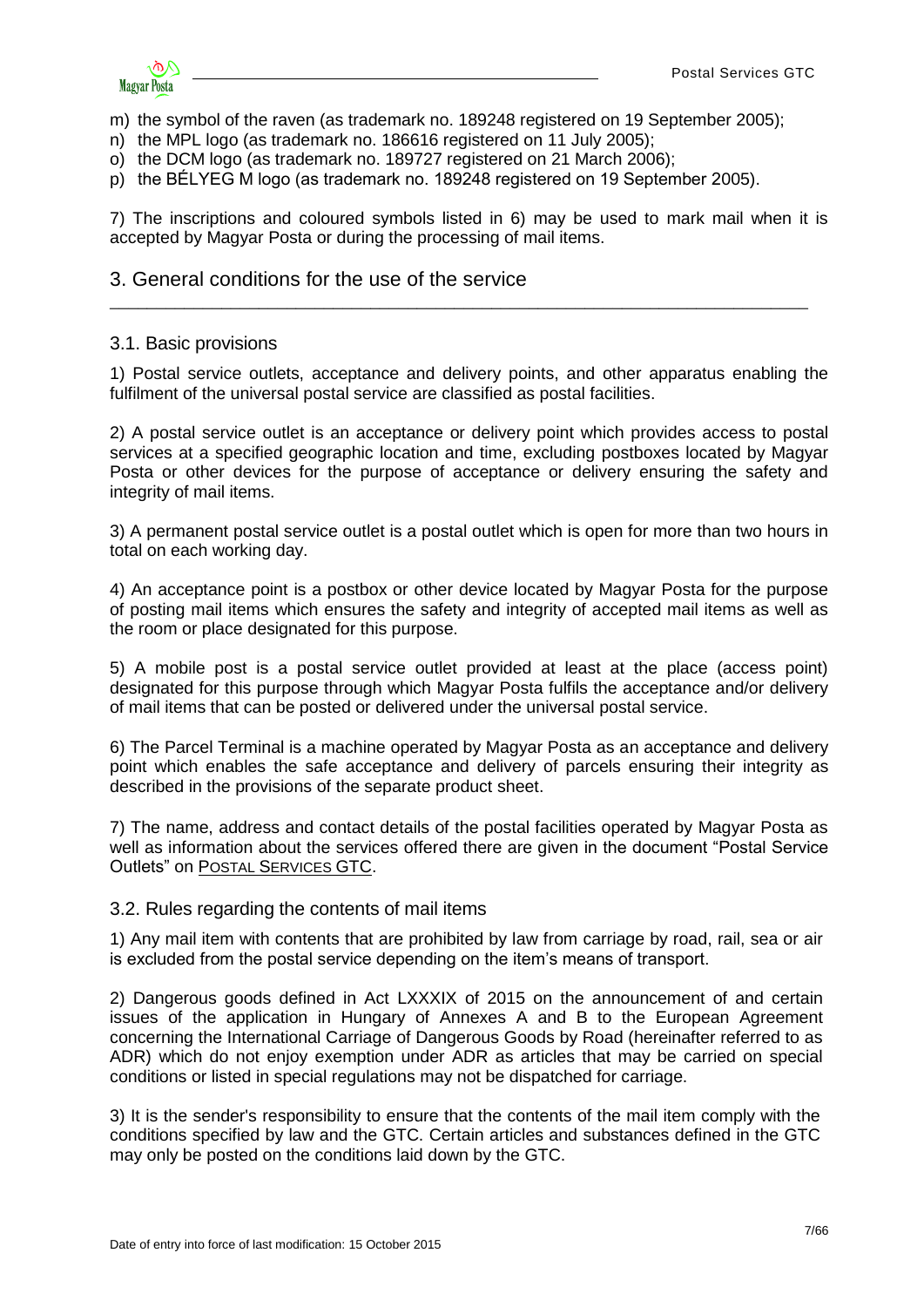m) the symbol of the raven (as trademark no. 189248 registered on 19 September 2005);
n) the MPL logo (as trademark no. 186616 registered on 11 July 2005);
o) the DCM logo (as trademark no. 189727 registered on 21 March 2006);
p) the BÉLYEG M logo (as trademark no. 189248 registered on 19 September 2005).

7) The inscriptions and coloured symbols listed in 6) may be used to mark mail when it is accepted by Magyar Posta or during the processing of mail items.

## 3. General conditions for the use of the service

### 3.1. Basic provisions

1) Postal service outlets, acceptance and delivery points, and other apparatus enabling the fulfilment of the universal postal service are classified as postal facilities.

2) A postal service outlet is an acceptance or delivery point which provides access to postal services at a specified geographic location and time, excluding postboxes located by Magyar Posta or other devices for the purpose of acceptance or delivery ensuring the safety and integrity of mail items.

3) A permanent postal service outlet is a postal outlet which is open for more than two hours in total on each working day.

4) An acceptance point is a postbox or other device located by Magyar Posta for the purpose of posting mail items which ensures the safety and integrity of accepted mail items as well as the room or place designated for this purpose.

5) A mobile post is a postal service outlet provided at least at the place (access point) designated for this purpose through which Magyar Posta fulfils the acceptance and/or delivery of mail items that can be posted or delivered under the universal postal service.

6) The Parcel Terminal is a machine operated by Magyar Posta as an acceptance and delivery point which enables the safe acceptance and delivery of parcels ensuring their integrity as described in the provisions of the separate product sheet.

7) The name, address and contact details of the postal facilities operated by Magyar Posta as well as information about the services offered there are given in the document "Postal Service Outlets" on POSTAL SERVICES GTC.

### 3.2. Rules regarding the contents of mail items

1) Any mail item with contents that are prohibited by law from carriage by road, rail, sea or air is excluded from the postal service depending on the item's means of transport.

2) Dangerous goods defined in Act LXXXIX of 2015 on the announcement of and certain issues of the application in Hungary of Annexes A and B to the European Agreement concerning the International Carriage of Dangerous Goods by Road (hereinafter referred to as ADR) which do not enjoy exemption under ADR as articles that may be carried on special conditions or listed in special regulations may not be dispatched for carriage.

3) It is the sender's responsibility to ensure that the contents of the mail item comply with the conditions specified by law and the GTC. Certain articles and substances defined in the GTC may only be posted on the conditions laid down by the GTC.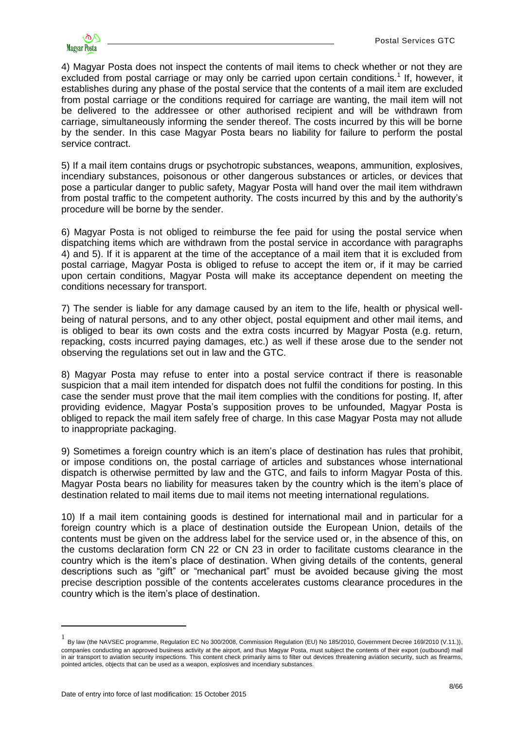4) Magyar Posta does not inspect the contents of mail items to check whether or not they are excluded from postal carriage or may only be carried upon certain conditions.[1] If, however, it establishes during any phase of the postal service that the contents of a mail item are excluded from postal carriage or the conditions required for carriage are wanting, the mail item will not be delivered to the addressee or other authorised recipient and will be withdrawn from carriage, simultaneously informing the sender thereof. The costs incurred by this will be borne by the sender. In this case Magyar Posta bears no liability for failure to perform the postal service contract.

5) If a mail item contains drugs or psychotropic substances, weapons, ammunition, explosives, incendiary substances, poisonous or other dangerous substances or articles, or devices that pose a particular danger to public safety, Magyar Posta will hand over the mail item withdrawn from postal traffic to the competent authority. The costs incurred by this and by the authority's procedure will be borne by the sender.

6) Magyar Posta is not obliged to reimburse the fee paid for using the postal service when dispatching items which are withdrawn from the postal service in accordance with paragraphs 4) and 5). If it is apparent at the time of the acceptance of a mail item that it is excluded from postal carriage, Magyar Posta is obliged to refuse to accept the item or, if it may be carried upon certain conditions, Magyar Posta will make its acceptance dependent on meeting the conditions necessary for transport.

7) The sender is liable for any damage caused by an item to the life, health or physical well-being of natural persons, and to any other object, postal equipment and other mail items, and is obliged to bear its own costs and the extra costs incurred by Magyar Posta (e.g. return, repacking, costs incurred paying damages, etc.) as well if these arose due to the sender not observing the regulations set out in law and the GTC.

8) Magyar Posta may refuse to enter into a postal service contract if there is reasonable suspicion that a mail item intended for dispatch does not fulfil the conditions for posting. In this case the sender must prove that the mail item complies with the conditions for posting. If, after providing evidence, Magyar Posta's supposition proves to be unfounded, Magyar Posta is obliged to repack the mail item safely free of charge. In this case Magyar Posta may not allude to inappropriate packaging.

9) Sometimes a foreign country which is an item's place of destination has rules that prohibit, or impose conditions on, the postal carriage of articles and substances whose international dispatch is otherwise permitted by law and the GTC, and fails to inform Magyar Posta of this. Magyar Posta bears no liability for measures taken by the country which is the item's place of destination related to mail items due to mail items not meeting international regulations.

10) If a mail item containing goods is destined for international mail and in particular for a foreign country which is a place of destination outside the European Union, details of the contents must be given on the address label for the service used or, in the absence of this, on the customs declaration form CN 22 or CN 23 in order to facilitate customs clearance in the country which is the item's place of destination. When giving details of the contents, general descriptions such as "gift" or "mechanical part" must be avoided because giving the most precise description possible of the contents accelerates customs clearance procedures in the country which is the item's place of destination.

---

[1] By law (the NAVSEC programme, Regulation EC No 300/2008, Commission Regulation (EU) No 185/2010, Government Decree 169/2010 (V.11.)), companies conducting an approved business activity at the airport, and thus Magyar Posta, must subject the contents of their export (outbound) mail in air transport to aviation security inspections. This content check primarily aims to filter out devices threatening aviation security, such as firearms, pointed articles, objects that can be used as a weapon, explosives and incendiary substances.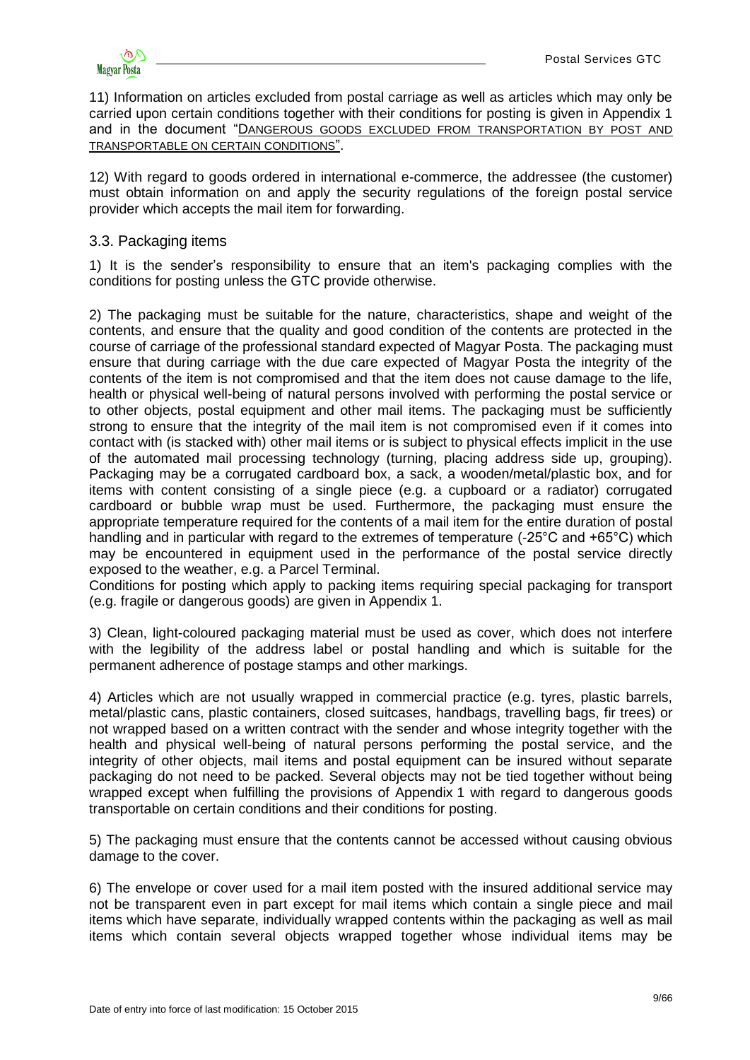11) Information on articles excluded from postal carriage as well as articles which may only be carried upon certain conditions together with their conditions for posting is given in Appendix 1 and in the document "DANGEROUS GOODS EXCLUDED FROM TRANSPORTATION BY POST AND TRANSPORTABLE ON CERTAIN CONDITIONS".

12) With regard to goods ordered in international e-commerce, the addressee (the customer) must obtain information on and apply the security regulations of the foreign postal service provider which accepts the mail item for forwarding.

## 3.3. Packaging items

1) It is the sender's responsibility to ensure that an item's packaging complies with the conditions for posting unless the GTC provide otherwise.

2) The packaging must be suitable for the nature, characteristics, shape and weight of the contents, and ensure that the quality and good condition of the contents are protected in the course of carriage of the professional standard expected of Magyar Posta. The packaging must ensure that during carriage with the due care expected of Magyar Posta the integrity of the contents of the item is not compromised and that the item does not cause damage to the life, health or physical well-being of natural persons involved with performing the postal service or to other objects, postal equipment and other mail items. The packaging must be sufficiently strong to ensure that the integrity of the mail item is not compromised even if it comes into contact with (is stacked with) other mail items or is subject to physical effects implicit in the use of the automated mail processing technology (turning, placing address side up, grouping). Packaging may be a corrugated cardboard box, a sack, a wooden/metal/plastic box, and for items with content consisting of a single piece (e.g. a cupboard or a radiator) corrugated cardboard or bubble wrap must be used. Furthermore, the packaging must ensure the appropriate temperature required for the contents of a mail item for the entire duration of postal handling and in particular with regard to the extremes of temperature (-25°C and +65°C) which may be encountered in equipment used in the performance of the postal service directly exposed to the weather, e.g. a Parcel Terminal.
Conditions for posting which apply to packing items requiring special packaging for transport (e.g. fragile or dangerous goods) are given in Appendix 1.

3) Clean, light-coloured packaging material must be used as cover, which does not interfere with the legibility of the address label or postal handling and which is suitable for the permanent adherence of postage stamps and other markings.

4) Articles which are not usually wrapped in commercial practice (e.g. tyres, plastic barrels, metal/plastic cans, plastic containers, closed suitcases, handbags, travelling bags, fir trees) or not wrapped based on a written contract with the sender and whose integrity together with the health and physical well-being of natural persons performing the postal service, and the integrity of other objects, mail items and postal equipment can be insured without separate packaging do not need to be packed. Several objects may not be tied together without being wrapped except when fulfilling the provisions of Appendix 1 with regard to dangerous goods transportable on certain conditions and their conditions for posting.

5) The packaging must ensure that the contents cannot be accessed without causing obvious damage to the cover.

6) The envelope or cover used for a mail item posted with the insured additional service may not be transparent even in part except for mail items which contain a single piece and mail items which have separate, individually wrapped contents within the packaging as well as mail items which contain several objects wrapped together whose individual items may be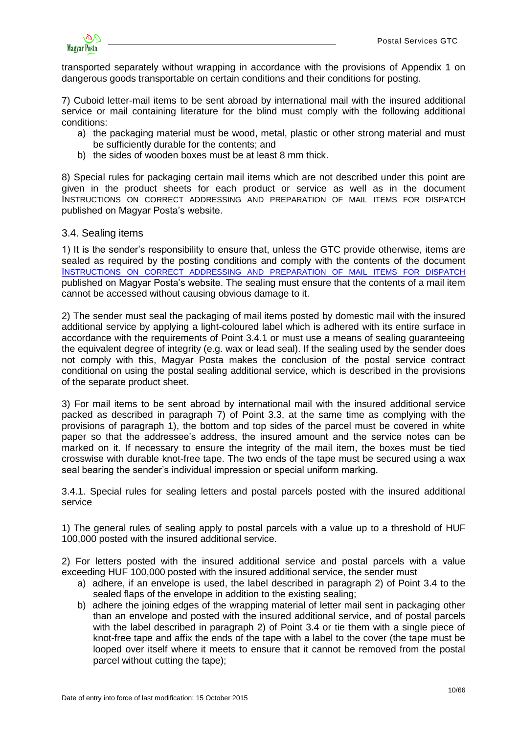transported separately without wrapping in accordance with the provisions of Appendix 1 on dangerous goods transportable on certain conditions and their conditions for posting.

7) Cuboid letter-mail items to be sent abroad by international mail with the insured additional service or mail containing literature for the blind must comply with the following additional conditions:

a) the packaging material must be wood, metal, plastic or other strong material and must be sufficiently durable for the contents; and
b) the sides of wooden boxes must be at least 8 mm thick.

8) Special rules for packaging certain mail items which are not described under this point are given in the product sheets for each product or service as well as in the document INSTRUCTIONS ON CORRECT ADDRESSING AND PREPARATION OF MAIL ITEMS FOR DISPATCH published on Magyar Posta's website.

## 3.4. Sealing items

1) It is the sender's responsibility to ensure that, unless the GTC provide otherwise, items are sealed as required by the posting conditions and comply with the contents of the document INSTRUCTIONS ON CORRECT ADDRESSING AND PREPARATION OF MAIL ITEMS FOR DISPATCH published on Magyar Posta's website. The sealing must ensure that the contents of a mail item cannot be accessed without causing obvious damage to it.

2) The sender must seal the packaging of mail items posted by domestic mail with the insured additional service by applying a light-coloured label which is adhered with its entire surface in accordance with the requirements of Point 3.4.1 or must use a means of sealing guaranteeing the equivalent degree of integrity (e.g. wax or lead seal). If the sealing used by the sender does not comply with this, Magyar Posta makes the conclusion of the postal service contract conditional on using the postal sealing additional service, which is described in the provisions of the separate product sheet.

3) For mail items to be sent abroad by international mail with the insured additional service packed as described in paragraph 7) of Point 3.3, at the same time as complying with the provisions of paragraph 1), the bottom and top sides of the parcel must be covered in white paper so that the addressee's address, the insured amount and the service notes can be marked on it. If necessary to ensure the integrity of the mail item, the boxes must be tied crosswise with durable knot-free tape. The two ends of the tape must be secured using a wax seal bearing the sender's individual impression or special uniform marking.

### 3.4.1. Special rules for sealing letters and postal parcels posted with the insured additional service

1) The general rules of sealing apply to postal parcels with a value up to a threshold of HUF 100,000 posted with the insured additional service.

2) For letters posted with the insured additional service and postal parcels with a value exceeding HUF 100,000 posted with the insured additional service, the sender must

a) adhere, if an envelope is used, the label described in paragraph 2) of Point 3.4 to the sealed flaps of the envelope in addition to the existing sealing;
b) adhere the joining edges of the wrapping material of letter mail sent in packaging other than an envelope and posted with the insured additional service, and of postal parcels with the label described in paragraph 2) of Point 3.4 or tie them with a single piece of knot-free tape and affix the ends of the tape with a label to the cover (the tape must be looped over itself where it meets to ensure that it cannot be removed from the postal parcel without cutting the tape);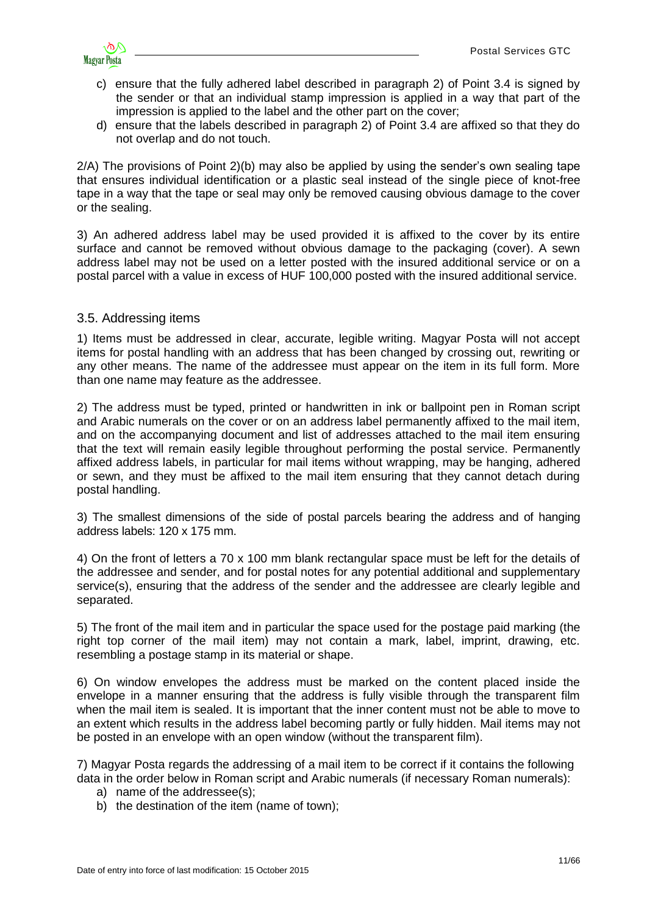c) ensure that the fully adhered label described in paragraph 2) of Point 3.4 is signed by the sender or that an individual stamp impression is applied in a way that part of the impression is applied to the label and the other part on the cover;
d) ensure that the labels described in paragraph 2) of Point 3.4 are affixed so that they do not overlap and do not touch.

2/A) The provisions of Point 2)(b) may also be applied by using the sender's own sealing tape that ensures individual identification or a plastic seal instead of the single piece of knot-free tape in a way that the tape or seal may only be removed causing obvious damage to the cover or the sealing.

3) An adhered address label may be used provided it is affixed to the cover by its entire surface and cannot be removed without obvious damage to the packaging (cover). A sewn address label may not be used on a letter posted with the insured additional service or on a postal parcel with a value in excess of HUF 100,000 posted with the insured additional service.

## 3.5. Addressing items

1) Items must be addressed in clear, accurate, legible writing. Magyar Posta will not accept items for postal handling with an address that has been changed by crossing out, rewriting or any other means. The name of the addressee must appear on the item in its full form. More than one name may feature as the addressee.

2) The address must be typed, printed or handwritten in ink or ballpoint pen in Roman script and Arabic numerals on the cover or on an address label permanently affixed to the mail item, and on the accompanying document and list of addresses attached to the mail item ensuring that the text will remain easily legible throughout performing the postal service. Permanently affixed address labels, in particular for mail items without wrapping, may be hanging, adhered or sewn, and they must be affixed to the mail item ensuring that they cannot detach during postal handling.

3) The smallest dimensions of the side of postal parcels bearing the address and of hanging address labels: 120 x 175 mm.

4) On the front of letters a 70 x 100 mm blank rectangular space must be left for the details of the addressee and sender, and for postal notes for any potential additional and supplementary service(s), ensuring that the address of the sender and the addressee are clearly legible and separated.

5) The front of the mail item and in particular the space used for the postage paid marking (the right top corner of the mail item) may not contain a mark, label, imprint, drawing, etc. resembling a postage stamp in its material or shape.

6) On window envelopes the address must be marked on the content placed inside the envelope in a manner ensuring that the address is fully visible through the transparent film when the mail item is sealed. It is important that the inner content must not be able to move to an extent which results in the address label becoming partly or fully hidden. Mail items may not be posted in an envelope with an open window (without the transparent film).

7) Magyar Posta regards the addressing of a mail item to be correct if it contains the following data in the order below in Roman script and Arabic numerals (if necessary Roman numerals):

a) name of the addressee(s);
b) the destination of the item (name of town);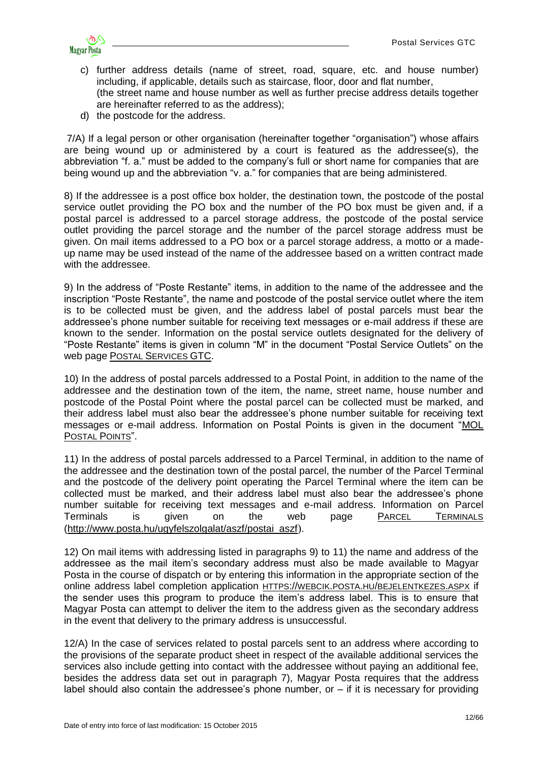c) further address details (name of street, road, square, etc. and house number) including, if applicable, details such as staircase, floor, door and flat number, (the street name and house number as well as further precise address details together are hereinafter referred to as the address);
d) the postcode for the address.

7/A) If a legal person or other organisation (hereinafter together "organisation") whose affairs are being wound up or administered by a court is featured as the addressee(s), the abbreviation "f. a." must be added to the company's full or short name for companies that are being wound up and the abbreviation "v. a." for companies that are being administered.

8) If the addressee is a post office box holder, the destination town, the postcode of the postal service outlet providing the PO box and the number of the PO box must be given and, if a postal parcel is addressed to a parcel storage address, the postcode of the postal service outlet providing the parcel storage and the number of the parcel storage address must be given. On mail items addressed to a PO box or a parcel storage address, a motto or a made-up name may be used instead of the name of the addressee based on a written contract made with the addressee.

9) In the address of "Poste Restante" items, in addition to the name of the addressee and the inscription "Poste Restante", the name and postcode of the postal service outlet where the item is to be collected must be given, and the address label of postal parcels must bear the addressee's phone number suitable for receiving text messages or e-mail address if these are known to the sender. Information on the postal service outlets designated for the delivery of "Poste Restante" items is given in column "M" in the document "Postal Service Outlets" on the web page POSTAL SERVICES GTC.

10) In the address of postal parcels addressed to a Postal Point, in addition to the name of the addressee and the destination town of the item, the name, street name, house number and postcode of the Postal Point where the postal parcel can be collected must be marked, and their address label must also bear the addressee's phone number suitable for receiving text messages or e-mail address. Information on Postal Points is given in the document "MOL POSTAL POINTS".

11) In the address of postal parcels addressed to a Parcel Terminal, in addition to the name of the addressee and the destination town of the postal parcel, the number of the Parcel Terminal and the postcode of the delivery point operating the Parcel Terminal where the item can be collected must be marked, and their address label must also bear the addressee's phone number suitable for receiving text messages and e-mail address. Information on Parcel Terminals is given on the web page PARCEL TERMINALS (http://www.posta.hu/ugyfelszolgalat/aszf/postai_aszf).

12) On mail items with addressing listed in paragraphs 9) to 11) the name and address of the addressee as the mail item's secondary address must also be made available to Magyar Posta in the course of dispatch or by entering this information in the appropriate section of the online address label completion application HTTPS://WEBCIK.POSTA.HU/BEJELENTKEZES.ASPX if the sender uses this program to produce the item's address label. This is to ensure that Magyar Posta can attempt to deliver the item to the address given as the secondary address in the event that delivery to the primary address is unsuccessful.

12/A) In the case of services related to postal parcels sent to an address where according to the provisions of the separate product sheet in respect of the available additional services the services also include getting into contact with the addressee without paying an additional fee, besides the address data set out in paragraph 7), Magyar Posta requires that the address label should also contain the addressee's phone number, or – if it is necessary for providing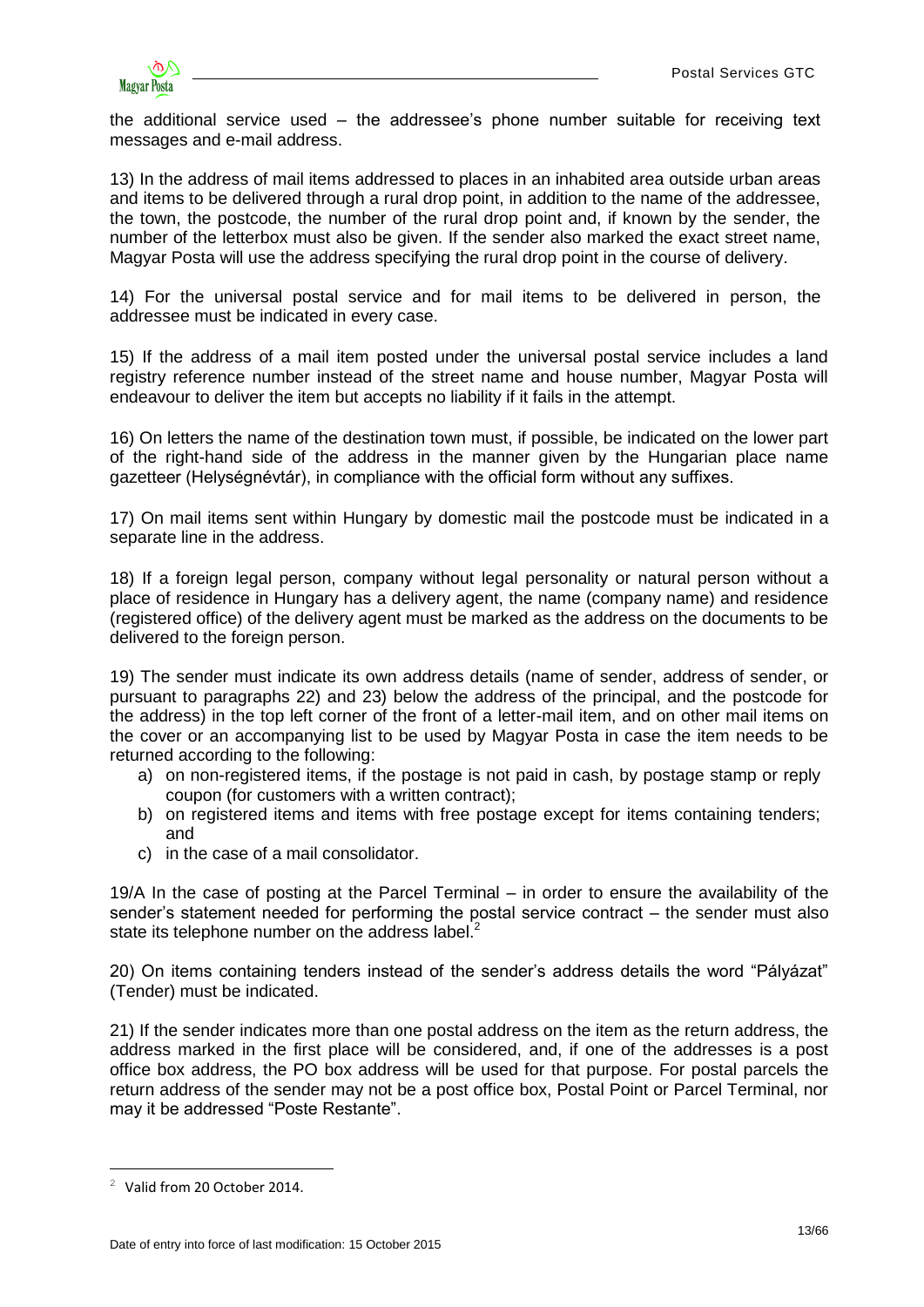the additional service used – the addressee's phone number suitable for receiving text messages and e-mail address.

13) In the address of mail items addressed to places in an inhabited area outside urban areas and items to be delivered through a rural drop point, in addition to the name of the addressee, the town, the postcode, the number of the rural drop point and, if known by the sender, the number of the letterbox must also be given. If the sender also marked the exact street name, Magyar Posta will use the address specifying the rural drop point in the course of delivery.

14) For the universal postal service and for mail items to be delivered in person, the addressee must be indicated in every case.

15) If the address of a mail item posted under the universal postal service includes a land registry reference number instead of the street name and house number, Magyar Posta will endeavour to deliver the item but accepts no liability if it fails in the attempt.

16) On letters the name of the destination town must, if possible, be indicated on the lower part of the right-hand side of the address in the manner given by the Hungarian place name gazetteer (Helységnévtár), in compliance with the official form without any suffixes.

17) On mail items sent within Hungary by domestic mail the postcode must be indicated in a separate line in the address.

18) If a foreign legal person, company without legal personality or natural person without a place of residence in Hungary has a delivery agent, the name (company name) and residence (registered office) of the delivery agent must be marked as the address on the documents to be delivered to the foreign person.

19) The sender must indicate its own address details (name of sender, address of sender, or pursuant to paragraphs 22) and 23) below the address of the principal, and the postcode for the address) in the top left corner of the front of a letter-mail item, and on other mail items on the cover or an accompanying list to be used by Magyar Posta in case the item needs to be returned according to the following:

a) on non-registered items, if the postage is not paid in cash, by postage stamp or reply coupon (for customers with a written contract);
b) on registered items and items with free postage except for items containing tenders; and
c) in the case of a mail consolidator.

19/A In the case of posting at the Parcel Terminal – in order to ensure the availability of the sender's statement needed for performing the postal service contract – the sender must also state its telephone number on the address label.[2]

20) On items containing tenders instead of the sender's address details the word "Pályázat" (Tender) must be indicated.

21) If the sender indicates more than one postal address on the item as the return address, the address marked in the first place will be considered, and, if one of the addresses is a post office box address, the PO box address will be used for that purpose. For postal parcels the return address of the sender may not be a post office box, Postal Point or Parcel Terminal, nor may it be addressed "Poste Restante".

---

[2] Valid from 20 October 2014.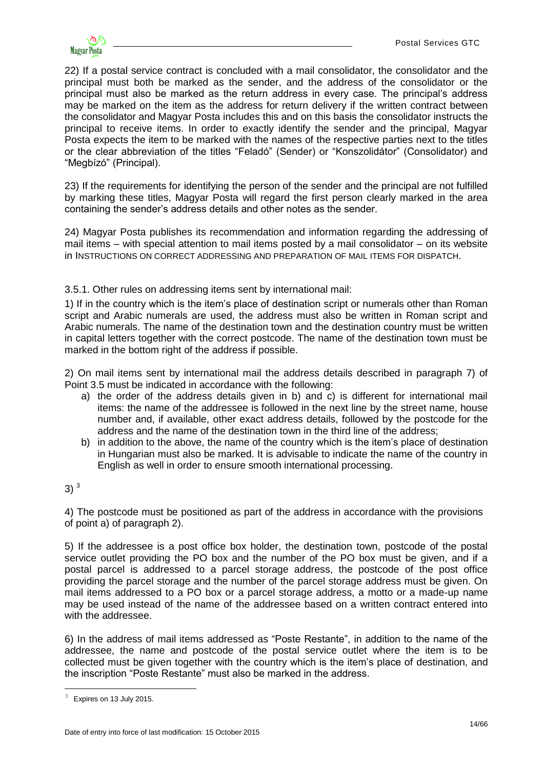22) If a postal service contract is concluded with a mail consolidator, the consolidator and the principal must both be marked as the sender, and the address of the consolidator or the principal must also be marked as the return address in every case. The principal's address may be marked on the item as the address for return delivery if the written contract between the consolidator and Magyar Posta includes this and on this basis the consolidator instructs the principal to receive items. In order to exactly identify the sender and the principal, Magyar Posta expects the item to be marked with the names of the respective parties next to the titles or the clear abbreviation of the titles "Feladó" (Sender) or "Konszolidátor" (Consolidator) and "Megbízó" (Principal).

23) If the requirements for identifying the person of the sender and the principal are not fulfilled by marking these titles, Magyar Posta will regard the first person clearly marked in the area containing the sender's address details and other notes as the sender.

24) Magyar Posta publishes its recommendation and information regarding the addressing of mail items – with special attention to mail items posted by a mail consolidator – on its website in INSTRUCTIONS ON CORRECT ADDRESSING AND PREPARATION OF MAIL ITEMS FOR DISPATCH.

3.5.1. Other rules on addressing items sent by international mail:

1) If in the country which is the item's place of destination script or numerals other than Roman script and Arabic numerals are used, the address must also be written in Roman script and Arabic numerals. The name of the destination town and the destination country must be written in capital letters together with the correct postcode. The name of the destination town must be marked in the bottom right of the address if possible.

2) On mail items sent by international mail the address details described in paragraph 7) of Point 3.5 must be indicated in accordance with the following:

a) the order of the address details given in b) and c) is different for international mail items: the name of the addressee is followed in the next line by the street name, house number and, if available, other exact address details, followed by the postcode for the address and the name of the destination town in the third line of the address;
b) in addition to the above, the name of the country which is the item's place of destination in Hungarian must also be marked. It is advisable to indicate the name of the country in English as well in order to ensure smooth international processing.

3) [3]

4) The postcode must be positioned as part of the address in accordance with the provisions of point a) of paragraph 2).

5) If the addressee is a post office box holder, the destination town, postcode of the postal service outlet providing the PO box and the number of the PO box must be given, and if a postal parcel is addressed to a parcel storage address, the postcode of the post office providing the parcel storage and the number of the parcel storage address must be given. On mail items addressed to a PO box or a parcel storage address, a motto or a made-up name may be used instead of the name of the addressee based on a written contract entered into with the addressee.

6) In the address of mail items addressed as "Poste Restante", in addition to the name of the addressee, the name and postcode of the postal service outlet where the item is to be collected must be given together with the country which is the item's place of destination, and the inscription "Poste Restante" must also be marked in the address.

[3] Expires on 13 July 2015.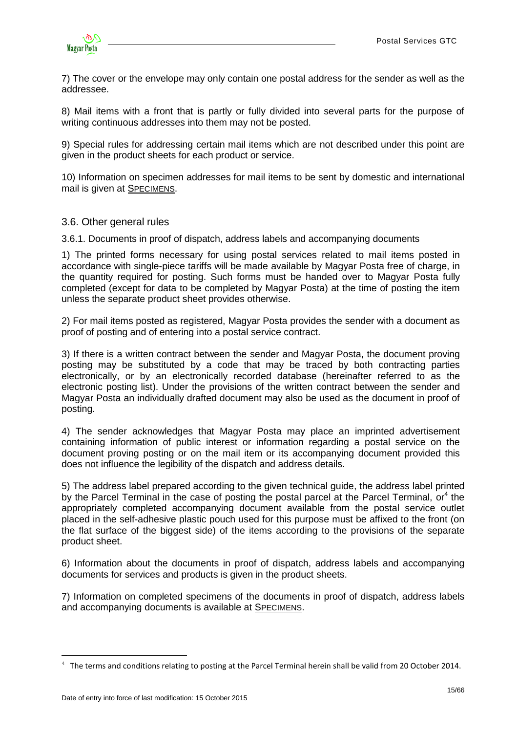7) The cover or the envelope may only contain one postal address for the sender as well as the addressee.

8) Mail items with a front that is partly or fully divided into several parts for the purpose of writing continuous addresses into them may not be posted.

9) Special rules for addressing certain mail items which are not described under this point are given in the product sheets for each product or service.

10) Information on specimen addresses for mail items to be sent by domestic and international mail is given at SPECIMENS.

## 3.6. Other general rules

### 3.6.1. Documents in proof of dispatch, address labels and accompanying documents

1) The printed forms necessary for using postal services related to mail items posted in accordance with single-piece tariffs will be made available by Magyar Posta free of charge, in the quantity required for posting. Such forms must be handed over to Magyar Posta fully completed (except for data to be completed by Magyar Posta) at the time of posting the item unless the separate product sheet provides otherwise.

2) For mail items posted as registered, Magyar Posta provides the sender with a document as proof of posting and of entering into a postal service contract.

3) If there is a written contract between the sender and Magyar Posta, the document proving posting may be substituted by a code that may be traced by both contracting parties electronically, or by an electronically recorded database (hereinafter referred to as the electronic posting list). Under the provisions of the written contract between the sender and Magyar Posta an individually drafted document may also be used as the document in proof of posting.

4) The sender acknowledges that Magyar Posta may place an imprinted advertisement containing information of public interest or information regarding a postal service on the document proving posting or on the mail item or its accompanying document provided this does not influence the legibility of the dispatch and address details.

5) The address label prepared according to the given technical guide, the address label printed by the Parcel Terminal in the case of posting the postal parcel at the Parcel Terminal, or[4] the appropriately completed accompanying document available from the postal service outlet placed in the self-adhesive plastic pouch used for this purpose must be affixed to the front (on the flat surface of the biggest side) of the items according to the provisions of the separate product sheet.

6) Information about the documents in proof of dispatch, address labels and accompanying documents for services and products is given in the product sheets.

7) Information on completed specimens of the documents in proof of dispatch, address labels and accompanying documents is available at SPECIMENS.

[4] The terms and conditions relating to posting at the Parcel Terminal herein shall be valid from 20 October 2014.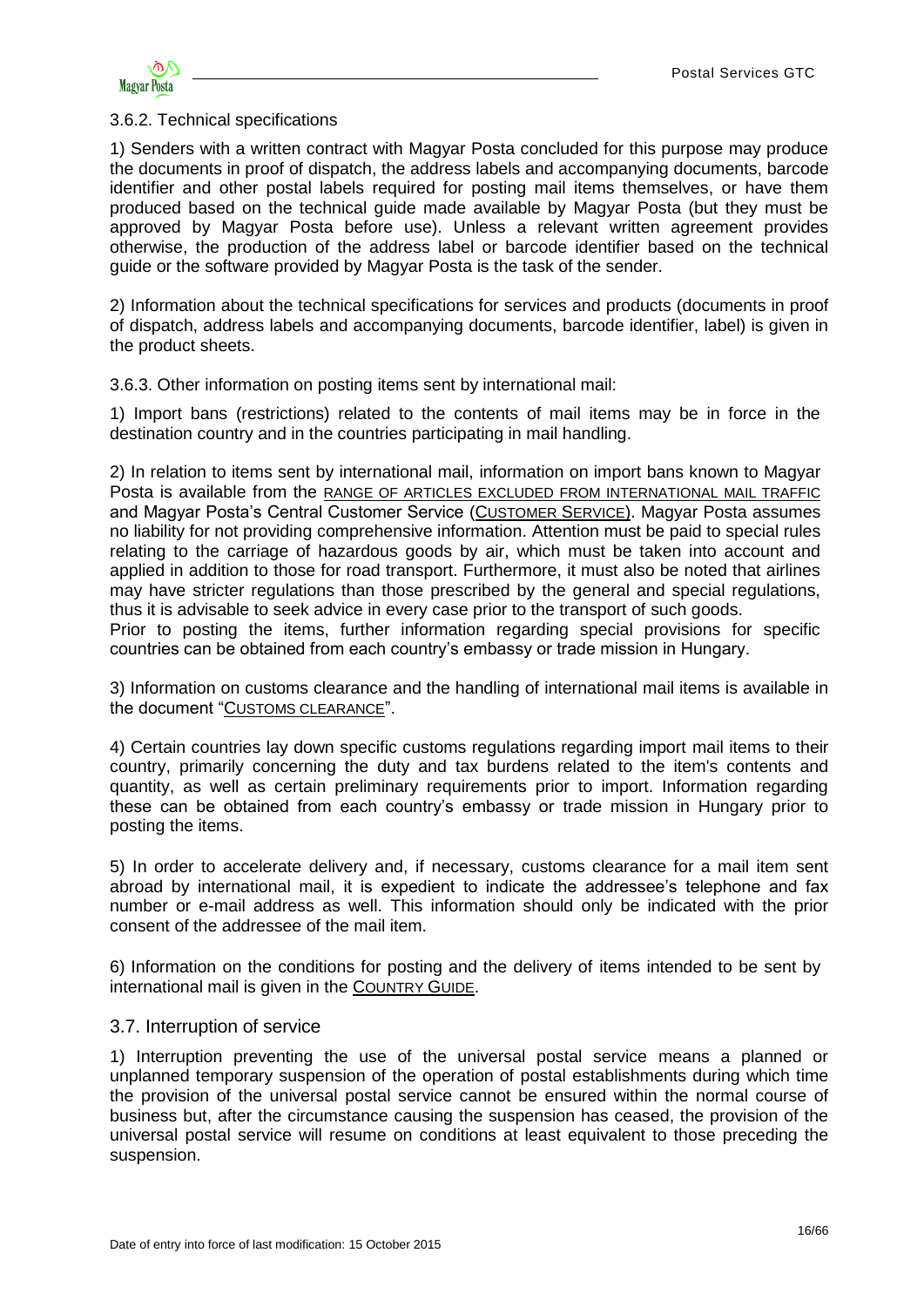### 3.6.2. Technical specifications

1) Senders with a written contract with Magyar Posta concluded for this purpose may produce the documents in proof of dispatch, the address labels and accompanying documents, barcode identifier and other postal labels required for posting mail items themselves, or have them produced based on the technical guide made available by Magyar Posta (but they must be approved by Magyar Posta before use). Unless a relevant written agreement provides otherwise, the production of the address label or barcode identifier based on the technical guide or the software provided by Magyar Posta is the task of the sender.

2) Information about the technical specifications for services and products (documents in proof of dispatch, address labels and accompanying documents, barcode identifier, label) is given in the product sheets.

3.6.3. Other information on posting items sent by international mail:

1) Import bans (restrictions) related to the contents of mail items may be in force in the destination country and in the countries participating in mail handling.

2) In relation to items sent by international mail, information on import bans known to Magyar Posta is available from the RANGE OF ARTICLES EXCLUDED FROM INTERNATIONAL MAIL TRAFFIC and Magyar Posta's Central Customer Service (CUSTOMER SERVICE). Magyar Posta assumes no liability for not providing comprehensive information. Attention must be paid to special rules relating to the carriage of hazardous goods by air, which must be taken into account and applied in addition to those for road transport. Furthermore, it must also be noted that airlines may have stricter regulations than those prescribed by the general and special regulations, thus it is advisable to seek advice in every case prior to the transport of such goods.
Prior to posting the items, further information regarding special provisions for specific countries can be obtained from each country's embassy or trade mission in Hungary.

3) Information on customs clearance and the handling of international mail items is available in the document "CUSTOMS CLEARANCE".

4) Certain countries lay down specific customs regulations regarding import mail items to their country, primarily concerning the duty and tax burdens related to the item's contents and quantity, as well as certain preliminary requirements prior to import. Information regarding these can be obtained from each country's embassy or trade mission in Hungary prior to posting the items.

5) In order to accelerate delivery and, if necessary, customs clearance for a mail item sent abroad by international mail, it is expedient to indicate the addressee's telephone and fax number or e-mail address as well. This information should only be indicated with the prior consent of the addressee of the mail item.

6) Information on the conditions for posting and the delivery of items intended to be sent by international mail is given in the COUNTRY GUIDE.

## 3.7. Interruption of service

1) Interruption preventing the use of the universal postal service means a planned or unplanned temporary suspension of the operation of postal establishments during which time the provision of the universal postal service cannot be ensured within the normal course of business but, after the circumstance causing the suspension has ceased, the provision of the universal postal service will resume on conditions at least equivalent to those preceding the suspension.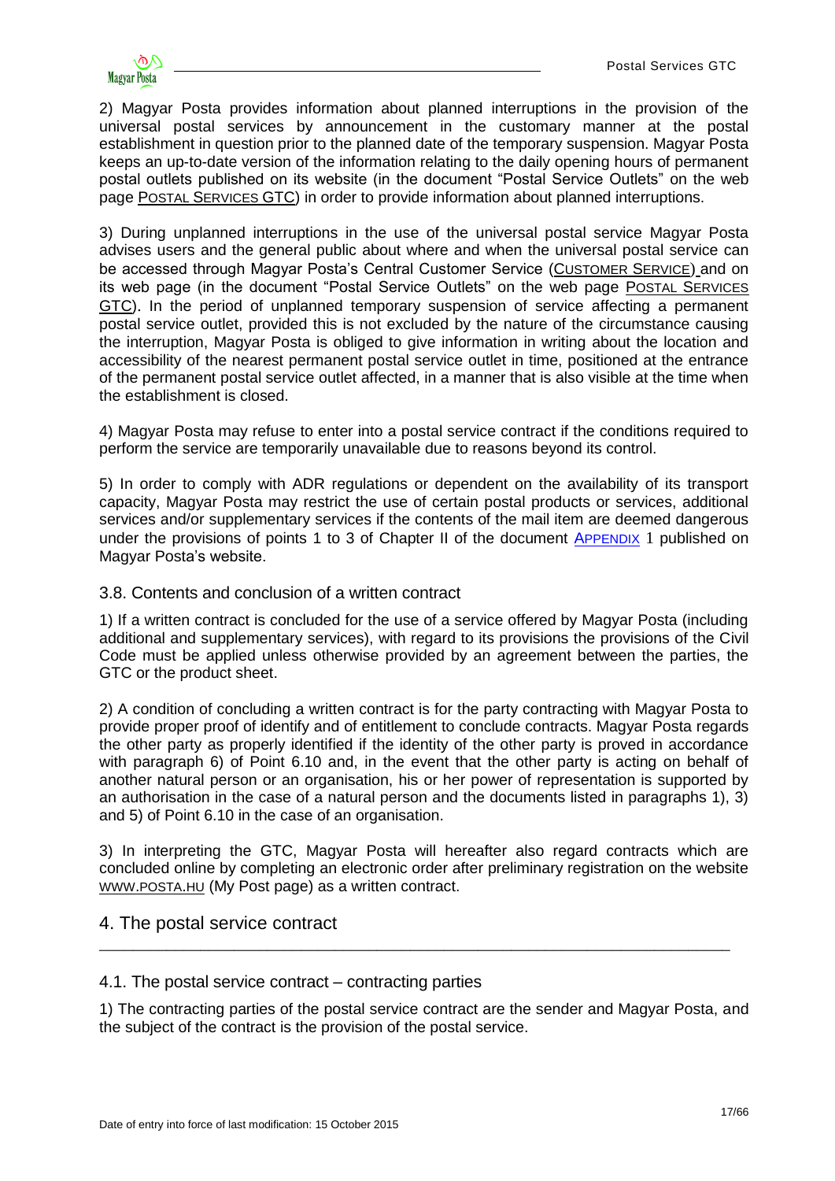2) Magyar Posta provides information about planned interruptions in the provision of the universal postal services by announcement in the customary manner at the postal establishment in question prior to the planned date of the temporary suspension. Magyar Posta keeps an up-to-date version of the information relating to the daily opening hours of permanent postal outlets published on its website (in the document "Postal Service Outlets" on the web page POSTAL SERVICES GTC) in order to provide information about planned interruptions.

3) During unplanned interruptions in the use of the universal postal service Magyar Posta advises users and the general public about where and when the universal postal service can be accessed through Magyar Posta's Central Customer Service (CUSTOMER SERVICE) and on its web page (in the document "Postal Service Outlets" on the web page POSTAL SERVICES GTC). In the period of unplanned temporary suspension of service affecting a permanent postal service outlet, provided this is not excluded by the nature of the circumstance causing the interruption, Magyar Posta is obliged to give information in writing about the location and accessibility of the nearest permanent postal service outlet in time, positioned at the entrance of the permanent postal service outlet affected, in a manner that is also visible at the time when the establishment is closed.

4) Magyar Posta may refuse to enter into a postal service contract if the conditions required to perform the service are temporarily unavailable due to reasons beyond its control.

5) In order to comply with ADR regulations or dependent on the availability of its transport capacity, Magyar Posta may restrict the use of certain postal products or services, additional services and/or supplementary services if the contents of the mail item are deemed dangerous under the provisions of points 1 to 3 of Chapter II of the document APPENDIX 1 published on Magyar Posta's website.

### 3.8. Contents and conclusion of a written contract

1) If a written contract is concluded for the use of a service offered by Magyar Posta (including additional and supplementary services), with regard to its provisions the provisions of the Civil Code must be applied unless otherwise provided by an agreement between the parties, the GTC or the product sheet.

2) A condition of concluding a written contract is for the party contracting with Magyar Posta to provide proper proof of identify and of entitlement to conclude contracts. Magyar Posta regards the other party as properly identified if the identity of the other party is proved in accordance with paragraph 6) of Point 6.10 and, in the event that the other party is acting on behalf of another natural person or an organisation, his or her power of representation is supported by an authorisation in the case of a natural person and the documents listed in paragraphs 1), 3) and 5) of Point 6.10 in the case of an organisation.

3) In interpreting the GTC, Magyar Posta will hereafter also regard contracts which are concluded online by completing an electronic order after preliminary registration on the website WWW.POSTA.HU (My Post page) as a written contract.

## 4. The postal service contract

### 4.1. The postal service contract – contracting parties

1) The contracting parties of the postal service contract are the sender and Magyar Posta, and the subject of the contract is the provision of the postal service.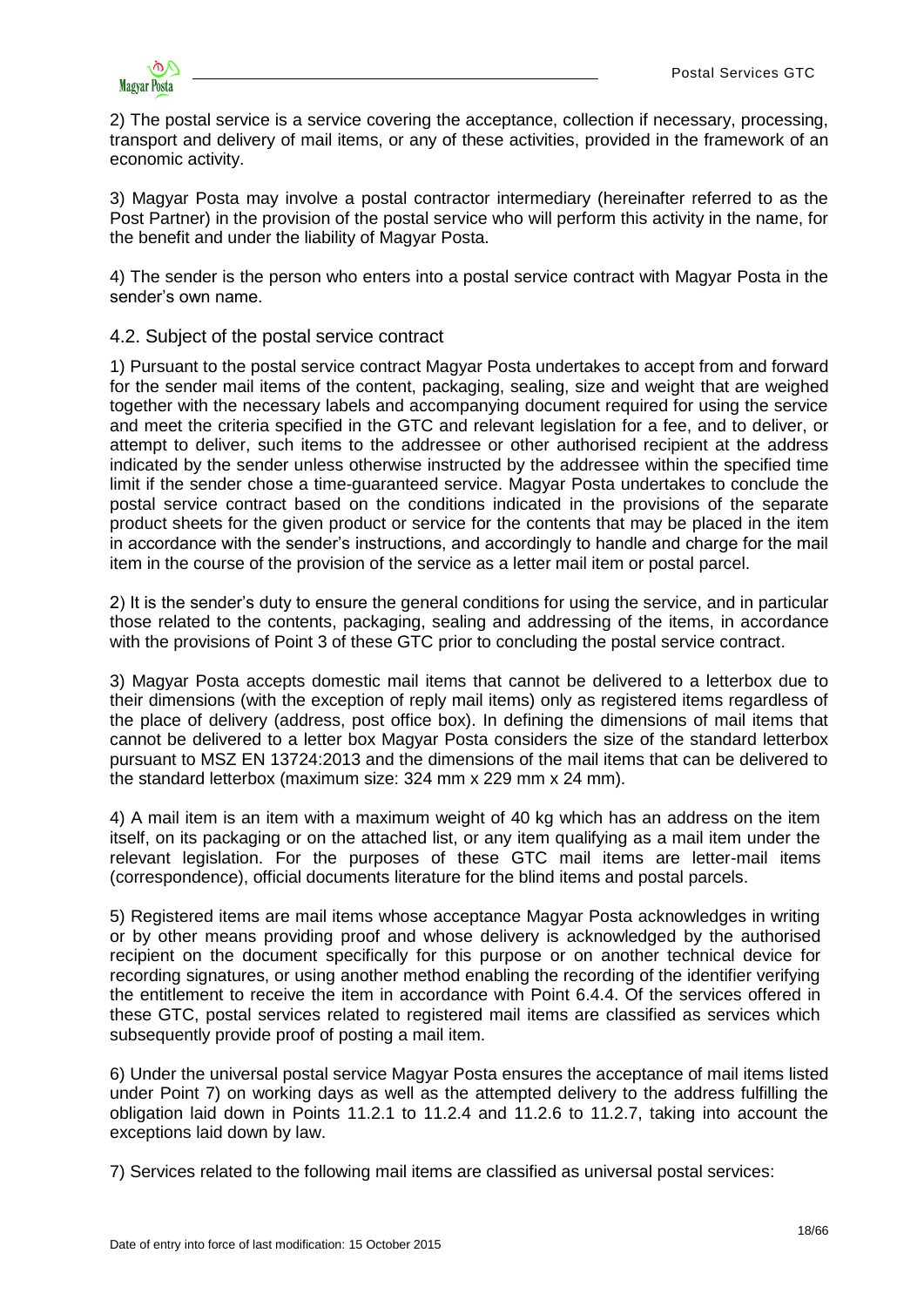2) The postal service is a service covering the acceptance, collection if necessary, processing, transport and delivery of mail items, or any of these activities, provided in the framework of an economic activity.

3) Magyar Posta may involve a postal contractor intermediary (hereinafter referred to as the Post Partner) in the provision of the postal service who will perform this activity in the name, for the benefit and under the liability of Magyar Posta.

4) The sender is the person who enters into a postal service contract with Magyar Posta in the sender's own name.

### 4.2. Subject of the postal service contract

1) Pursuant to the postal service contract Magyar Posta undertakes to accept from and forward for the sender mail items of the content, packaging, sealing, size and weight that are weighed together with the necessary labels and accompanying document required for using the service and meet the criteria specified in the GTC and relevant legislation for a fee, and to deliver, or attempt to deliver, such items to the addressee or other authorised recipient at the address indicated by the sender unless otherwise instructed by the addressee within the specified time limit if the sender chose a time-guaranteed service. Magyar Posta undertakes to conclude the postal service contract based on the conditions indicated in the provisions of the separate product sheets for the given product or service for the contents that may be placed in the item in accordance with the sender's instructions, and accordingly to handle and charge for the mail item in the course of the provision of the service as a letter mail item or postal parcel.

2) It is the sender's duty to ensure the general conditions for using the service, and in particular those related to the contents, packaging, sealing and addressing of the items, in accordance with the provisions of Point 3 of these GTC prior to concluding the postal service contract.

3) Magyar Posta accepts domestic mail items that cannot be delivered to a letterbox due to their dimensions (with the exception of reply mail items) only as registered items regardless of the place of delivery (address, post office box). In defining the dimensions of mail items that cannot be delivered to a letter box Magyar Posta considers the size of the standard letterbox pursuant to MSZ EN 13724:2013 and the dimensions of the mail items that can be delivered to the standard letterbox (maximum size: 324 mm x 229 mm x 24 mm).

4) A mail item is an item with a maximum weight of 40 kg which has an address on the item itself, on its packaging or on the attached list, or any item qualifying as a mail item under the relevant legislation. For the purposes of these GTC mail items are letter-mail items (correspondence), official documents literature for the blind items and postal parcels.

5) Registered items are mail items whose acceptance Magyar Posta acknowledges in writing or by other means providing proof and whose delivery is acknowledged by the authorised recipient on the document specifically for this purpose or on another technical device for recording signatures, or using another method enabling the recording of the identifier verifying the entitlement to receive the item in accordance with Point 6.4.4. Of the services offered in these GTC, postal services related to registered mail items are classified as services which subsequently provide proof of posting a mail item.

6) Under the universal postal service Magyar Posta ensures the acceptance of mail items listed under Point 7) on working days as well as the attempted delivery to the address fulfilling the obligation laid down in Points 11.2.1 to 11.2.4 and 11.2.6 to 11.2.7, taking into account the exceptions laid down by law.

7) Services related to the following mail items are classified as universal postal services: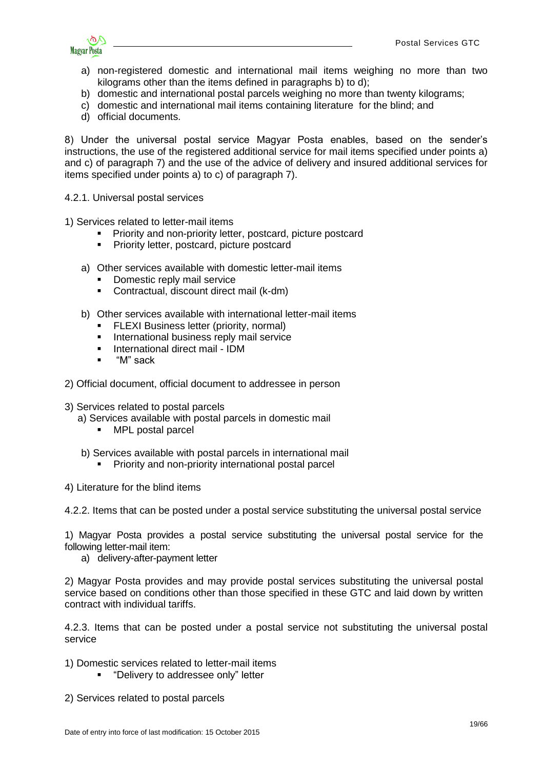a) non-registered domestic and international mail items weighing no more than two kilograms other than the items defined in paragraphs b) to d);
b) domestic and international postal parcels weighing no more than twenty kilograms;
c) domestic and international mail items containing literature for the blind; and
d) official documents.

8) Under the universal postal service Magyar Posta enables, based on the sender's instructions, the use of the registered additional service for mail items specified under points a) and c) of paragraph 7) and the use of the advice of delivery and insured additional services for items specified under points a) to c) of paragraph 7).

4.2.1. Universal postal services

1) Services related to letter-mail items
   - Priority and non-priority letter, postcard, picture postcard
   - Priority letter, postcard, picture postcard

   a) Other services available with domestic letter-mail items
      - Domestic reply mail service
      - Contractual, discount direct mail (k-dm)

   b) Other services available with international letter-mail items
      - FLEXI Business letter (priority, normal)
      - International business reply mail service
      - International direct mail - IDM
      - "M" sack

2) Official document, official document to addressee in person

3) Services related to postal parcels
   a) Services available with postal parcels in domestic mail
      - MPL postal parcel

   b) Services available with postal parcels in international mail
      - Priority and non-priority international postal parcel

4) Literature for the blind items

4.2.2. Items that can be posted under a postal service substituting the universal postal service

1) Magyar Posta provides a postal service substituting the universal postal service for the following letter-mail item:
   a) delivery-after-payment letter

2) Magyar Posta provides and may provide postal services substituting the universal postal service based on conditions other than those specified in these GTC and laid down by written contract with individual tariffs.

4.2.3. Items that can be posted under a postal service not substituting the universal postal service

1) Domestic services related to letter-mail items
   - "Delivery to addressee only" letter

2) Services related to postal parcels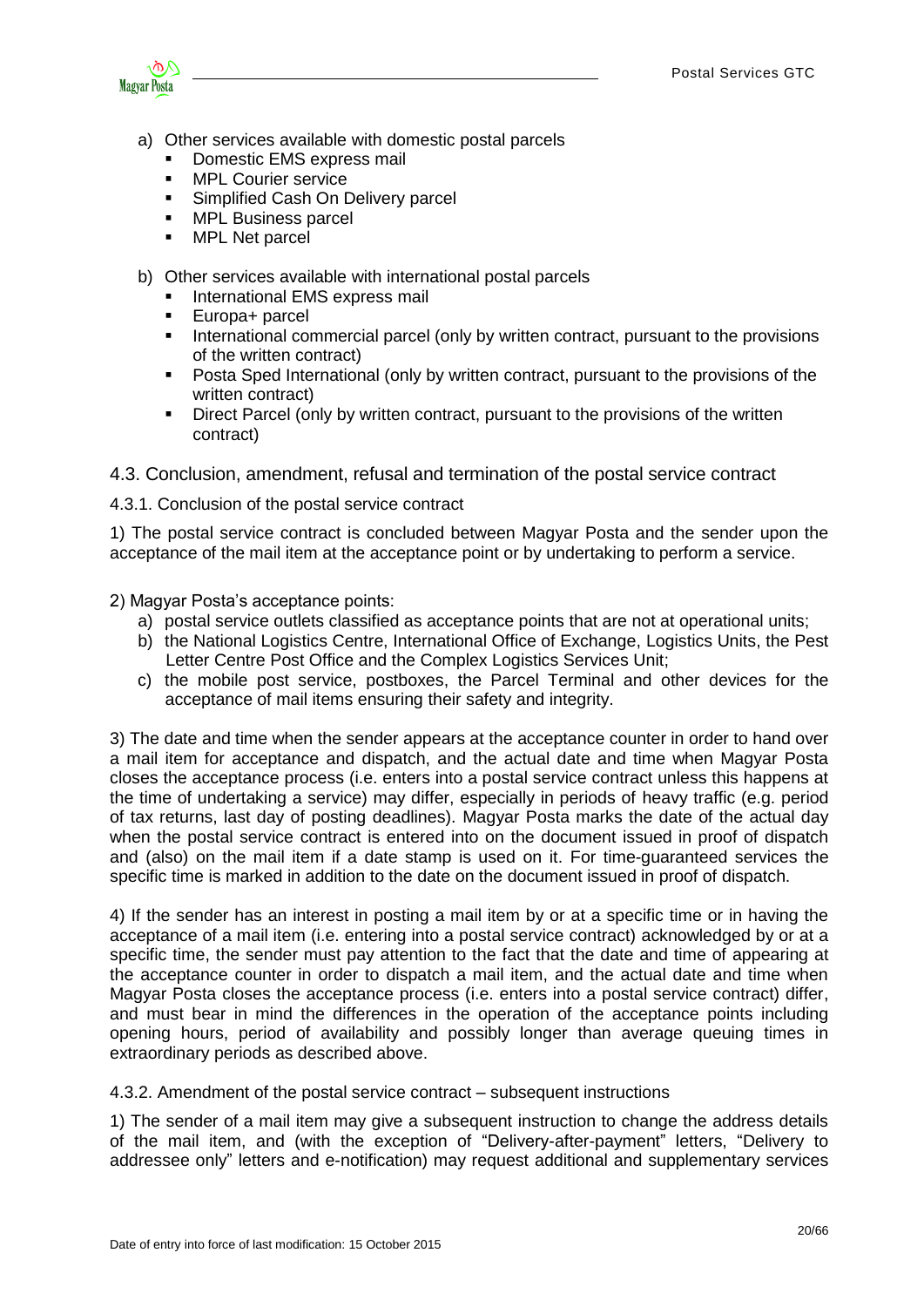a) Other services available with domestic postal parcels
   - Domestic EMS express mail
   - MPL Courier service
   - Simplified Cash On Delivery parcel
   - MPL Business parcel
   - MPL Net parcel

b) Other services available with international postal parcels
   - International EMS express mail
   - Europa+ parcel
   - International commercial parcel (only by written contract, pursuant to the provisions of the written contract)
   - Posta Sped International (only by written contract, pursuant to the provisions of the written contract)
   - Direct Parcel (only by written contract, pursuant to the provisions of the written contract)

## 4.3. Conclusion, amendment, refusal and termination of the postal service contract

### 4.3.1. Conclusion of the postal service contract

1) The postal service contract is concluded between Magyar Posta and the sender upon the acceptance of the mail item at the acceptance point or by undertaking to perform a service.

2) Magyar Posta's acceptance points:

a) postal service outlets classified as acceptance points that are not at operational units;
b) the National Logistics Centre, International Office of Exchange, Logistics Units, the Pest Letter Centre Post Office and the Complex Logistics Services Unit;
c) the mobile post service, postboxes, the Parcel Terminal and other devices for the acceptance of mail items ensuring their safety and integrity.

3) The date and time when the sender appears at the acceptance counter in order to hand over a mail item for acceptance and dispatch, and the actual date and time when Magyar Posta closes the acceptance process (i.e. enters into a postal service contract unless this happens at the time of undertaking a service) may differ, especially in periods of heavy traffic (e.g. period of tax returns, last day of posting deadlines). Magyar Posta marks the date of the actual day when the postal service contract is entered into on the document issued in proof of dispatch and (also) on the mail item if a date stamp is used on it. For time-guaranteed services the specific time is marked in addition to the date on the document issued in proof of dispatch.

4) If the sender has an interest in posting a mail item by or at a specific time or in having the acceptance of a mail item (i.e. entering into a postal service contract) acknowledged by or at a specific time, the sender must pay attention to the fact that the date and time of appearing at the acceptance counter in order to dispatch a mail item, and the actual date and time when Magyar Posta closes the acceptance process (i.e. enters into a postal service contract) differ, and must bear in mind the differences in the operation of the acceptance points including opening hours, period of availability and possibly longer than average queuing times in extraordinary periods as described above.

### 4.3.2. Amendment of the postal service contract – subsequent instructions

1) The sender of a mail item may give a subsequent instruction to change the address details of the mail item, and (with the exception of "Delivery-after-payment" letters, "Delivery to addressee only" letters and e-notification) may request additional and supplementary services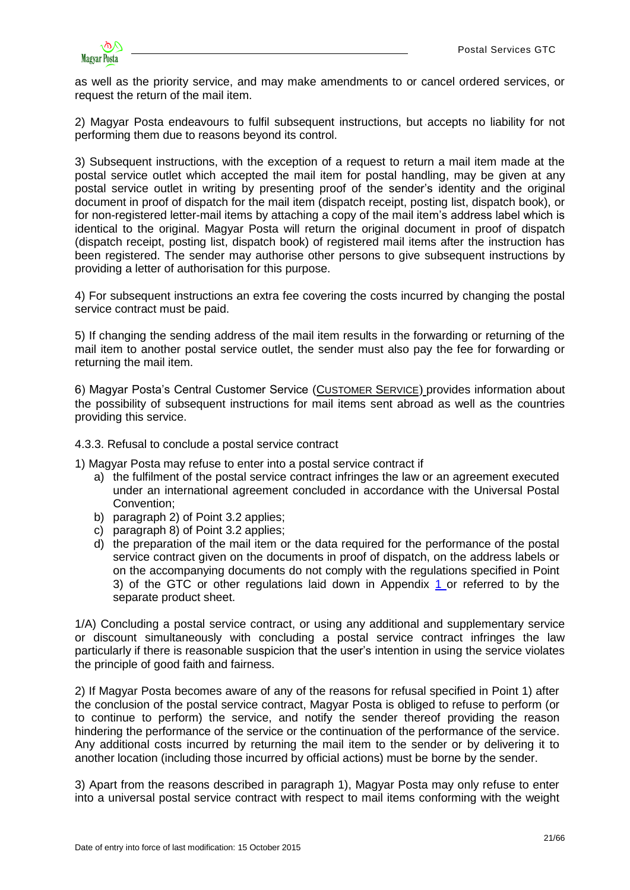as well as the priority service, and may make amendments to or cancel ordered services, or request the return of the mail item.

2) Magyar Posta endeavours to fulfil subsequent instructions, but accepts no liability for not performing them due to reasons beyond its control.

3) Subsequent instructions, with the exception of a request to return a mail item made at the postal service outlet which accepted the mail item for postal handling, may be given at any postal service outlet in writing by presenting proof of the sender's identity and the original document in proof of dispatch for the mail item (dispatch receipt, posting list, dispatch book), or for non-registered letter-mail items by attaching a copy of the mail item's address label which is identical to the original. Magyar Posta will return the original document in proof of dispatch (dispatch receipt, posting list, dispatch book) of registered mail items after the instruction has been registered. The sender may authorise other persons to give subsequent instructions by providing a letter of authorisation for this purpose.

4) For subsequent instructions an extra fee covering the costs incurred by changing the postal service contract must be paid.

5) If changing the sending address of the mail item results in the forwarding or returning of the mail item to another postal service outlet, the sender must also pay the fee for forwarding or returning the mail item.

6) Magyar Posta's Central Customer Service (CUSTOMER SERVICE) provides information about the possibility of subsequent instructions for mail items sent abroad as well as the countries providing this service.

4.3.3. Refusal to conclude a postal service contract

1) Magyar Posta may refuse to enter into a postal service contract if

a) the fulfilment of the postal service contract infringes the law or an agreement executed under an international agreement concluded in accordance with the Universal Postal Convention;
b) paragraph 2) of Point 3.2 applies;
c) paragraph 8) of Point 3.2 applies;
d) the preparation of the mail item or the data required for the performance of the postal service contract given on the documents in proof of dispatch, on the address labels or on the accompanying documents do not comply with the regulations specified in Point 3) of the GTC or other regulations laid down in Appendix 1 or referred to by the separate product sheet.

1/A) Concluding a postal service contract, or using any additional and supplementary service or discount simultaneously with concluding a postal service contract infringes the law particularly if there is reasonable suspicion that the user's intention in using the service violates the principle of good faith and fairness.

2) If Magyar Posta becomes aware of any of the reasons for refusal specified in Point 1) after the conclusion of the postal service contract, Magyar Posta is obliged to refuse to perform (or to continue to perform) the service, and notify the sender thereof providing the reason hindering the performance of the service or the continuation of the performance of the service. Any additional costs incurred by returning the mail item to the sender or by delivering it to another location (including those incurred by official actions) must be borne by the sender.

3) Apart from the reasons described in paragraph 1), Magyar Posta may only refuse to enter into a universal postal service contract with respect to mail items conforming with the weight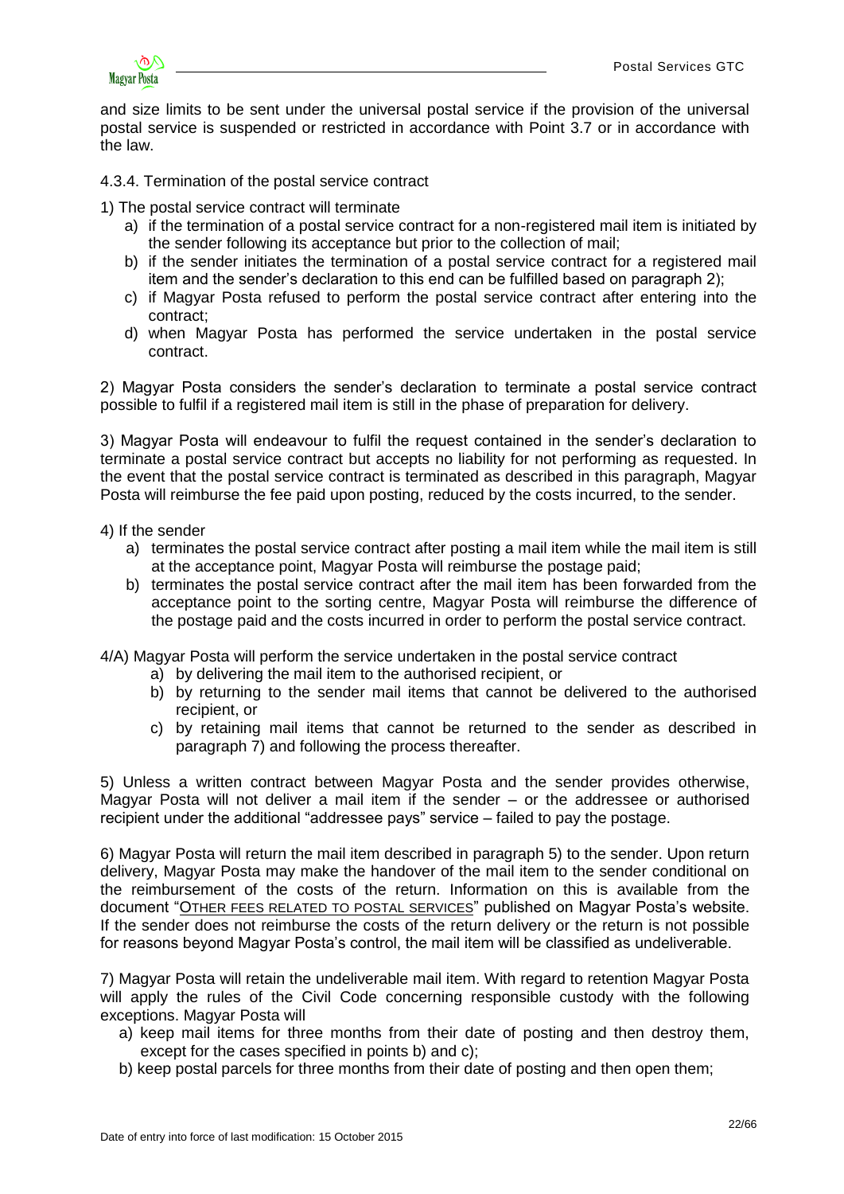and size limits to be sent under the universal postal service if the provision of the universal postal service is suspended or restricted in accordance with Point 3.7 or in accordance with the law.

#### 4.3.4. Termination of the postal service contract

1) The postal service contract will terminate

   a) if the termination of a postal service contract for a non-registered mail item is initiated by the sender following its acceptance but prior to the collection of mail;

   b) if the sender initiates the termination of a postal service contract for a registered mail item and the sender's declaration to this end can be fulfilled based on paragraph 2);

   c) if Magyar Posta refused to perform the postal service contract after entering into the contract;

   d) when Magyar Posta has performed the service undertaken in the postal service contract.

2) Magyar Posta considers the sender's declaration to terminate a postal service contract possible to fulfil if a registered mail item is still in the phase of preparation for delivery.

3) Magyar Posta will endeavour to fulfil the request contained in the sender's declaration to terminate a postal service contract but accepts no liability for not performing as requested. In the event that the postal service contract is terminated as described in this paragraph, Magyar Posta will reimburse the fee paid upon posting, reduced by the costs incurred, to the sender.

4) If the sender

   a) terminates the postal service contract after posting a mail item while the mail item is still at the acceptance point, Magyar Posta will reimburse the postage paid;

   b) terminates the postal service contract after the mail item has been forwarded from the acceptance point to the sorting centre, Magyar Posta will reimburse the difference of the postage paid and the costs incurred in order to perform the postal service contract.

4/A) Magyar Posta will perform the service undertaken in the postal service contract

   a) by delivering the mail item to the authorised recipient, or

   b) by returning to the sender mail items that cannot be delivered to the authorised recipient, or

   c) by retaining mail items that cannot be returned to the sender as described in paragraph 7) and following the process thereafter.

5) Unless a written contract between Magyar Posta and the sender provides otherwise, Magyar Posta will not deliver a mail item if the sender – or the addressee or authorised recipient under the additional "addressee pays" service – failed to pay the postage.

6) Magyar Posta will return the mail item described in paragraph 5) to the sender. Upon return delivery, Magyar Posta may make the handover of the mail item to the sender conditional on the reimbursement of the costs of the return. Information on this is available from the document "OTHER FEES RELATED TO POSTAL SERVICES" published on Magyar Posta's website. If the sender does not reimburse the costs of the return delivery or the return is not possible for reasons beyond Magyar Posta's control, the mail item will be classified as undeliverable.

7) Magyar Posta will retain the undeliverable mail item. With regard to retention Magyar Posta will apply the rules of the Civil Code concerning responsible custody with the following exceptions. Magyar Posta will

   a) keep mail items for three months from their date of posting and then destroy them, except for the cases specified in points b) and c);

   b) keep postal parcels for three months from their date of posting and then open them;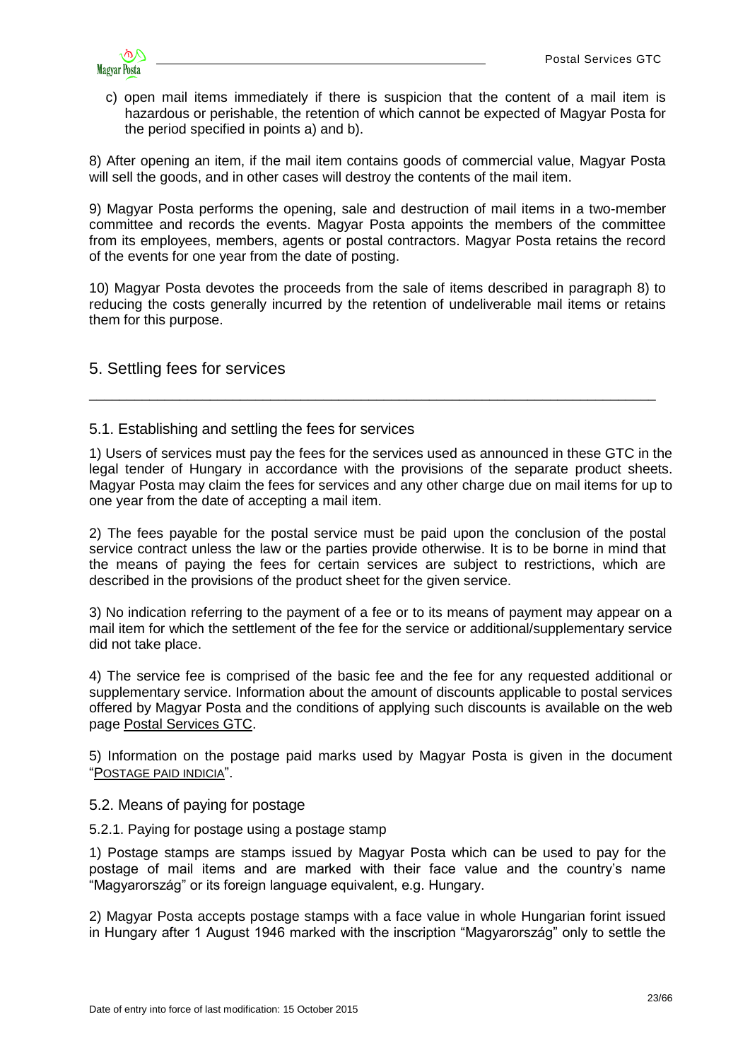c) open mail items immediately if there is suspicion that the content of a mail item is hazardous or perishable, the retention of which cannot be expected of Magyar Posta for the period specified in points a) and b).

8) After opening an item, if the mail item contains goods of commercial value, Magyar Posta will sell the goods, and in other cases will destroy the contents of the mail item.

9) Magyar Posta performs the opening, sale and destruction of mail items in a two-member committee and records the events. Magyar Posta appoints the members of the committee from its employees, members, agents or postal contractors. Magyar Posta retains the record of the events for one year from the date of posting.

10) Magyar Posta devotes the proceeds from the sale of items described in paragraph 8) to reducing the costs generally incurred by the retention of undeliverable mail items or retains them for this purpose.

# 5. Settling fees for services

## 5.1. Establishing and settling the fees for services

1) Users of services must pay the fees for the services used as announced in these GTC in the legal tender of Hungary in accordance with the provisions of the separate product sheets. Magyar Posta may claim the fees for services and any other charge due on mail items for up to one year from the date of accepting a mail item.

2) The fees payable for the postal service must be paid upon the conclusion of the postal service contract unless the law or the parties provide otherwise. It is to be borne in mind that the means of paying the fees for certain services are subject to restrictions, which are described in the provisions of the product sheet for the given service.

3) No indication referring to the payment of a fee or to its means of payment may appear on a mail item for which the settlement of the fee for the service or additional/supplementary service did not take place.

4) The service fee is comprised of the basic fee and the fee for any requested additional or supplementary service. Information about the amount of discounts applicable to postal services offered by Magyar Posta and the conditions of applying such discounts is available on the web page Postal Services GTC.

5) Information on the postage paid marks used by Magyar Posta is given in the document "POSTAGE PAID INDICIA".

## 5.2. Means of paying for postage

### 5.2.1. Paying for postage using a postage stamp

1) Postage stamps are stamps issued by Magyar Posta which can be used to pay for the postage of mail items and are marked with their face value and the country's name "Magyarország" or its foreign language equivalent, e.g. Hungary.

2) Magyar Posta accepts postage stamps with a face value in whole Hungarian forint issued in Hungary after 1 August 1946 marked with the inscription "Magyarország" only to settle the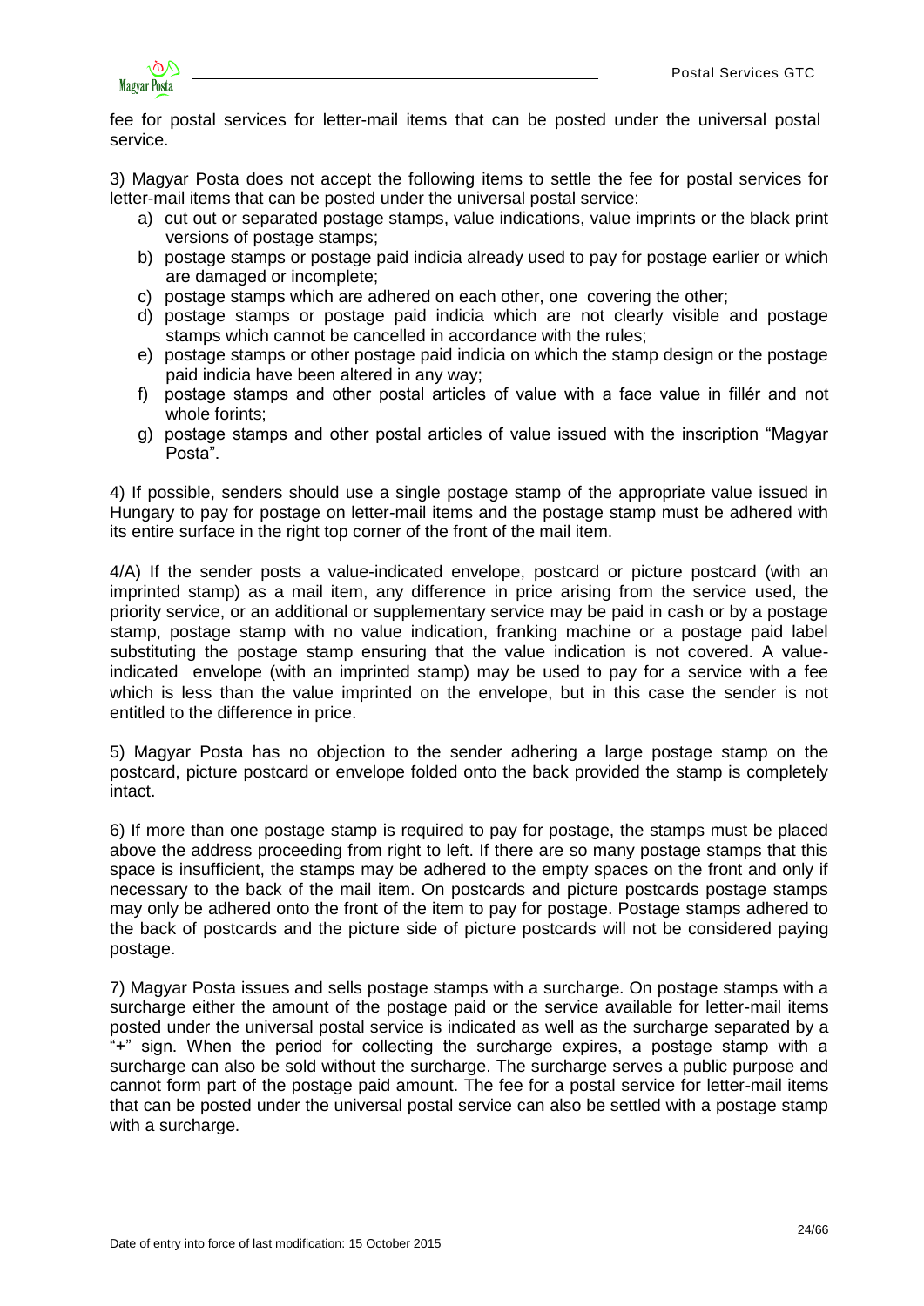fee for postal services for letter-mail items that can be posted under the universal postal service.

3) Magyar Posta does not accept the following items to settle the fee for postal services for letter-mail items that can be posted under the universal postal service:

a) cut out or separated postage stamps, value indications, value imprints or the black print versions of postage stamps;
b) postage stamps or postage paid indicia already used to pay for postage earlier or which are damaged or incomplete;
c) postage stamps which are adhered on each other, one covering the other;
d) postage stamps or postage paid indicia which are not clearly visible and postage stamps which cannot be cancelled in accordance with the rules;
e) postage stamps or other postage paid indicia on which the stamp design or the postage paid indicia have been altered in any way;
f) postage stamps and other postal articles of value with a face value in fillér and not whole forints;
g) postage stamps and other postal articles of value issued with the inscription "Magyar Posta".

4) If possible, senders should use a single postage stamp of the appropriate value issued in Hungary to pay for postage on letter-mail items and the postage stamp must be adhered with its entire surface in the right top corner of the front of the mail item.

4/A) If the sender posts a value-indicated envelope, postcard or picture postcard (with an imprinted stamp) as a mail item, any difference in price arising from the service used, the priority service, or an additional or supplementary service may be paid in cash or by a postage stamp, postage stamp with no value indication, franking machine or a postage paid label substituting the postage stamp ensuring that the value indication is not covered. A value-indicated envelope (with an imprinted stamp) may be used to pay for a service with a fee which is less than the value imprinted on the envelope, but in this case the sender is not entitled to the difference in price.

5) Magyar Posta has no objection to the sender adhering a large postage stamp on the postcard, picture postcard or envelope folded onto the back provided the stamp is completely intact.

6) If more than one postage stamp is required to pay for postage, the stamps must be placed above the address proceeding from right to left. If there are so many postage stamps that this space is insufficient, the stamps may be adhered to the empty spaces on the front and only if necessary to the back of the mail item. On postcards and picture postcards postage stamps may only be adhered onto the front of the item to pay for postage. Postage stamps adhered to the back of postcards and the picture side of picture postcards will not be considered paying postage.

7) Magyar Posta issues and sells postage stamps with a surcharge. On postage stamps with a surcharge either the amount of the postage paid or the service available for letter-mail items posted under the universal postal service is indicated as well as the surcharge separated by a "+" sign. When the period for collecting the surcharge expires, a postage stamp with a surcharge can also be sold without the surcharge. The surcharge serves a public purpose and cannot form part of the postage paid amount. The fee for a postal service for letter-mail items that can be posted under the universal postal service can also be settled with a postage stamp with a surcharge.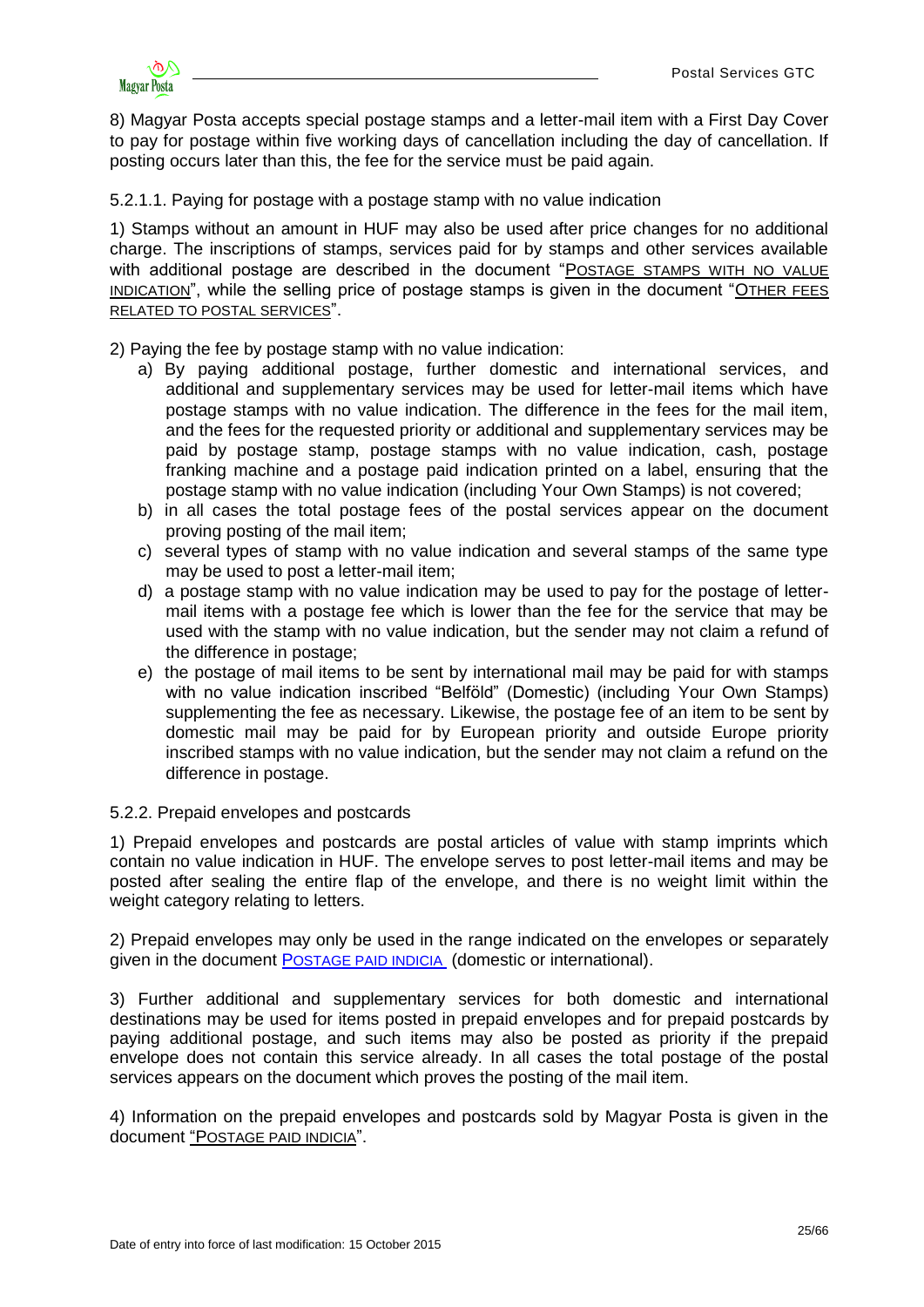8) Magyar Posta accepts special postage stamps and a letter-mail item with a First Day Cover to pay for postage within five working days of cancellation including the day of cancellation. If posting occurs later than this, the fee for the service must be paid again.

#### 5.2.1.1. Paying for postage with a postage stamp with no value indication

1) Stamps without an amount in HUF may also be used after price changes for no additional charge. The inscriptions of stamps, services paid for by stamps and other services available with additional postage are described in the document "POSTAGE STAMPS WITH NO VALUE INDICATION", while the selling price of postage stamps is given in the document "OTHER FEES RELATED TO POSTAL SERVICES".

2) Paying the fee by postage stamp with no value indication:

a) By paying additional postage, further domestic and international services, and additional and supplementary services may be used for letter-mail items which have postage stamps with no value indication. The difference in the fees for the mail item, and the fees for the requested priority or additional and supplementary services may be paid by postage stamp, postage stamps with no value indication, cash, postage franking machine and a postage paid indication printed on a label, ensuring that the postage stamp with no value indication (including Your Own Stamps) is not covered;

b) in all cases the total postage fees of the postal services appear on the document proving posting of the mail item;

c) several types of stamp with no value indication and several stamps of the same type may be used to post a letter-mail item;

d) a postage stamp with no value indication may be used to pay for the postage of letter-mail items with a postage fee which is lower than the fee for the service that may be used with the stamp with no value indication, but the sender may not claim a refund of the difference in postage;

e) the postage of mail items to be sent by international mail may be paid for with stamps with no value indication inscribed "Belföld" (Domestic) (including Your Own Stamps) supplementing the fee as necessary. Likewise, the postage fee of an item to be sent by domestic mail may be paid for by European priority and outside Europe priority inscribed stamps with no value indication, but the sender may not claim a refund on the difference in postage.

### 5.2.2. Prepaid envelopes and postcards

1) Prepaid envelopes and postcards are postal articles of value with stamp imprints which contain no value indication in HUF. The envelope serves to post letter-mail items and may be posted after sealing the entire flap of the envelope, and there is no weight limit within the weight category relating to letters.

2) Prepaid envelopes may only be used in the range indicated on the envelopes or separately given in the document POSTAGE PAID INDICIA (domestic or international).

3) Further additional and supplementary services for both domestic and international destinations may be used for items posted in prepaid envelopes and for prepaid postcards by paying additional postage, and such items may also be posted as priority if the prepaid envelope does not contain this service already. In all cases the total postage of the postal services appears on the document which proves the posting of the mail item.

4) Information on the prepaid envelopes and postcards sold by Magyar Posta is given in the document "POSTAGE PAID INDICIA".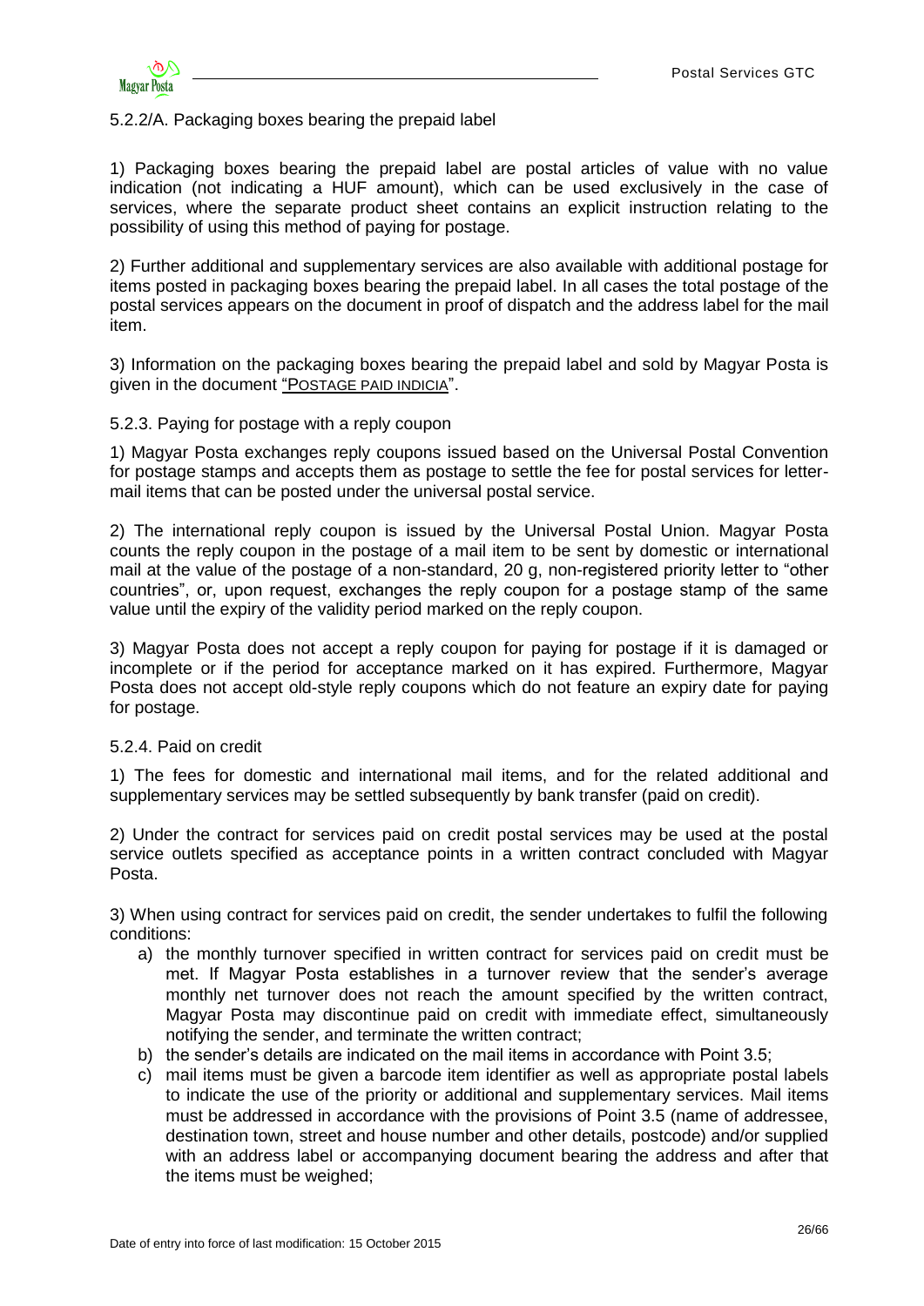### 5.2.2/A. Packaging boxes bearing the prepaid label

1) Packaging boxes bearing the prepaid label are postal articles of value with no value indication (not indicating a HUF amount), which can be used exclusively in the case of services, where the separate product sheet contains an explicit instruction relating to the possibility of using this method of paying for postage.

2) Further additional and supplementary services are also available with additional postage for items posted in packaging boxes bearing the prepaid label. In all cases the total postage of the postal services appears on the document in proof of dispatch and the address label for the mail item.

3) Information on the packaging boxes bearing the prepaid label and sold by Magyar Posta is given in the document "POSTAGE PAID INDICIA".

### 5.2.3. Paying for postage with a reply coupon

1) Magyar Posta exchanges reply coupons issued based on the Universal Postal Convention for postage stamps and accepts them as postage to settle the fee for postal services for letter-mail items that can be posted under the universal postal service.

2) The international reply coupon is issued by the Universal Postal Union. Magyar Posta counts the reply coupon in the postage of a mail item to be sent by domestic or international mail at the value of the postage of a non-standard, 20 g, non-registered priority letter to "other countries", or, upon request, exchanges the reply coupon for a postage stamp of the same value until the expiry of the validity period marked on the reply coupon.

3) Magyar Posta does not accept a reply coupon for paying for postage if it is damaged or incomplete or if the period for acceptance marked on it has expired. Furthermore, Magyar Posta does not accept old-style reply coupons which do not feature an expiry date for paying for postage.

### 5.2.4. Paid on credit

1) The fees for domestic and international mail items, and for the related additional and supplementary services may be settled subsequently by bank transfer (paid on credit).

2) Under the contract for services paid on credit postal services may be used at the postal service outlets specified as acceptance points in a written contract concluded with Magyar Posta.

3) When using contract for services paid on credit, the sender undertakes to fulfil the following conditions:

a) the monthly turnover specified in written contract for services paid on credit must be met. If Magyar Posta establishes in a turnover review that the sender's average monthly net turnover does not reach the amount specified by the written contract, Magyar Posta may discontinue paid on credit with immediate effect, simultaneously notifying the sender, and terminate the written contract;

b) the sender's details are indicated on the mail items in accordance with Point 3.5;

c) mail items must be given a barcode item identifier as well as appropriate postal labels to indicate the use of the priority or additional and supplementary services. Mail items must be addressed in accordance with the provisions of Point 3.5 (name of addressee, destination town, street and house number and other details, postcode) and/or supplied with an address label or accompanying document bearing the address and after that the items must be weighed;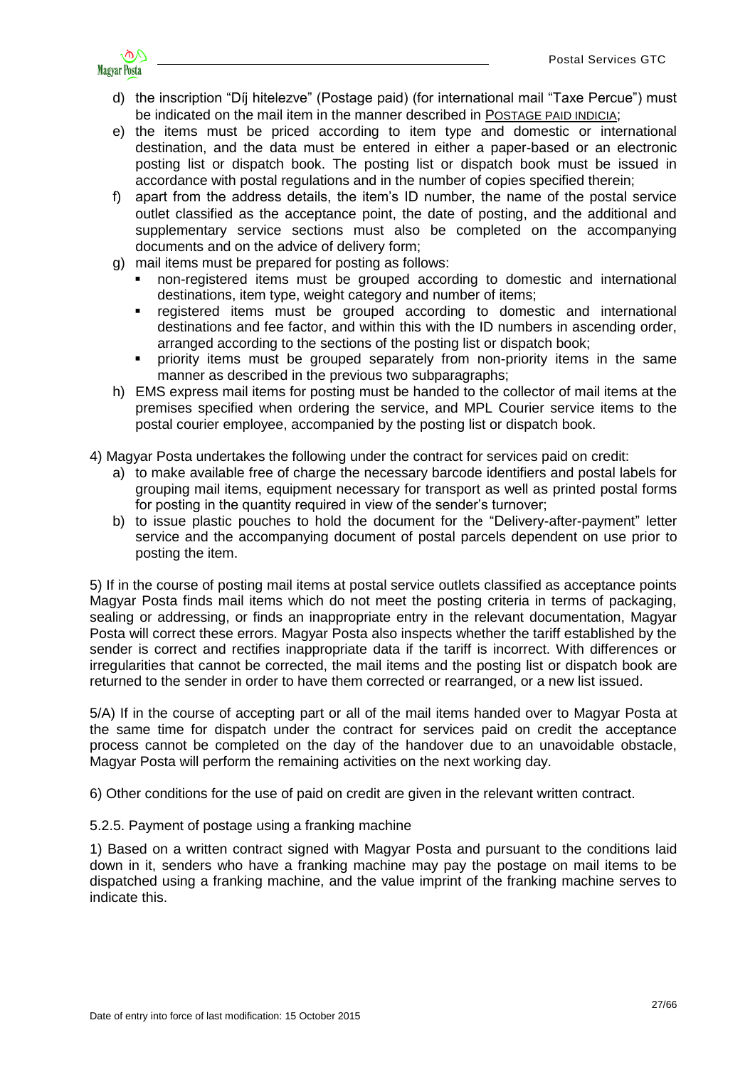d) the inscription "Díj hitelezve" (Postage paid) (for international mail "Taxe Percue") must be indicated on the mail item in the manner described in POSTAGE PAID INDICIA;

e) the items must be priced according to item type and domestic or international destination, and the data must be entered in either a paper-based or an electronic posting list or dispatch book. The posting list or dispatch book must be issued in accordance with postal regulations and in the number of copies specified therein;

f) apart from the address details, the item's ID number, the name of the postal service outlet classified as the acceptance point, the date of posting, and the additional and supplementary service sections must also be completed on the accompanying documents and on the advice of delivery form;

g) mail items must be prepared for posting as follows:
   - non-registered items must be grouped according to domestic and international destinations, item type, weight category and number of items;
   - registered items must be grouped according to domestic and international destinations and fee factor, and within this with the ID numbers in ascending order, arranged according to the sections of the posting list or dispatch book;
   - priority items must be grouped separately from non-priority items in the same manner as described in the previous two subparagraphs;

h) EMS express mail items for posting must be handed to the collector of mail items at the premises specified when ordering the service, and MPL Courier service items to the postal courier employee, accompanied by the posting list or dispatch book.

4) Magyar Posta undertakes the following under the contract for services paid on credit:

a) to make available free of charge the necessary barcode identifiers and postal labels for grouping mail items, equipment necessary for transport as well as printed postal forms for posting in the quantity required in view of the sender's turnover;

b) to issue plastic pouches to hold the document for the "Delivery-after-payment" letter service and the accompanying document of postal parcels dependent on use prior to posting the item.

5) If in the course of posting mail items at postal service outlets classified as acceptance points Magyar Posta finds mail items which do not meet the posting criteria in terms of packaging, sealing or addressing, or finds an inappropriate entry in the relevant documentation, Magyar Posta will correct these errors. Magyar Posta also inspects whether the tariff established by the sender is correct and rectifies inappropriate data if the tariff is incorrect. With differences or irregularities that cannot be corrected, the mail items and the posting list or dispatch book are returned to the sender in order to have them corrected or rearranged, or a new list issued.

5/A) If in the course of accepting part or all of the mail items handed over to Magyar Posta at the same time for dispatch under the contract for services paid on credit the acceptance process cannot be completed on the day of the handover due to an unavoidable obstacle, Magyar Posta will perform the remaining activities on the next working day.

6) Other conditions for the use of paid on credit are given in the relevant written contract.

### 5.2.5. Payment of postage using a franking machine

1) Based on a written contract signed with Magyar Posta and pursuant to the conditions laid down in it, senders who have a franking machine may pay the postage on mail items to be dispatched using a franking machine, and the value imprint of the franking machine serves to indicate this.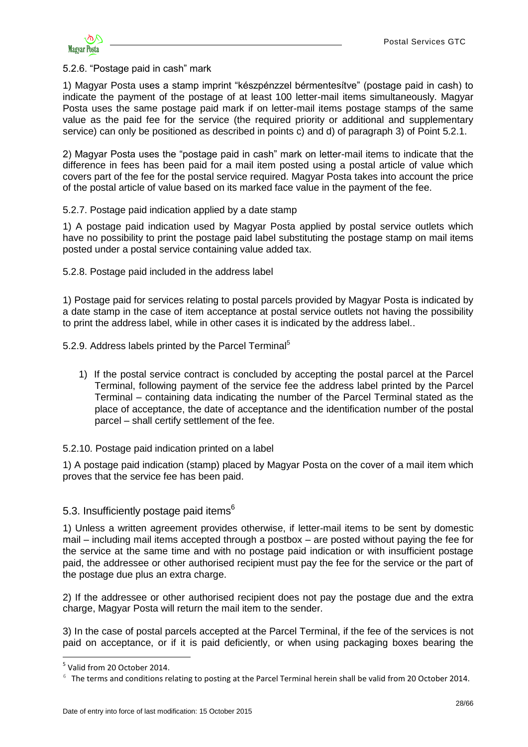5.2.6. "Postage paid in cash" mark

1) Magyar Posta uses a stamp imprint "készpénzzel bérmentesítve" (postage paid in cash) to indicate the payment of the postage of at least 100 letter-mail items simultaneously. Magyar Posta uses the same postage paid mark if on letter-mail items postage stamps of the same value as the paid fee for the service (the required priority or additional and supplementary service) can only be positioned as described in points c) and d) of paragraph 3) of Point 5.2.1.

2) Magyar Posta uses the "postage paid in cash" mark on letter-mail items to indicate that the difference in fees has been paid for a mail item posted using a postal article of value which covers part of the fee for the postal service required. Magyar Posta takes into account the price of the postal article of value based on its marked face value in the payment of the fee.

5.2.7. Postage paid indication applied by a date stamp

1) A postage paid indication used by Magyar Posta applied by postal service outlets which have no possibility to print the postage paid label substituting the postage stamp on mail items posted under a postal service containing value added tax.

5.2.8. Postage paid included in the address label

1) Postage paid for services relating to postal parcels provided by Magyar Posta is indicated by a date stamp in the case of item acceptance at postal service outlets not having the possibility to print the address label, while in other cases it is indicated by the address label..

5.2.9. Address labels printed by the Parcel Terminal[5]

1) If the postal service contract is concluded by accepting the postal parcel at the Parcel Terminal, following payment of the service fee the address label printed by the Parcel Terminal – containing data indicating the number of the Parcel Terminal stated as the place of acceptance, the date of acceptance and the identification number of the postal parcel – shall certify settlement of the fee.

5.2.10. Postage paid indication printed on a label

1) A postage paid indication (stamp) placed by Magyar Posta on the cover of a mail item which proves that the service fee has been paid.

## 5.3. Insufficiently postage paid items[6]

1) Unless a written agreement provides otherwise, if letter-mail items to be sent by domestic mail – including mail items accepted through a postbox – are posted without paying the fee for the service at the same time and with no postage paid indication or with insufficient postage paid, the addressee or other authorised recipient must pay the fee for the service or the part of the postage due plus an extra charge.

2) If the addressee or other authorised recipient does not pay the postage due and the extra charge, Magyar Posta will return the mail item to the sender.

3) In the case of postal parcels accepted at the Parcel Terminal, if the fee of the services is not paid on acceptance, or if it is paid deficiently, or when using packaging boxes bearing the

[5] Valid from 20 October 2014.

[6] The terms and conditions relating to posting at the Parcel Terminal herein shall be valid from 20 October 2014.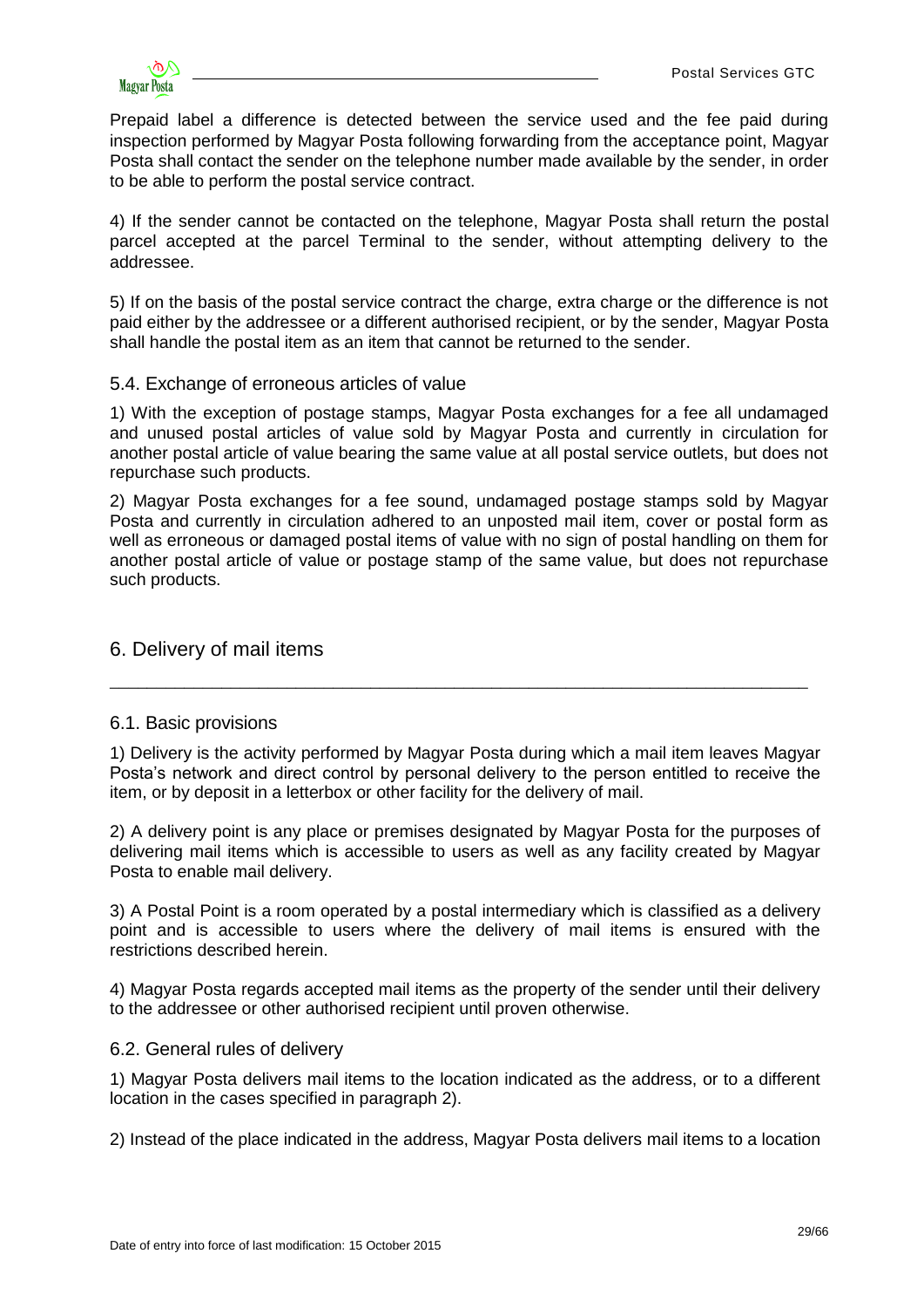Prepaid label a difference is detected between the service used and the fee paid during inspection performed by Magyar Posta following forwarding from the acceptance point, Magyar Posta shall contact the sender on the telephone number made available by the sender, in order to be able to perform the postal service contract.

4) If the sender cannot be contacted on the telephone, Magyar Posta shall return the postal parcel accepted at the parcel Terminal to the sender, without attempting delivery to the addressee.

5) If on the basis of the postal service contract the charge, extra charge or the difference is not paid either by the addressee or a different authorised recipient, or by the sender, Magyar Posta shall handle the postal item as an item that cannot be returned to the sender.

### 5.4. Exchange of erroneous articles of value

1) With the exception of postage stamps, Magyar Posta exchanges for a fee all undamaged and unused postal articles of value sold by Magyar Posta and currently in circulation for another postal article of value bearing the same value at all postal service outlets, but does not repurchase such products.

2) Magyar Posta exchanges for a fee sound, undamaged postage stamps sold by Magyar Posta and currently in circulation adhered to an unposted mail item, cover or postal form as well as erroneous or damaged postal items of value with no sign of postal handling on them for another postal article of value or postage stamp of the same value, but does not repurchase such products.

## 6. Delivery of mail items

### 6.1. Basic provisions

1) Delivery is the activity performed by Magyar Posta during which a mail item leaves Magyar Posta's network and direct control by personal delivery to the person entitled to receive the item, or by deposit in a letterbox or other facility for the delivery of mail.

2) A delivery point is any place or premises designated by Magyar Posta for the purposes of delivering mail items which is accessible to users as well as any facility created by Magyar Posta to enable mail delivery.

3) A Postal Point is a room operated by a postal intermediary which is classified as a delivery point and is accessible to users where the delivery of mail items is ensured with the restrictions described herein.

4) Magyar Posta regards accepted mail items as the property of the sender until their delivery to the addressee or other authorised recipient until proven otherwise.

### 6.2. General rules of delivery

1) Magyar Posta delivers mail items to the location indicated as the address, or to a different location in the cases specified in paragraph 2).

2) Instead of the place indicated in the address, Magyar Posta delivers mail items to a location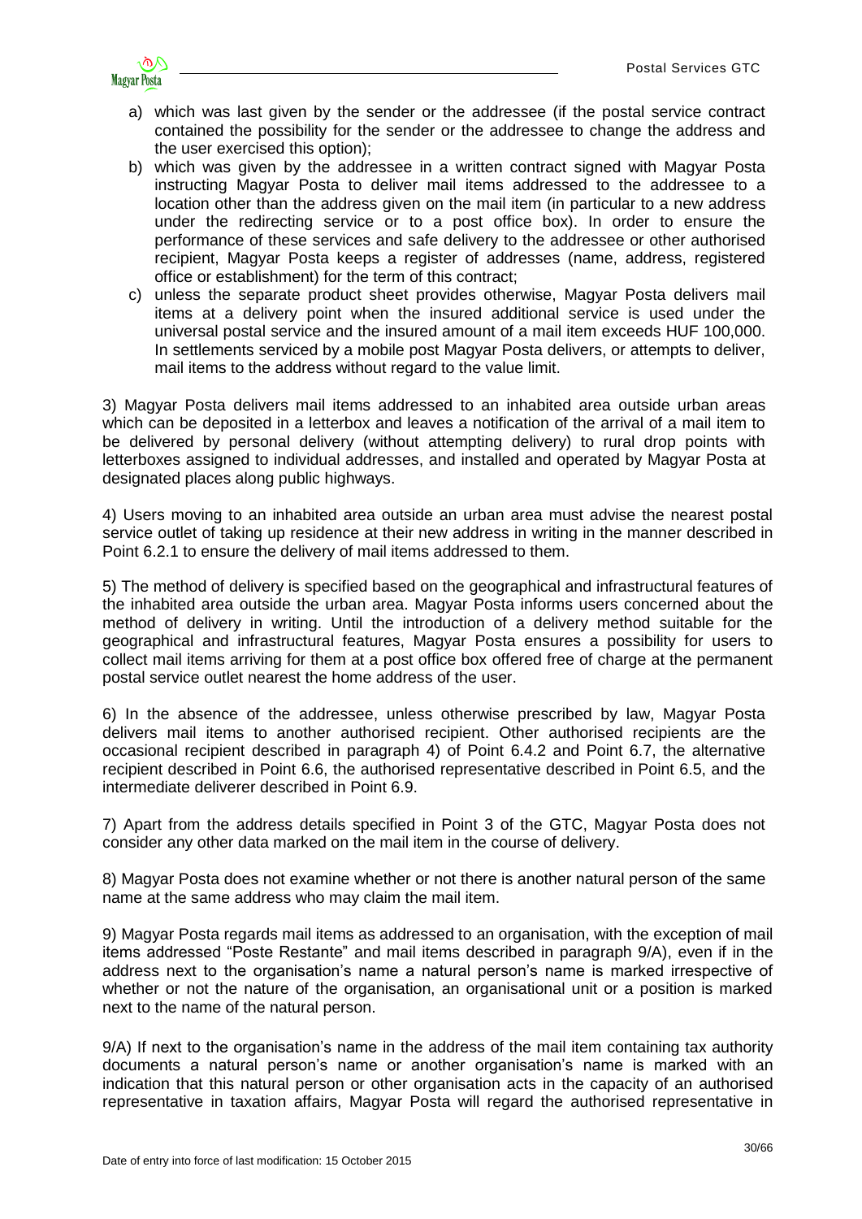a) which was last given by the sender or the addressee (if the postal service contract contained the possibility for the sender or the addressee to change the address and the user exercised this option);
b) which was given by the addressee in a written contract signed with Magyar Posta instructing Magyar Posta to deliver mail items addressed to the addressee to a location other than the address given on the mail item (in particular to a new address under the redirecting service or to a post office box). In order to ensure the performance of these services and safe delivery to the addressee or other authorised recipient, Magyar Posta keeps a register of addresses (name, address, registered office or establishment) for the term of this contract;
c) unless the separate product sheet provides otherwise, Magyar Posta delivers mail items at a delivery point when the insured additional service is used under the universal postal service and the insured amount of a mail item exceeds HUF 100,000. In settlements serviced by a mobile post Magyar Posta delivers, or attempts to deliver, mail items to the address without regard to the value limit.

3) Magyar Posta delivers mail items addressed to an inhabited area outside urban areas which can be deposited in a letterbox and leaves a notification of the arrival of a mail item to be delivered by personal delivery (without attempting delivery) to rural drop points with letterboxes assigned to individual addresses, and installed and operated by Magyar Posta at designated places along public highways.

4) Users moving to an inhabited area outside an urban area must advise the nearest postal service outlet of taking up residence at their new address in writing in the manner described in Point 6.2.1 to ensure the delivery of mail items addressed to them.

5) The method of delivery is specified based on the geographical and infrastructural features of the inhabited area outside the urban area. Magyar Posta informs users concerned about the method of delivery in writing. Until the introduction of a delivery method suitable for the geographical and infrastructural features, Magyar Posta ensures a possibility for users to collect mail items arriving for them at a post office box offered free of charge at the permanent postal service outlet nearest the home address of the user.

6) In the absence of the addressee, unless otherwise prescribed by law, Magyar Posta delivers mail items to another authorised recipient. Other authorised recipients are the occasional recipient described in paragraph 4) of Point 6.4.2 and Point 6.7, the alternative recipient described in Point 6.6, the authorised representative described in Point 6.5, and the intermediate deliverer described in Point 6.9.

7) Apart from the address details specified in Point 3 of the GTC, Magyar Posta does not consider any other data marked on the mail item in the course of delivery.

8) Magyar Posta does not examine whether or not there is another natural person of the same name at the same address who may claim the mail item.

9) Magyar Posta regards mail items as addressed to an organisation, with the exception of mail items addressed "Poste Restante" and mail items described in paragraph 9/A), even if in the address next to the organisation's name a natural person's name is marked irrespective of whether or not the nature of the organisation, an organisational unit or a position is marked next to the name of the natural person.

9/A) If next to the organisation's name in the address of the mail item containing tax authority documents a natural person's name or another organisation's name is marked with an indication that this natural person or other organisation acts in the capacity of an authorised representative in taxation affairs, Magyar Posta will regard the authorised representative in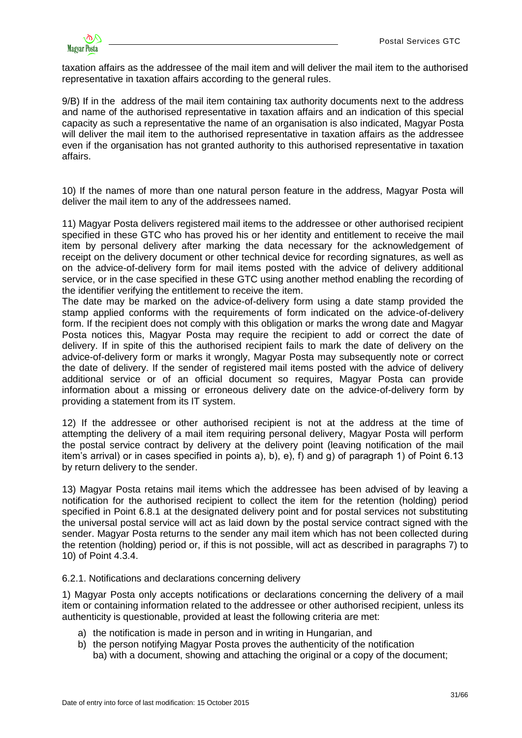taxation affairs as the addressee of the mail item and will deliver the mail item to the authorised representative in taxation affairs according to the general rules.

9/B) If in the address of the mail item containing tax authority documents next to the address and name of the authorised representative in taxation affairs and an indication of this special capacity as such a representative the name of an organisation is also indicated, Magyar Posta will deliver the mail item to the authorised representative in taxation affairs as the addressee even if the organisation has not granted authority to this authorised representative in taxation affairs.

10) If the names of more than one natural person feature in the address, Magyar Posta will deliver the mail item to any of the addressees named.

11) Magyar Posta delivers registered mail items to the addressee or other authorised recipient specified in these GTC who has proved his or her identity and entitlement to receive the mail item by personal delivery after marking the data necessary for the acknowledgement of receipt on the delivery document or other technical device for recording signatures, as well as on the advice-of-delivery form for mail items posted with the advice of delivery additional service, or in the case specified in these GTC using another method enabling the recording of the identifier verifying the entitlement to receive the item.

The date may be marked on the advice-of-delivery form using a date stamp provided the stamp applied conforms with the requirements of form indicated on the advice-of-delivery form. If the recipient does not comply with this obligation or marks the wrong date and Magyar Posta notices this, Magyar Posta may require the recipient to add or correct the date of delivery. If in spite of this the authorised recipient fails to mark the date of delivery on the advice-of-delivery form or marks it wrongly, Magyar Posta may subsequently note or correct the date of delivery. If the sender of registered mail items posted with the advice of delivery additional service or of an official document so requires, Magyar Posta can provide information about a missing or erroneous delivery date on the advice-of-delivery form by providing a statement from its IT system.

12) If the addressee or other authorised recipient is not at the address at the time of attempting the delivery of a mail item requiring personal delivery, Magyar Posta will perform the postal service contract by delivery at the delivery point (leaving notification of the mail item's arrival) or in cases specified in points a), b), e), f) and g) of paragraph 1) of Point 6.13 by return delivery to the sender.

13) Magyar Posta retains mail items which the addressee has been advised of by leaving a notification for the authorised recipient to collect the item for the retention (holding) period specified in Point 6.8.1 at the designated delivery point and for postal services not substituting the universal postal service will act as laid down by the postal service contract signed with the sender. Magyar Posta returns to the sender any mail item which has not been collected during the retention (holding) period or, if this is not possible, will act as described in paragraphs 7) to 10) of Point 4.3.4.

### 6.2.1. Notifications and declarations concerning delivery

1) Magyar Posta only accepts notifications or declarations concerning the delivery of a mail item or containing information related to the addressee or other authorised recipient, unless its authenticity is questionable, provided at least the following criteria are met:

- a) the notification is made in person and in writing in Hungarian, and
- b) the person notifying Magyar Posta proves the authenticity of the notification
  - ba) with a document, showing and attaching the original or a copy of the document;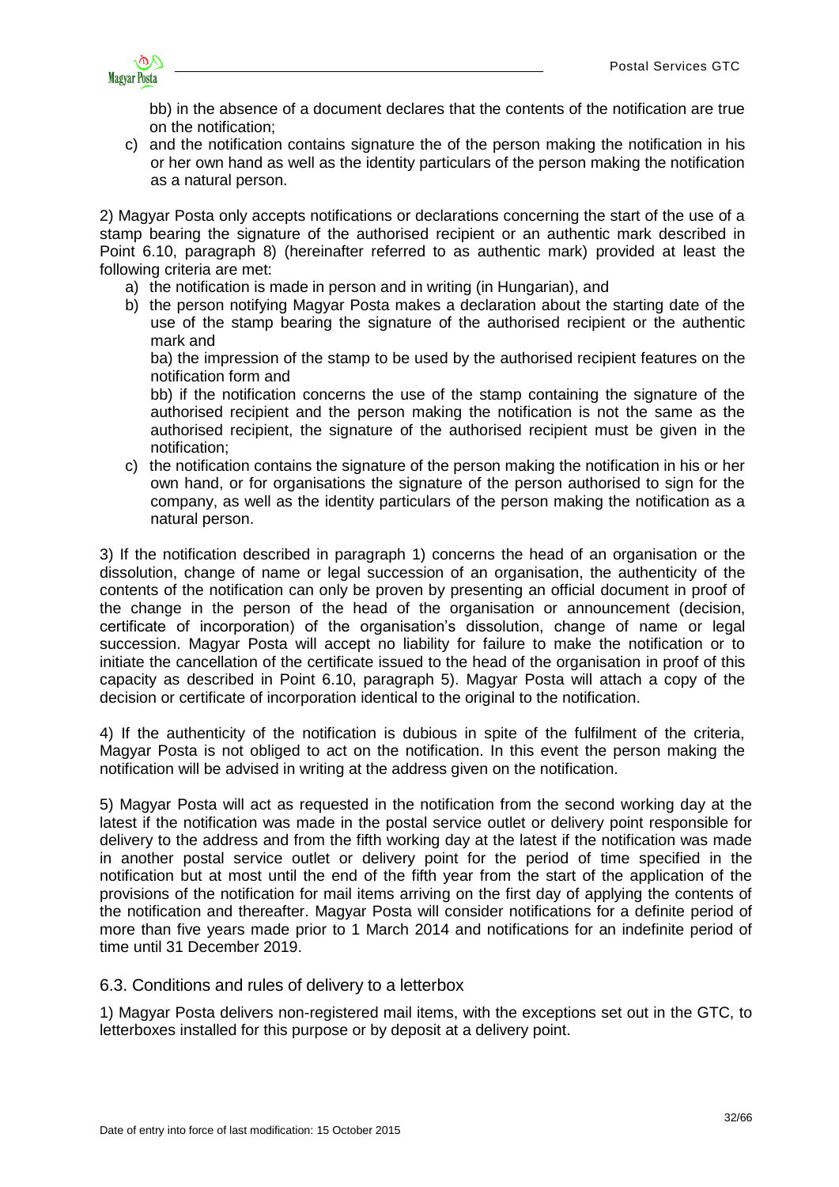bb) in the absence of a document declares that the contents of the notification are true on the notification;

c) and the notification contains signature the of the person making the notification in his or her own hand as well as the identity particulars of the person making the notification as a natural person.

2) Magyar Posta only accepts notifications or declarations concerning the start of the use of a stamp bearing the signature of the authorised recipient or an authentic mark described in Point 6.10, paragraph 8) (hereinafter referred to as authentic mark) provided at least the following criteria are met:

a) the notification is made in person and in writing (in Hungarian), and

b) the person notifying Magyar Posta makes a declaration about the starting date of the use of the stamp bearing the signature of the authorised recipient or the authentic mark and

ba) the impression of the stamp to be used by the authorised recipient features on the notification form and

bb) if the notification concerns the use of the stamp containing the signature of the authorised recipient and the person making the notification is not the same as the authorised recipient, the signature of the authorised recipient must be given in the notification;

c) the notification contains the signature of the person making the notification in his or her own hand, or for organisations the signature of the person authorised to sign for the company, as well as the identity particulars of the person making the notification as a natural person.

3) If the notification described in paragraph 1) concerns the head of an organisation or the dissolution, change of name or legal succession of an organisation, the authenticity of the contents of the notification can only be proven by presenting an official document in proof of the change in the person of the head of the organisation or announcement (decision, certificate of incorporation) of the organisation's dissolution, change of name or legal succession. Magyar Posta will accept no liability for failure to make the notification or to initiate the cancellation of the certificate issued to the head of the organisation in proof of this capacity as described in Point 6.10, paragraph 5). Magyar Posta will attach a copy of the decision or certificate of incorporation identical to the original to the notification.

4) If the authenticity of the notification is dubious in spite of the fulfilment of the criteria, Magyar Posta is not obliged to act on the notification. In this event the person making the notification will be advised in writing at the address given on the notification.

5) Magyar Posta will act as requested in the notification from the second working day at the latest if the notification was made in the postal service outlet or delivery point responsible for delivery to the address and from the fifth working day at the latest if the notification was made in another postal service outlet or delivery point for the period of time specified in the notification but at most until the end of the fifth year from the start of the application of the provisions of the notification for mail items arriving on the first day of applying the contents of the notification and thereafter. Magyar Posta will consider notifications for a definite period of more than five years made prior to 1 March 2014 and notifications for an indefinite period of time until 31 December 2019.

### 6.3. Conditions and rules of delivery to a letterbox

1) Magyar Posta delivers non-registered mail items, with the exceptions set out in the GTC, to letterboxes installed for this purpose or by deposit at a delivery point.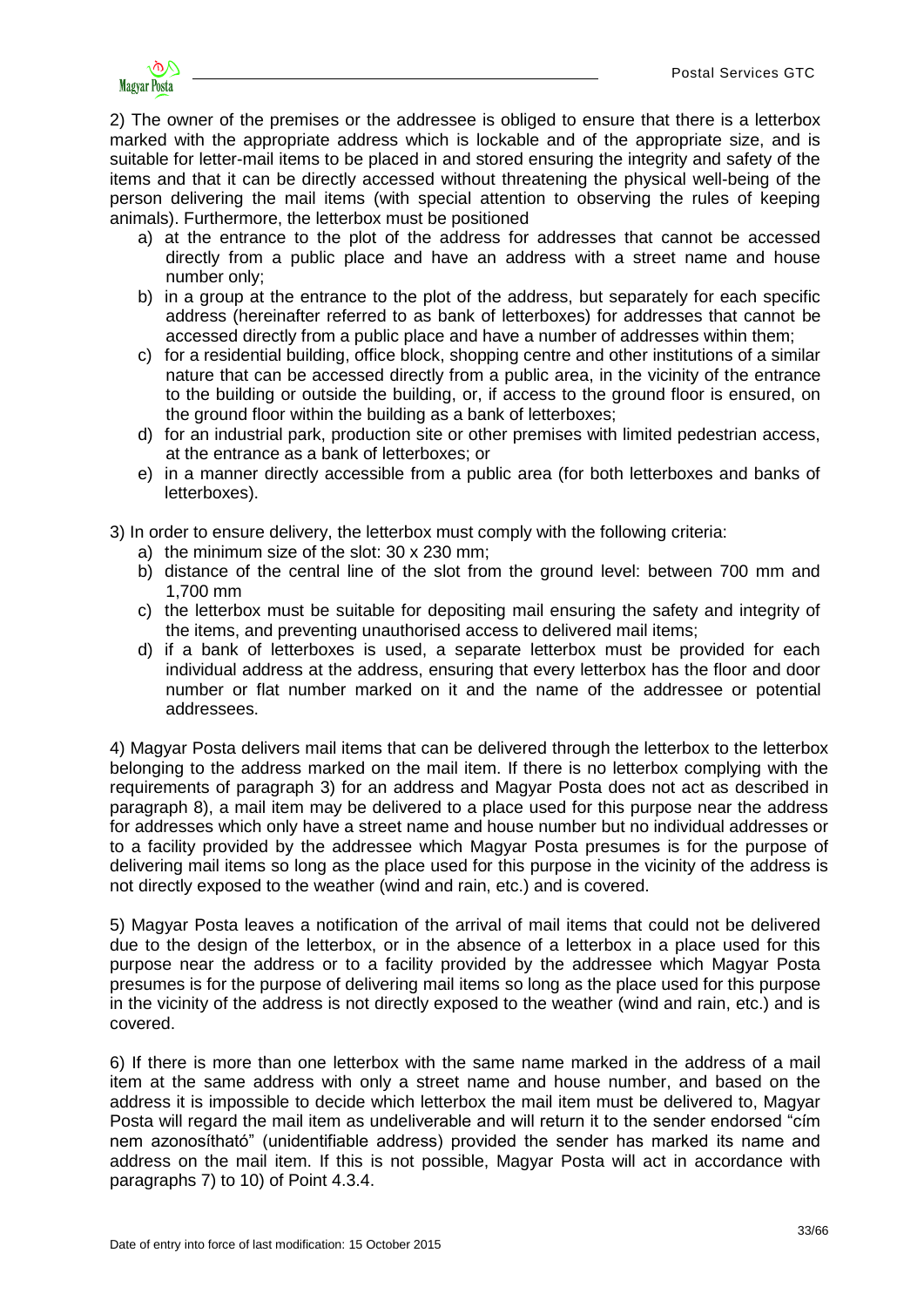2) The owner of the premises or the addressee is obliged to ensure that there is a letterbox marked with the appropriate address which is lockable and of the appropriate size, and is suitable for letter-mail items to be placed in and stored ensuring the integrity and safety of the items and that it can be directly accessed without threatening the physical well-being of the person delivering the mail items (with special attention to observing the rules of keeping animals). Furthermore, the letterbox must be positioned

a) at the entrance to the plot of the address for addresses that cannot be accessed directly from a public place and have an address with a street name and house number only;
b) in a group at the entrance to the plot of the address, but separately for each specific address (hereinafter referred to as bank of letterboxes) for addresses that cannot be accessed directly from a public place and have a number of addresses within them;
c) for a residential building, office block, shopping centre and other institutions of a similar nature that can be accessed directly from a public area, in the vicinity of the entrance to the building or outside the building, or, if access to the ground floor is ensured, on the ground floor within the building as a bank of letterboxes;
d) for an industrial park, production site or other premises with limited pedestrian access, at the entrance as a bank of letterboxes; or
e) in a manner directly accessible from a public area (for both letterboxes and banks of letterboxes).

3) In order to ensure delivery, the letterbox must comply with the following criteria:

a) the minimum size of the slot: 30 x 230 mm;
b) distance of the central line of the slot from the ground level: between 700 mm and 1,700 mm
c) the letterbox must be suitable for depositing mail ensuring the safety and integrity of the items, and preventing unauthorised access to delivered mail items;
d) if a bank of letterboxes is used, a separate letterbox must be provided for each individual address at the address, ensuring that every letterbox has the floor and door number or flat number marked on it and the name of the addressee or potential addressees.

4) Magyar Posta delivers mail items that can be delivered through the letterbox to the letterbox belonging to the address marked on the mail item. If there is no letterbox complying with the requirements of paragraph 3) for an address and Magyar Posta does not act as described in paragraph 8), a mail item may be delivered to a place used for this purpose near the address for addresses which only have a street name and house number but no individual addresses or to a facility provided by the addressee which Magyar Posta presumes is for the purpose of delivering mail items so long as the place used for this purpose in the vicinity of the address is not directly exposed to the weather (wind and rain, etc.) and is covered.

5) Magyar Posta leaves a notification of the arrival of mail items that could not be delivered due to the design of the letterbox, or in the absence of a letterbox in a place used for this purpose near the address or to a facility provided by the addressee which Magyar Posta presumes is for the purpose of delivering mail items so long as the place used for this purpose in the vicinity of the address is not directly exposed to the weather (wind and rain, etc.) and is covered.

6) If there is more than one letterbox with the same name marked in the address of a mail item at the same address with only a street name and house number, and based on the address it is impossible to decide which letterbox the mail item must be delivered to, Magyar Posta will regard the mail item as undeliverable and will return it to the sender endorsed "cím nem azonosítható" (unidentifiable address) provided the sender has marked its name and address on the mail item. If this is not possible, Magyar Posta will act in accordance with paragraphs 7) to 10) of Point 4.3.4.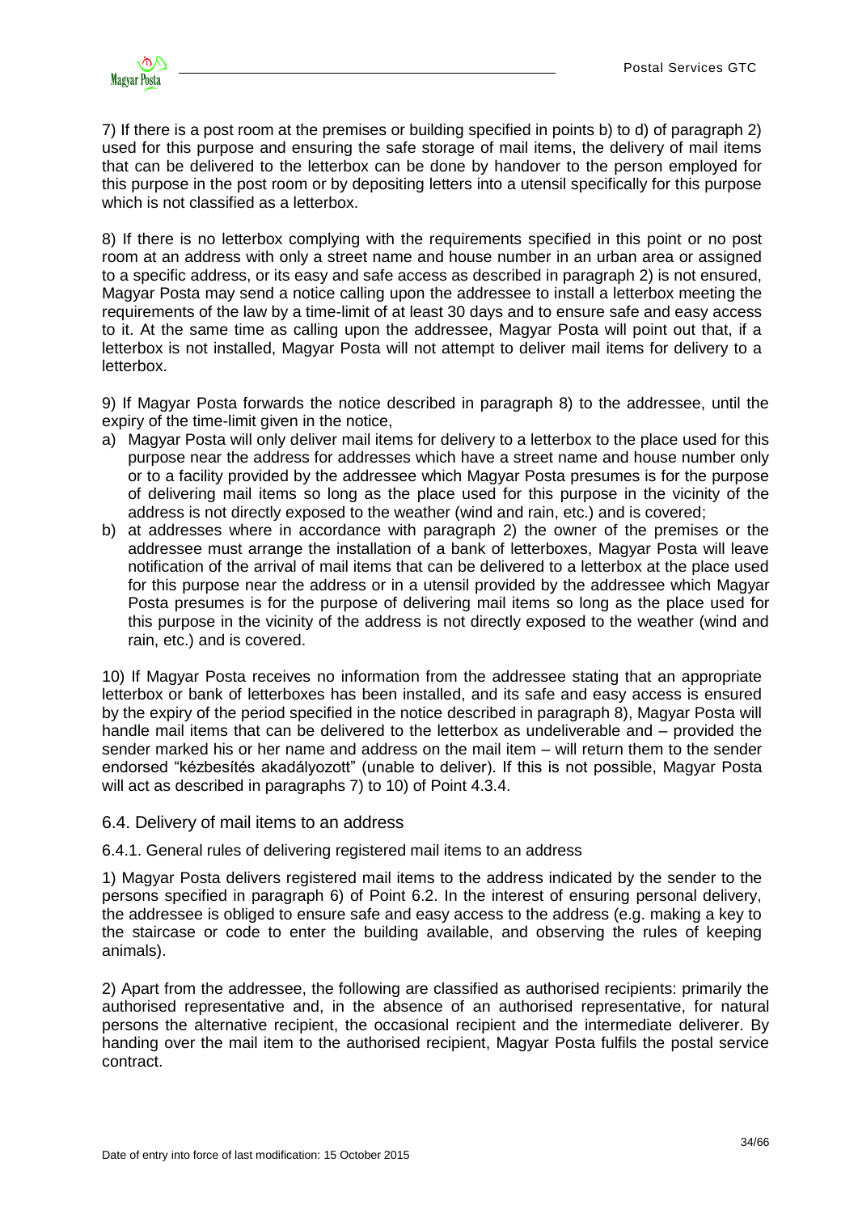7) If there is a post room at the premises or building specified in points b) to d) of paragraph 2) used for this purpose and ensuring the safe storage of mail items, the delivery of mail items that can be delivered to the letterbox can be done by handover to the person employed for this purpose in the post room or by depositing letters into a utensil specifically for this purpose which is not classified as a letterbox.

8) If there is no letterbox complying with the requirements specified in this point or no post room at an address with only a street name and house number in an urban area or assigned to a specific address, or its easy and safe access as described in paragraph 2) is not ensured, Magyar Posta may send a notice calling upon the addressee to install a letterbox meeting the requirements of the law by a time-limit of at least 30 days and to ensure safe and easy access to it. At the same time as calling upon the addressee, Magyar Posta will point out that, if a letterbox is not installed, Magyar Posta will not attempt to deliver mail items for delivery to a letterbox.

9) If Magyar Posta forwards the notice described in paragraph 8) to the addressee, until the expiry of the time-limit given in the notice,

a) Magyar Posta will only deliver mail items for delivery to a letterbox to the place used for this purpose near the address for addresses which have a street name and house number only or to a facility provided by the addressee which Magyar Posta presumes is for the purpose of delivering mail items so long as the place used for this purpose in the vicinity of the address is not directly exposed to the weather (wind and rain, etc.) and is covered;
b) at addresses where in accordance with paragraph 2) the owner of the premises or the addressee must arrange the installation of a bank of letterboxes, Magyar Posta will leave notification of the arrival of mail items that can be delivered to a letterbox at the place used for this purpose near the address or in a utensil provided by the addressee which Magyar Posta presumes is for the purpose of delivering mail items so long as the place used for this purpose in the vicinity of the address is not directly exposed to the weather (wind and rain, etc.) and is covered.

10) If Magyar Posta receives no information from the addressee stating that an appropriate letterbox or bank of letterboxes has been installed, and its safe and easy access is ensured by the expiry of the period specified in the notice described in paragraph 8), Magyar Posta will handle mail items that can be delivered to the letterbox as undeliverable and – provided the sender marked his or her name and address on the mail item – will return them to the sender endorsed "kézbesítés akadályozott" (unable to deliver). If this is not possible, Magyar Posta will act as described in paragraphs 7) to 10) of Point 4.3.4.

## 6.4. Delivery of mail items to an address

### 6.4.1. General rules of delivering registered mail items to an address

1) Magyar Posta delivers registered mail items to the address indicated by the sender to the persons specified in paragraph 6) of Point 6.2. In the interest of ensuring personal delivery, the addressee is obliged to ensure safe and easy access to the address (e.g. making a key to the staircase or code to enter the building available, and observing the rules of keeping animals).

2) Apart from the addressee, the following are classified as authorised recipients: primarily the authorised representative and, in the absence of an authorised representative, for natural persons the alternative recipient, the occasional recipient and the intermediate deliverer. By handing over the mail item to the authorised recipient, Magyar Posta fulfils the postal service contract.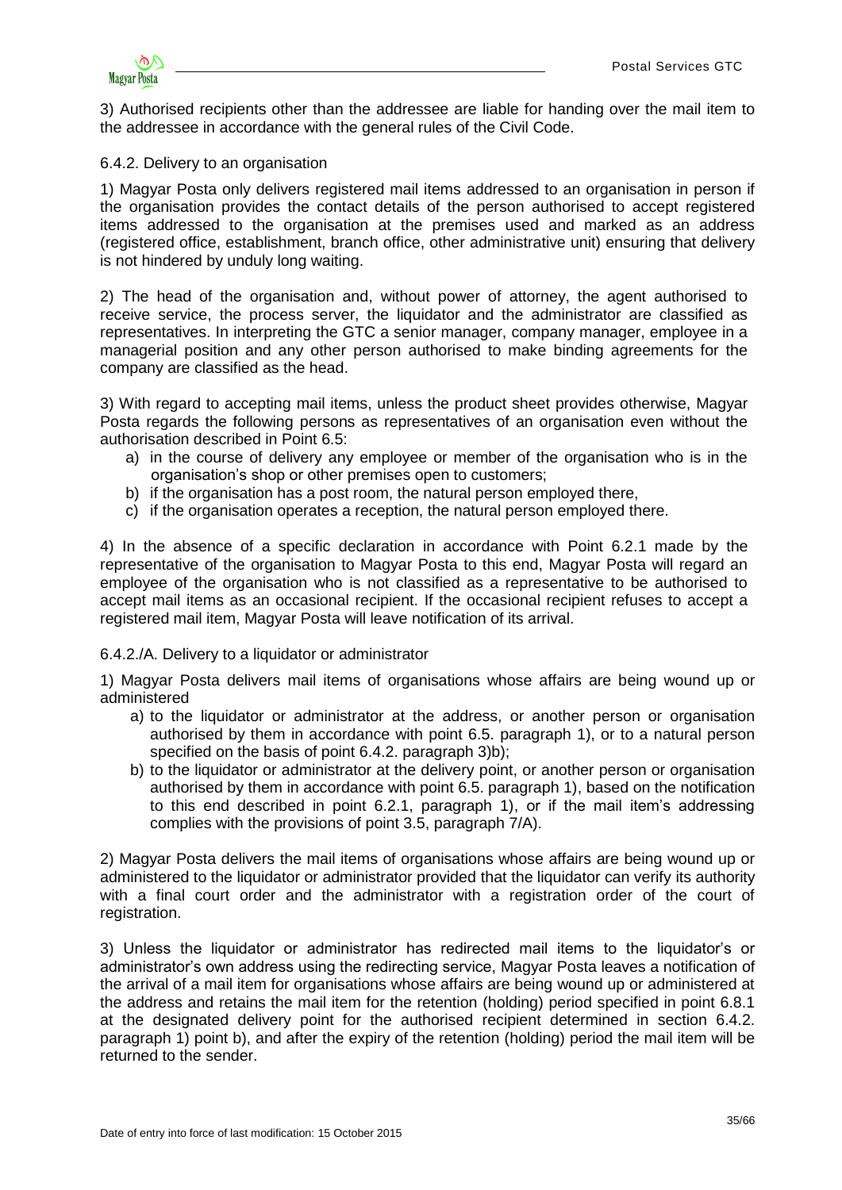3) Authorised recipients other than the addressee are liable for handing over the mail item to the addressee in accordance with the general rules of the Civil Code.

6.4.2. Delivery to an organisation

1) Magyar Posta only delivers registered mail items addressed to an organisation in person if the organisation provides the contact details of the person authorised to accept registered items addressed to the organisation at the premises used and marked as an address (registered office, establishment, branch office, other administrative unit) ensuring that delivery is not hindered by unduly long waiting.

2) The head of the organisation and, without power of attorney, the agent authorised to receive service, the process server, the liquidator and the administrator are classified as representatives. In interpreting the GTC a senior manager, company manager, employee in a managerial position and any other person authorised to make binding agreements for the company are classified as the head.

3) With regard to accepting mail items, unless the product sheet provides otherwise, Magyar Posta regards the following persons as representatives of an organisation even without the authorisation described in Point 6.5:

a) in the course of delivery any employee or member of the organisation who is in the organisation's shop or other premises open to customers;
b) if the organisation has a post room, the natural person employed there,
c) if the organisation operates a reception, the natural person employed there.

4) In the absence of a specific declaration in accordance with Point 6.2.1 made by the representative of the organisation to Magyar Posta to this end, Magyar Posta will regard an employee of the organisation who is not classified as a representative to be authorised to accept mail items as an occasional recipient. If the occasional recipient refuses to accept a registered mail item, Magyar Posta will leave notification of its arrival.

6.4.2./A. Delivery to a liquidator or administrator

1) Magyar Posta delivers mail items of organisations whose affairs are being wound up or administered

a) to the liquidator or administrator at the address, or another person or organisation authorised by them in accordance with point 6.5. paragraph 1), or to a natural person specified on the basis of point 6.4.2. paragraph 3)b);
b) to the liquidator or administrator at the delivery point, or another person or organisation authorised by them in accordance with point 6.5. paragraph 1), based on the notification to this end described in point 6.2.1, paragraph 1), or if the mail item's addressing complies with the provisions of point 3.5, paragraph 7/A).

2) Magyar Posta delivers the mail items of organisations whose affairs are being wound up or administered to the liquidator or administrator provided that the liquidator can verify its authority with a final court order and the administrator with a registration order of the court of registration.

3) Unless the liquidator or administrator has redirected mail items to the liquidator's or administrator's own address using the redirecting service, Magyar Posta leaves a notification of the arrival of a mail item for organisations whose affairs are being wound up or administered at the address and retains the mail item for the retention (holding) period specified in point 6.8.1 at the designated delivery point for the authorised recipient determined in section 6.4.2. paragraph 1) point b), and after the expiry of the retention (holding) period the mail item will be returned to the sender.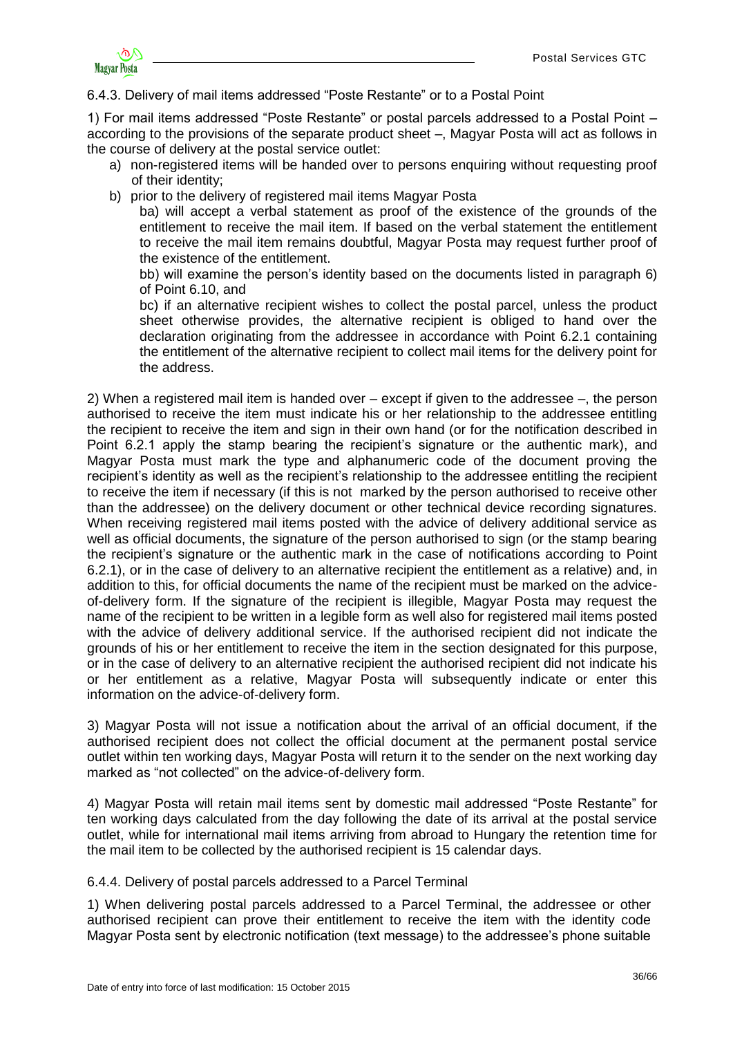6.4.3. Delivery of mail items addressed "Poste Restante" or to a Postal Point

1) For mail items addressed "Poste Restante" or postal parcels addressed to a Postal Point – according to the provisions of the separate product sheet –, Magyar Posta will act as follows in the course of delivery at the postal service outlet:

a) non-registered items will be handed over to persons enquiring without requesting proof of their identity;
b) prior to the delivery of registered mail items Magyar Posta

ba) will accept a verbal statement as proof of the existence of the grounds of the entitlement to receive the mail item. If based on the verbal statement the entitlement to receive the mail item remains doubtful, Magyar Posta may request further proof of the existence of the entitlement.

bb) will examine the person's identity based on the documents listed in paragraph 6) of Point 6.10, and

bc) if an alternative recipient wishes to collect the postal parcel, unless the product sheet otherwise provides, the alternative recipient is obliged to hand over the declaration originating from the addressee in accordance with Point 6.2.1 containing the entitlement of the alternative recipient to collect mail items for the delivery point for the address.

2) When a registered mail item is handed over – except if given to the addressee –, the person authorised to receive the item must indicate his or her relationship to the addressee entitling the recipient to receive the item and sign in their own hand (or for the notification described in Point 6.2.1 apply the stamp bearing the recipient's signature or the authentic mark), and Magyar Posta must mark the type and alphanumeric code of the document proving the recipient's identity as well as the recipient's relationship to the addressee entitling the recipient to receive the item if necessary (if this is not marked by the person authorised to receive other than the addressee) on the delivery document or other technical device recording signatures. When receiving registered mail items posted with the advice of delivery additional service as well as official documents, the signature of the person authorised to sign (or the stamp bearing the recipient's signature or the authentic mark in the case of notifications according to Point 6.2.1), or in the case of delivery to an alternative recipient the entitlement as a relative) and, in addition to this, for official documents the name of the recipient must be marked on the advice-of-delivery form. If the signature of the recipient is illegible, Magyar Posta may request the name of the recipient to be written in a legible form as well also for registered mail items posted with the advice of delivery additional service. If the authorised recipient did not indicate the grounds of his or her entitlement to receive the item in the section designated for this purpose, or in the case of delivery to an alternative recipient the authorised recipient did not indicate his or her entitlement as a relative, Magyar Posta will subsequently indicate or enter this information on the advice-of-delivery form.

3) Magyar Posta will not issue a notification about the arrival of an official document, if the authorised recipient does not collect the official document at the permanent postal service outlet within ten working days, Magyar Posta will return it to the sender on the next working day marked as "not collected" on the advice-of-delivery form.

4) Magyar Posta will retain mail items sent by domestic mail addressed "Poste Restante" for ten working days calculated from the day following the date of its arrival at the postal service outlet, while for international mail items arriving from abroad to Hungary the retention time for the mail item to be collected by the authorised recipient is 15 calendar days.

6.4.4. Delivery of postal parcels addressed to a Parcel Terminal

1) When delivering postal parcels addressed to a Parcel Terminal, the addressee or other authorised recipient can prove their entitlement to receive the item with the identity code Magyar Posta sent by electronic notification (text message) to the addressee's phone suitable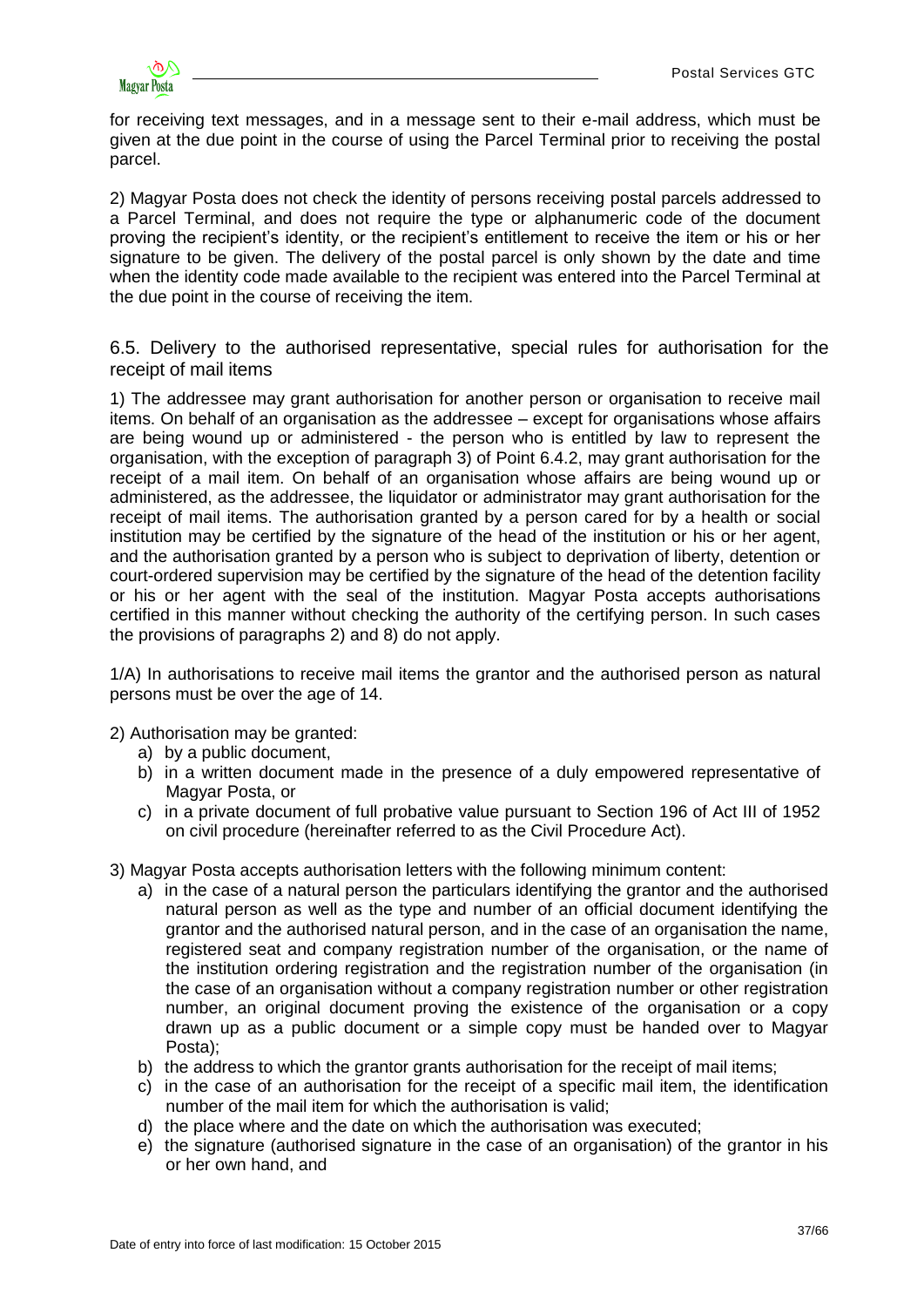for receiving text messages, and in a message sent to their e-mail address, which must be given at the due point in the course of using the Parcel Terminal prior to receiving the postal parcel.

2) Magyar Posta does not check the identity of persons receiving postal parcels addressed to a Parcel Terminal, and does not require the type or alphanumeric code of the document proving the recipient's identity, or the recipient's entitlement to receive the item or his or her signature to be given. The delivery of the postal parcel is only shown by the date and time when the identity code made available to the recipient was entered into the Parcel Terminal at the due point in the course of receiving the item.

## 6.5. Delivery to the authorised representative, special rules for authorisation for the receipt of mail items

1) The addressee may grant authorisation for another person or organisation to receive mail items. On behalf of an organisation as the addressee – except for organisations whose affairs are being wound up or administered - the person who is entitled by law to represent the organisation, with the exception of paragraph 3) of Point 6.4.2, may grant authorisation for the receipt of a mail item. On behalf of an organisation whose affairs are being wound up or administered, as the addressee, the liquidator or administrator may grant authorisation for the receipt of mail items. The authorisation granted by a person cared for by a health or social institution may be certified by the signature of the head of the institution or his or her agent, and the authorisation granted by a person who is subject to deprivation of liberty, detention or court-ordered supervision may be certified by the signature of the head of the detention facility or his or her agent with the seal of the institution. Magyar Posta accepts authorisations certified in this manner without checking the authority of the certifying person. In such cases the provisions of paragraphs 2) and 8) do not apply.

1/A) In authorisations to receive mail items the grantor and the authorised person as natural persons must be over the age of 14.

2) Authorisation may be granted:

a) by a public document,
b) in a written document made in the presence of a duly empowered representative of Magyar Posta, or
c) in a private document of full probative value pursuant to Section 196 of Act III of 1952 on civil procedure (hereinafter referred to as the Civil Procedure Act).

3) Magyar Posta accepts authorisation letters with the following minimum content:

a) in the case of a natural person the particulars identifying the grantor and the authorised natural person as well as the type and number of an official document identifying the grantor and the authorised natural person, and in the case of an organisation the name, registered seat and company registration number of the organisation, or the name of the institution ordering registration and the registration number of the organisation (in the case of an organisation without a company registration number or other registration number, an original document proving the existence of the organisation or a copy drawn up as a public document or a simple copy must be handed over to Magyar Posta);
b) the address to which the grantor grants authorisation for the receipt of mail items;
c) in the case of an authorisation for the receipt of a specific mail item, the identification number of the mail item for which the authorisation is valid;
d) the place where and the date on which the authorisation was executed;
e) the signature (authorised signature in the case of an organisation) of the grantor in his or her own hand, and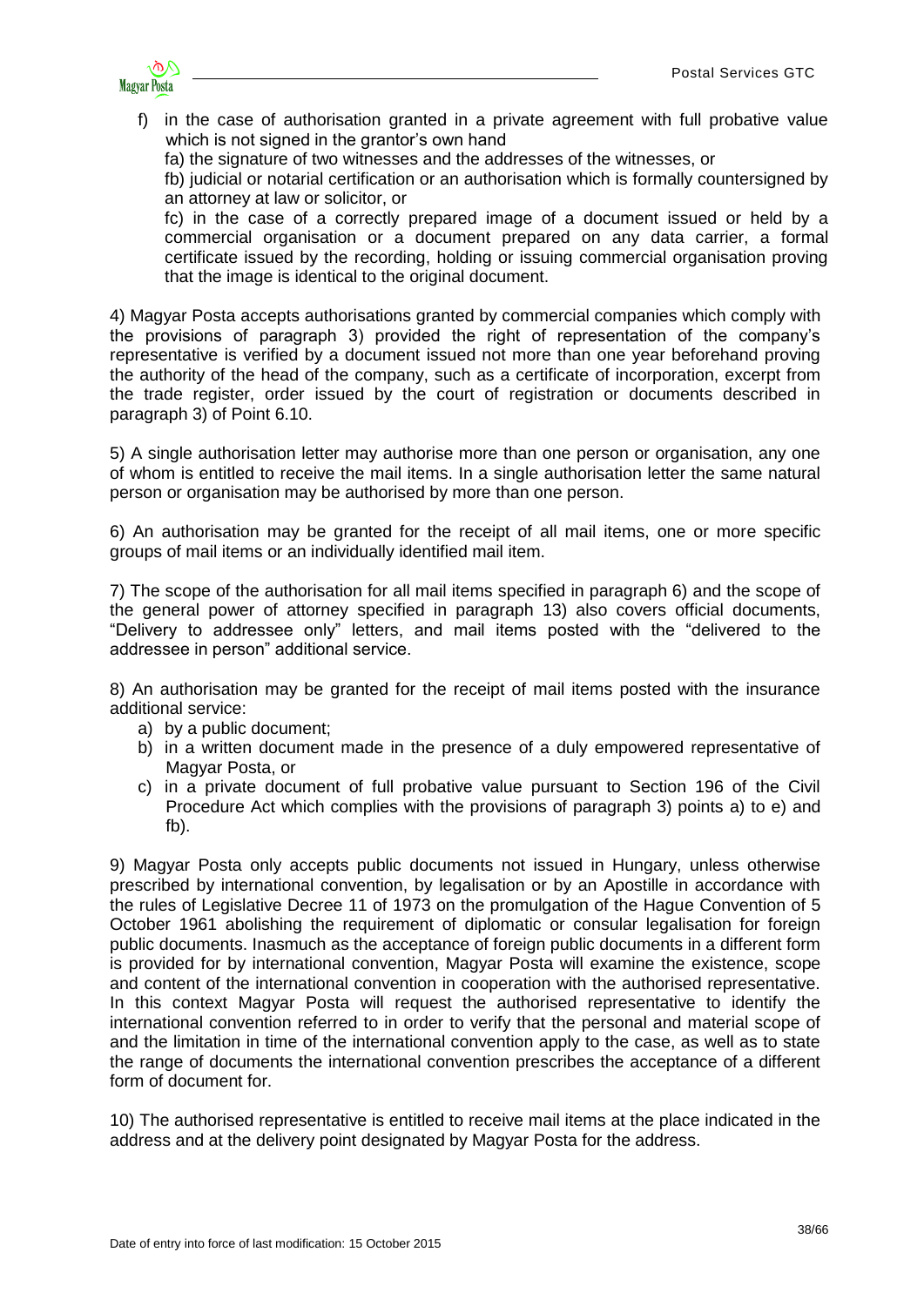f) in the case of authorisation granted in a private agreement with full probative value which is not signed in the grantor's own hand

   fa) the signature of two witnesses and the addresses of the witnesses, or

   fb) judicial or notarial certification or an authorisation which is formally countersigned by an attorney at law or solicitor, or

   fc) in the case of a correctly prepared image of a document issued or held by a commercial organisation or a document prepared on any data carrier, a formal certificate issued by the recording, holding or issuing commercial organisation proving that the image is identical to the original document.

4) Magyar Posta accepts authorisations granted by commercial companies which comply with the provisions of paragraph 3) provided the right of representation of the company's representative is verified by a document issued not more than one year beforehand proving the authority of the head of the company, such as a certificate of incorporation, excerpt from the trade register, order issued by the court of registration or documents described in paragraph 3) of Point 6.10.

5) A single authorisation letter may authorise more than one person or organisation, any one of whom is entitled to receive the mail items. In a single authorisation letter the same natural person or organisation may be authorised by more than one person.

6) An authorisation may be granted for the receipt of all mail items, one or more specific groups of mail items or an individually identified mail item.

7) The scope of the authorisation for all mail items specified in paragraph 6) and the scope of the general power of attorney specified in paragraph 13) also covers official documents, "Delivery to addressee only" letters, and mail items posted with the "delivered to the addressee in person" additional service.

8) An authorisation may be granted for the receipt of mail items posted with the insurance additional service:

a) by a public document;
b) in a written document made in the presence of a duly empowered representative of Magyar Posta, or
c) in a private document of full probative value pursuant to Section 196 of the Civil Procedure Act which complies with the provisions of paragraph 3) points a) to e) and fb).

9) Magyar Posta only accepts public documents not issued in Hungary, unless otherwise prescribed by international convention, by legalisation or by an Apostille in accordance with the rules of Legislative Decree 11 of 1973 on the promulgation of the Hague Convention of 5 October 1961 abolishing the requirement of diplomatic or consular legalisation for foreign public documents. Inasmuch as the acceptance of foreign public documents in a different form is provided for by international convention, Magyar Posta will examine the existence, scope and content of the international convention in cooperation with the authorised representative. In this context Magyar Posta will request the authorised representative to identify the international convention referred to in order to verify that the personal and material scope of and the limitation in time of the international convention apply to the case, as well as to state the range of documents the international convention prescribes the acceptance of a different form of document for.

10) The authorised representative is entitled to receive mail items at the place indicated in the address and at the delivery point designated by Magyar Posta for the address.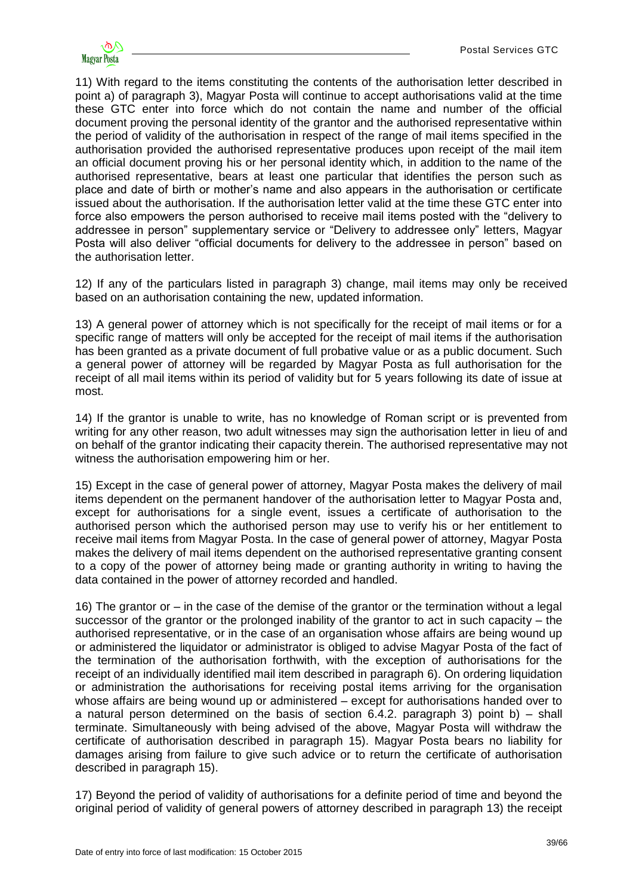11) With regard to the items constituting the contents of the authorisation letter described in point a) of paragraph 3), Magyar Posta will continue to accept authorisations valid at the time these GTC enter into force which do not contain the name and number of the official document proving the personal identity of the grantor and the authorised representative within the period of validity of the authorisation in respect of the range of mail items specified in the authorisation provided the authorised representative produces upon receipt of the mail item an official document proving his or her personal identity which, in addition to the name of the authorised representative, bears at least one particular that identifies the person such as place and date of birth or mother's name and also appears in the authorisation or certificate issued about the authorisation. If the authorisation letter valid at the time these GTC enter into force also empowers the person authorised to receive mail items posted with the "delivery to addressee in person" supplementary service or "Delivery to addressee only" letters, Magyar Posta will also deliver "official documents for delivery to the addressee in person" based on the authorisation letter.

12) If any of the particulars listed in paragraph 3) change, mail items may only be received based on an authorisation containing the new, updated information.

13) A general power of attorney which is not specifically for the receipt of mail items or for a specific range of matters will only be accepted for the receipt of mail items if the authorisation has been granted as a private document of full probative value or as a public document. Such a general power of attorney will be regarded by Magyar Posta as full authorisation for the receipt of all mail items within its period of validity but for 5 years following its date of issue at most.

14) If the grantor is unable to write, has no knowledge of Roman script or is prevented from writing for any other reason, two adult witnesses may sign the authorisation letter in lieu of and on behalf of the grantor indicating their capacity therein. The authorised representative may not witness the authorisation empowering him or her.

15) Except in the case of general power of attorney, Magyar Posta makes the delivery of mail items dependent on the permanent handover of the authorisation letter to Magyar Posta and, except for authorisations for a single event, issues a certificate of authorisation to the authorised person which the authorised person may use to verify his or her entitlement to receive mail items from Magyar Posta. In the case of general power of attorney, Magyar Posta makes the delivery of mail items dependent on the authorised representative granting consent to a copy of the power of attorney being made or granting authority in writing to having the data contained in the power of attorney recorded and handled.

16) The grantor or – in the case of the demise of the grantor or the termination without a legal successor of the grantor or the prolonged inability of the grantor to act in such capacity – the authorised representative, or in the case of an organisation whose affairs are being wound up or administered the liquidator or administrator is obliged to advise Magyar Posta of the fact of the termination of the authorisation forthwith, with the exception of authorisations for the receipt of an individually identified mail item described in paragraph 6). On ordering liquidation or administration the authorisations for receiving postal items arriving for the organisation whose affairs are being wound up or administered – except for authorisations handed over to a natural person determined on the basis of section 6.4.2. paragraph 3) point b) – shall terminate. Simultaneously with being advised of the above, Magyar Posta will withdraw the certificate of authorisation described in paragraph 15). Magyar Posta bears no liability for damages arising from failure to give such advice or to return the certificate of authorisation described in paragraph 15).

17) Beyond the period of validity of authorisations for a definite period of time and beyond the original period of validity of general powers of attorney described in paragraph 13) the receipt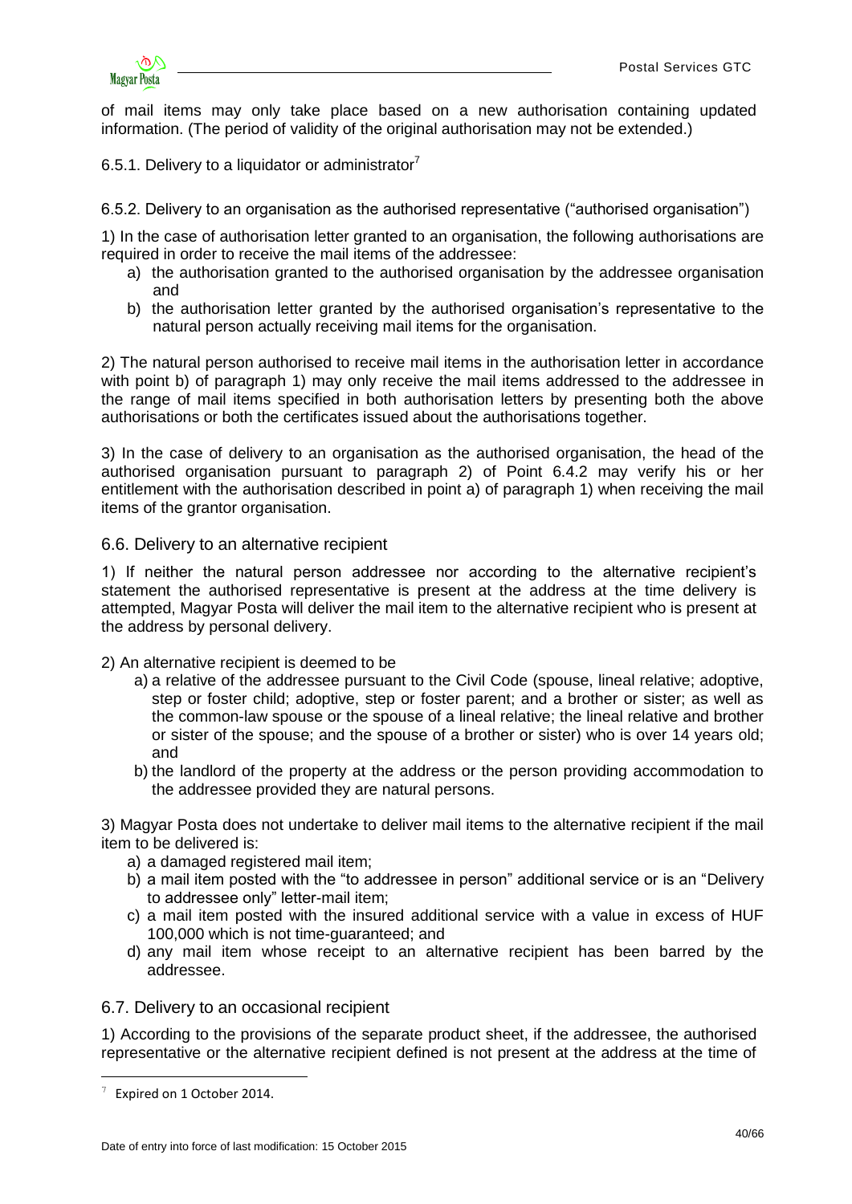of mail items may only take place based on a new authorisation containing updated information. (The period of validity of the original authorisation may not be extended.)

6.5.1. Delivery to a liquidator or administrator[7]

6.5.2. Delivery to an organisation as the authorised representative ("authorised organisation")

1) In the case of authorisation letter granted to an organisation, the following authorisations are required in order to receive the mail items of the addressee:

a) the authorisation granted to the authorised organisation by the addressee organisation and
b) the authorisation letter granted by the authorised organisation's representative to the natural person actually receiving mail items for the organisation.

2) The natural person authorised to receive mail items in the authorisation letter in accordance with point b) of paragraph 1) may only receive the mail items addressed to the addressee in the range of mail items specified in both authorisation letters by presenting both the above authorisations or both the certificates issued about the authorisations together.

3) In the case of delivery to an organisation as the authorised organisation, the head of the authorised organisation pursuant to paragraph 2) of Point 6.4.2 may verify his or her entitlement with the authorisation described in point a) of paragraph 1) when receiving the mail items of the grantor organisation.

## 6.6. Delivery to an alternative recipient

1) If neither the natural person addressee nor according to the alternative recipient's statement the authorised representative is present at the address at the time delivery is attempted, Magyar Posta will deliver the mail item to the alternative recipient who is present at the address by personal delivery.

2) An alternative recipient is deemed to be

a) a relative of the addressee pursuant to the Civil Code (spouse, lineal relative; adoptive, step or foster child; adoptive, step or foster parent; and a brother or sister; as well as the common-law spouse or the spouse of a lineal relative; the lineal relative and brother or sister of the spouse; and the spouse of a brother or sister) who is over 14 years old; and
b) the landlord of the property at the address or the person providing accommodation to the addressee provided they are natural persons.

3) Magyar Posta does not undertake to deliver mail items to the alternative recipient if the mail item to be delivered is:

a) a damaged registered mail item;
b) a mail item posted with the "to addressee in person" additional service or is an "Delivery to addressee only" letter-mail item;
c) a mail item posted with the insured additional service with a value in excess of HUF 100,000 which is not time-guaranteed; and
d) any mail item whose receipt to an alternative recipient has been barred by the addressee.

## 6.7. Delivery to an occasional recipient

1) According to the provisions of the separate product sheet, if the addressee, the authorised representative or the alternative recipient defined is not present at the address at the time of

[7] Expired on 1 October 2014.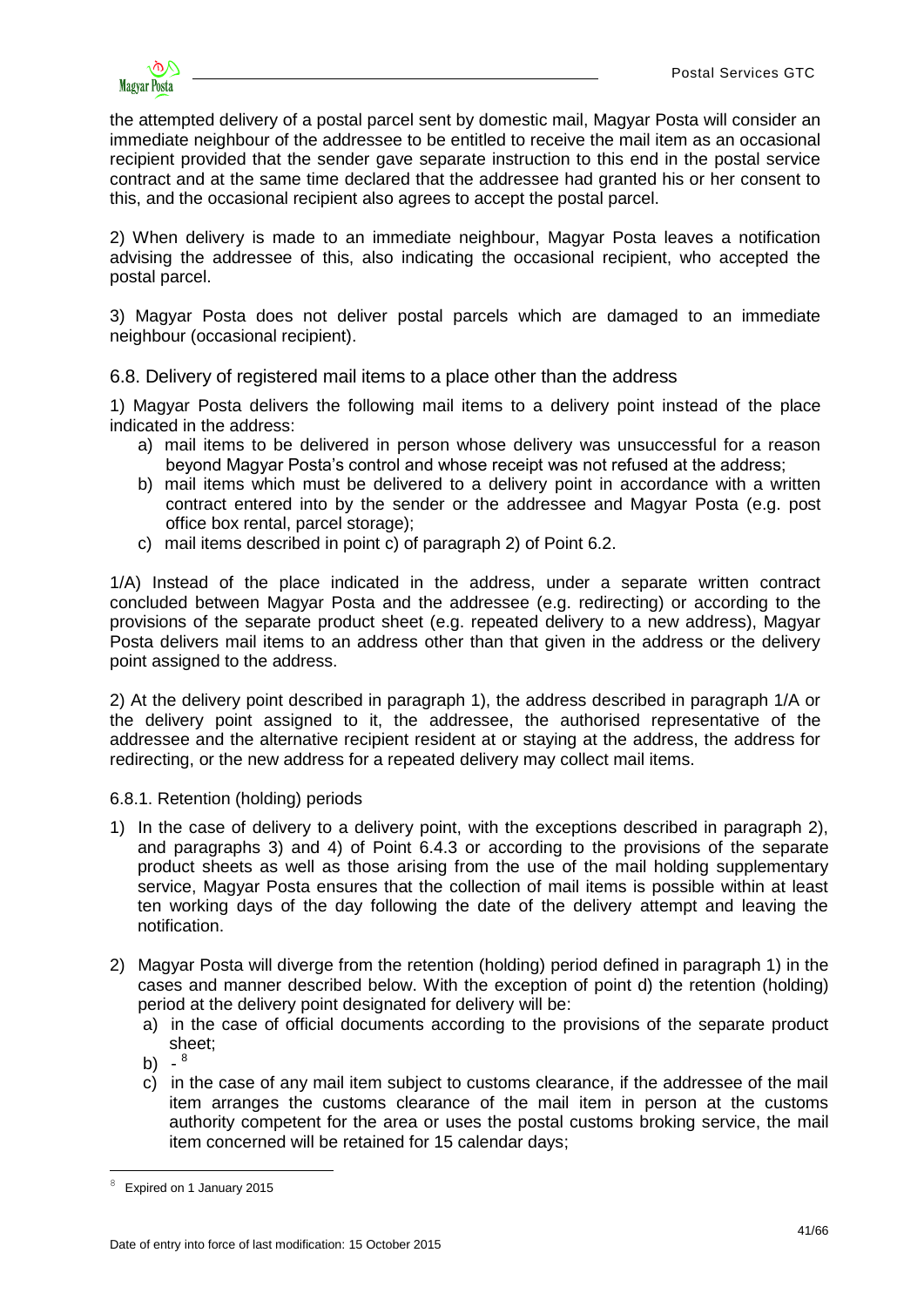the attempted delivery of a postal parcel sent by domestic mail, Magyar Posta will consider an immediate neighbour of the addressee to be entitled to receive the mail item as an occasional recipient provided that the sender gave separate instruction to this end in the postal service contract and at the same time declared that the addressee had granted his or her consent to this, and the occasional recipient also agrees to accept the postal parcel.

2) When delivery is made to an immediate neighbour, Magyar Posta leaves a notification advising the addressee of this, also indicating the occasional recipient, who accepted the postal parcel.

3) Magyar Posta does not deliver postal parcels which are damaged to an immediate neighbour (occasional recipient).

## 6.8. Delivery of registered mail items to a place other than the address

1) Magyar Posta delivers the following mail items to a delivery point instead of the place indicated in the address:

a) mail items to be delivered in person whose delivery was unsuccessful for a reason beyond Magyar Posta's control and whose receipt was not refused at the address;
b) mail items which must be delivered to a delivery point in accordance with a written contract entered into by the sender or the addressee and Magyar Posta (e.g. post office box rental, parcel storage);
c) mail items described in point c) of paragraph 2) of Point 6.2.

1/A) Instead of the place indicated in the address, under a separate written contract concluded between Magyar Posta and the addressee (e.g. redirecting) or according to the provisions of the separate product sheet (e.g. repeated delivery to a new address), Magyar Posta delivers mail items to an address other than that given in the address or the delivery point assigned to the address.

2) At the delivery point described in paragraph 1), the address described in paragraph 1/A or the delivery point assigned to it, the addressee, the authorised representative of the addressee and the alternative recipient resident at or staying at the address, the address for redirecting, or the new address for a repeated delivery may collect mail items.

### 6.8.1. Retention (holding) periods

1) In the case of delivery to a delivery point, with the exceptions described in paragraph 2), and paragraphs 3) and 4) of Point 6.4.3 or according to the provisions of the separate product sheets as well as those arising from the use of the mail holding supplementary service, Magyar Posta ensures that the collection of mail items is possible within at least ten working days of the day following the date of the delivery attempt and leaving the notification.

2) Magyar Posta will diverge from the retention (holding) period defined in paragraph 1) in the cases and manner described below. With the exception of point d) the retention (holding) period at the delivery point designated for delivery will be:

a) in the case of official documents according to the provisions of the separate product sheet;
b) - [8]
c) in the case of any mail item subject to customs clearance, if the addressee of the mail item arranges the customs clearance of the mail item in person at the customs authority competent for the area or uses the postal customs broking service, the mail item concerned will be retained for 15 calendar days;

[8] Expired on 1 January 2015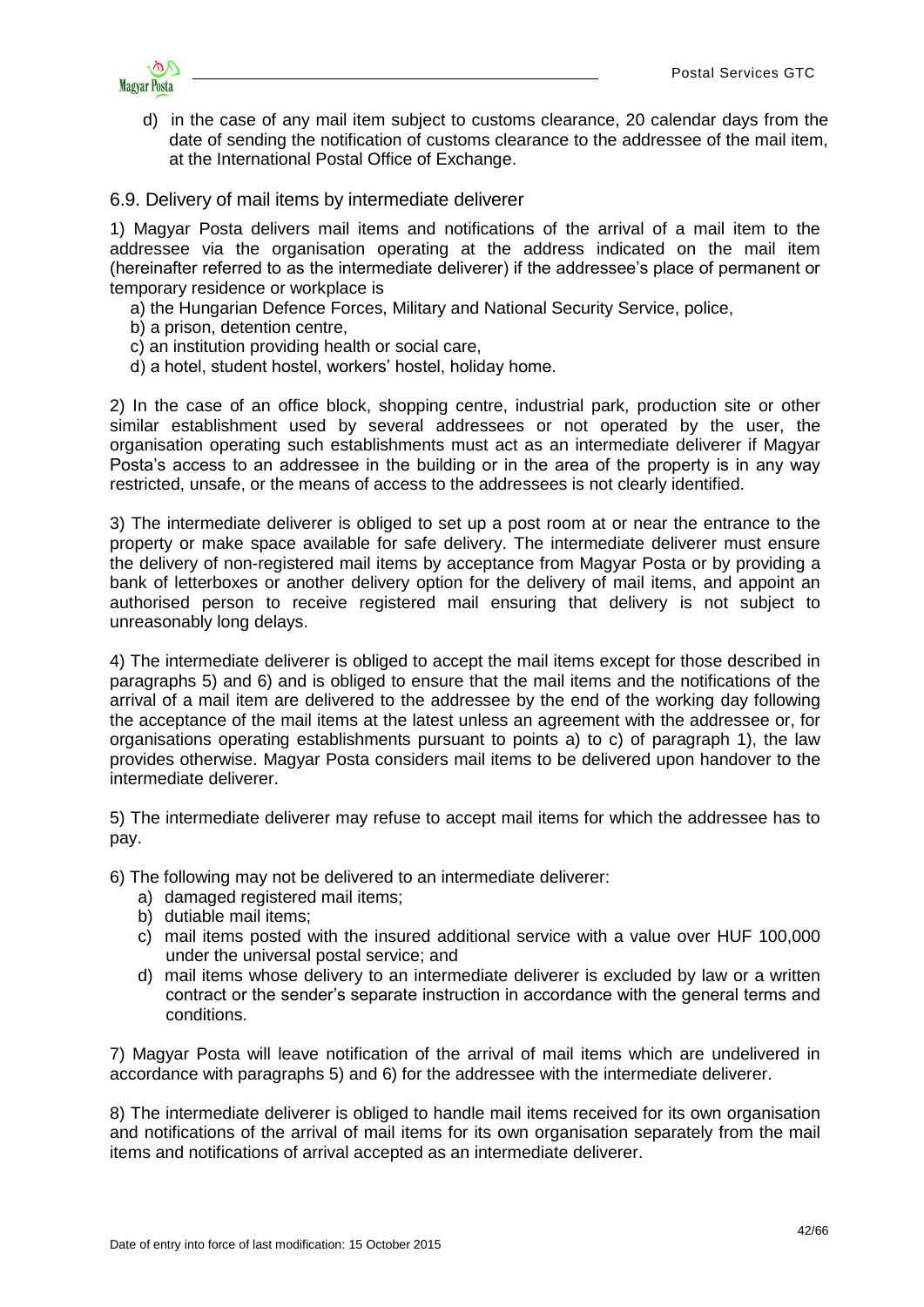d) in the case of any mail item subject to customs clearance, 20 calendar days from the date of sending the notification of customs clearance to the addressee of the mail item, at the International Postal Office of Exchange.

## 6.9. Delivery of mail items by intermediate deliverer

1) Magyar Posta delivers mail items and notifications of the arrival of a mail item to the addressee via the organisation operating at the address indicated on the mail item (hereinafter referred to as the intermediate deliverer) if the addressee's place of permanent or temporary residence or workplace is

a) the Hungarian Defence Forces, Military and National Security Service, police,
b) a prison, detention centre,
c) an institution providing health or social care,
d) a hotel, student hostel, workers' hostel, holiday home.

2) In the case of an office block, shopping centre, industrial park, production site or other similar establishment used by several addressees or not operated by the user, the organisation operating such establishments must act as an intermediate deliverer if Magyar Posta's access to an addressee in the building or in the area of the property is in any way restricted, unsafe, or the means of access to the addressees is not clearly identified.

3) The intermediate deliverer is obliged to set up a post room at or near the entrance to the property or make space available for safe delivery. The intermediate deliverer must ensure the delivery of non-registered mail items by acceptance from Magyar Posta or by providing a bank of letterboxes or another delivery option for the delivery of mail items, and appoint an authorised person to receive registered mail ensuring that delivery is not subject to unreasonably long delays.

4) The intermediate deliverer is obliged to accept the mail items except for those described in paragraphs 5) and 6) and is obliged to ensure that the mail items and the notifications of the arrival of a mail item are delivered to the addressee by the end of the working day following the acceptance of the mail items at the latest unless an agreement with the addressee or, for organisations operating establishments pursuant to points a) to c) of paragraph 1), the law provides otherwise. Magyar Posta considers mail items to be delivered upon handover to the intermediate deliverer.

5) The intermediate deliverer may refuse to accept mail items for which the addressee has to pay.

6) The following may not be delivered to an intermediate deliverer:

a) damaged registered mail items;
b) dutiable mail items;
c) mail items posted with the insured additional service with a value over HUF 100,000 under the universal postal service; and
d) mail items whose delivery to an intermediate deliverer is excluded by law or a written contract or the sender's separate instruction in accordance with the general terms and conditions.

7) Magyar Posta will leave notification of the arrival of mail items which are undelivered in accordance with paragraphs 5) and 6) for the addressee with the intermediate deliverer.

8) The intermediate deliverer is obliged to handle mail items received for its own organisation and notifications of the arrival of mail items for its own organisation separately from the mail items and notifications of arrival accepted as an intermediate deliverer.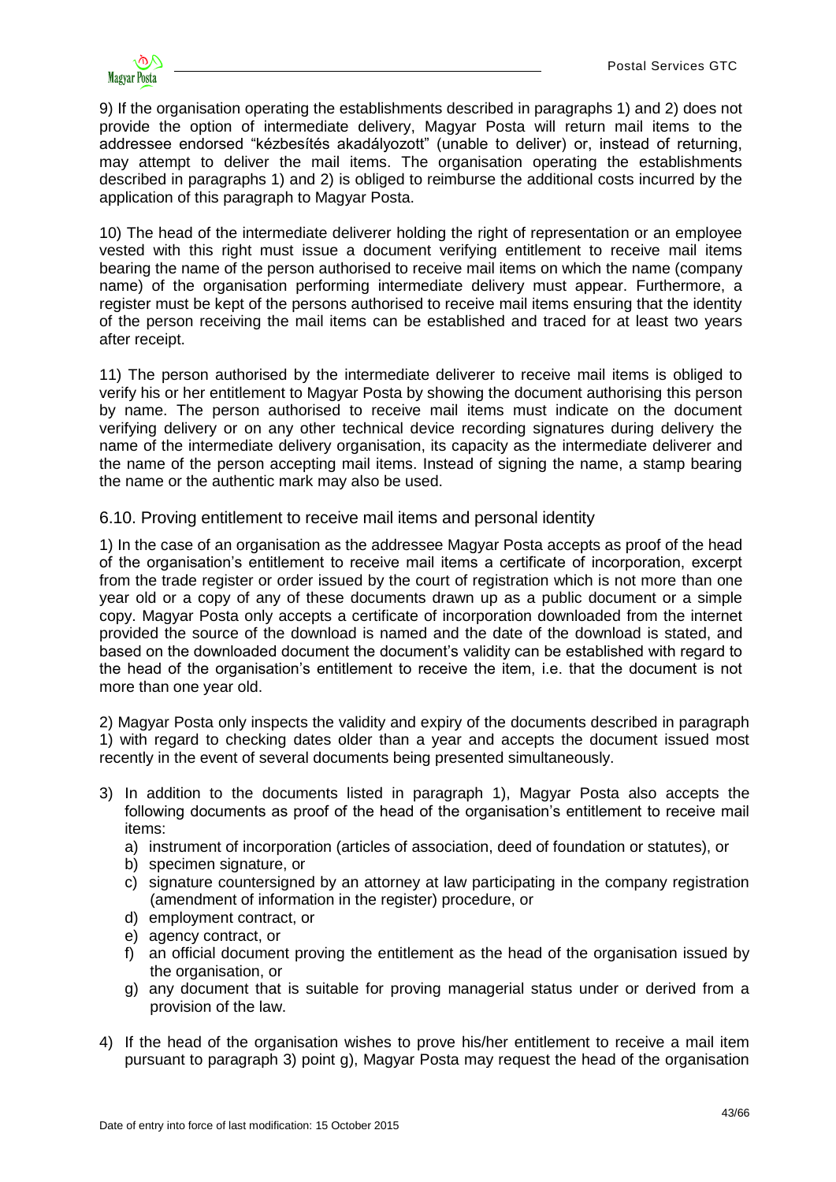9) If the organisation operating the establishments described in paragraphs 1) and 2) does not provide the option of intermediate delivery, Magyar Posta will return mail items to the addressee endorsed "kézbesítés akadályozott" (unable to deliver) or, instead of returning, may attempt to deliver the mail items. The organisation operating the establishments described in paragraphs 1) and 2) is obliged to reimburse the additional costs incurred by the application of this paragraph to Magyar Posta.

10) The head of the intermediate deliverer holding the right of representation or an employee vested with this right must issue a document verifying entitlement to receive mail items bearing the name of the person authorised to receive mail items on which the name (company name) of the organisation performing intermediate delivery must appear. Furthermore, a register must be kept of the persons authorised to receive mail items ensuring that the identity of the person receiving the mail items can be established and traced for at least two years after receipt.

11) The person authorised by the intermediate deliverer to receive mail items is obliged to verify his or her entitlement to Magyar Posta by showing the document authorising this person by name. The person authorised to receive mail items must indicate on the document verifying delivery or on any other technical device recording signatures during delivery the name of the intermediate delivery organisation, its capacity as the intermediate deliverer and the name of the person accepting mail items. Instead of signing the name, a stamp bearing the name or the authentic mark may also be used.

### 6.10. Proving entitlement to receive mail items and personal identity

1) In the case of an organisation as the addressee Magyar Posta accepts as proof of the head of the organisation's entitlement to receive mail items a certificate of incorporation, excerpt from the trade register or order issued by the court of registration which is not more than one year old or a copy of any of these documents drawn up as a public document or a simple copy. Magyar Posta only accepts a certificate of incorporation downloaded from the internet provided the source of the download is named and the date of the download is stated, and based on the downloaded document the document's validity can be established with regard to the head of the organisation's entitlement to receive the item, i.e. that the document is not more than one year old.

2) Magyar Posta only inspects the validity and expiry of the documents described in paragraph 1) with regard to checking dates older than a year and accepts the document issued most recently in the event of several documents being presented simultaneously.

3) In addition to the documents listed in paragraph 1), Magyar Posta also accepts the following documents as proof of the head of the organisation's entitlement to receive mail items:
   a) instrument of incorporation (articles of association, deed of foundation or statutes), or
   b) specimen signature, or
   c) signature countersigned by an attorney at law participating in the company registration (amendment of information in the register) procedure, or
   d) employment contract, or
   e) agency contract, or
   f) an official document proving the entitlement as the head of the organisation issued by the organisation, or
   g) any document that is suitable for proving managerial status under or derived from a provision of the law.

4) If the head of the organisation wishes to prove his/her entitlement to receive a mail item pursuant to paragraph 3) point g), Magyar Posta may request the head of the organisation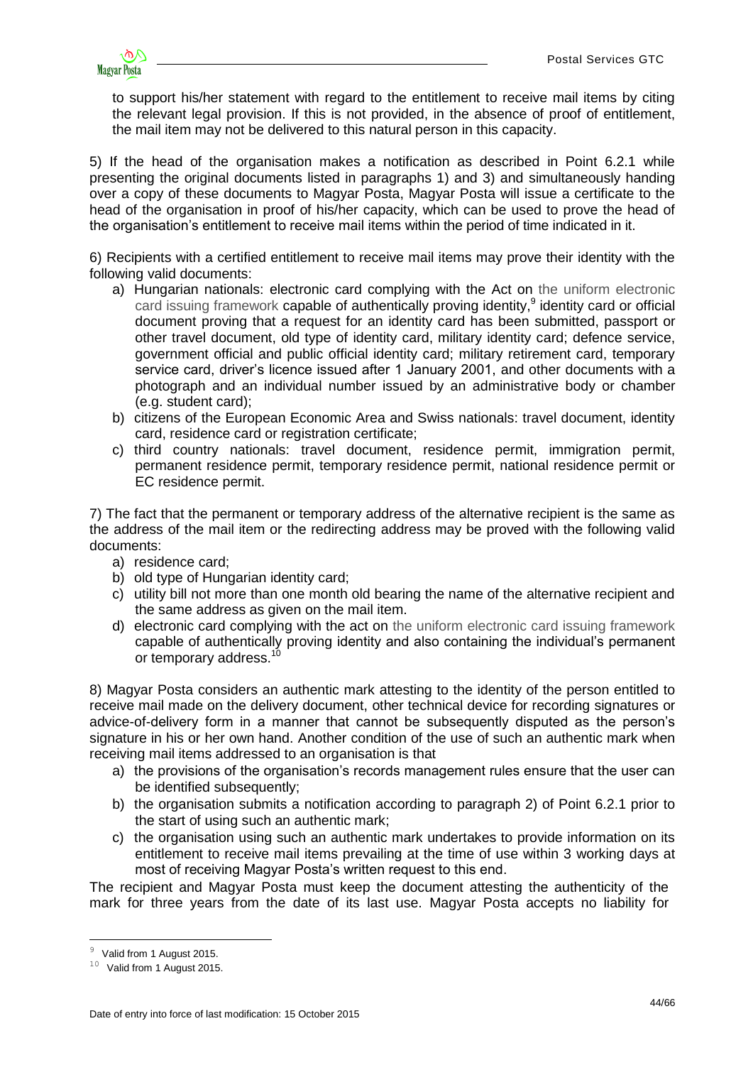to support his/her statement with regard to the entitlement to receive mail items by citing the relevant legal provision. If this is not provided, in the absence of proof of entitlement, the mail item may not be delivered to this natural person in this capacity.

5) If the head of the organisation makes a notification as described in Point 6.2.1 while presenting the original documents listed in paragraphs 1) and 3) and simultaneously handing over a copy of these documents to Magyar Posta, Magyar Posta will issue a certificate to the head of the organisation in proof of his/her capacity, which can be used to prove the head of the organisation's entitlement to receive mail items within the period of time indicated in it.

6) Recipients with a certified entitlement to receive mail items may prove their identity with the following valid documents:

a) Hungarian nationals: electronic card complying with the Act on the uniform electronic card issuing framework capable of authentically proving identity,[9] identity card or official document proving that a request for an identity card has been submitted, passport or other travel document, old type of identity card, military identity card; defence service, government official and public official identity card; military retirement card, temporary service card, driver's licence issued after 1 January 2001, and other documents with a photograph and an individual number issued by an administrative body or chamber (e.g. student card);
b) citizens of the European Economic Area and Swiss nationals: travel document, identity card, residence card or registration certificate;
c) third country nationals: travel document, residence permit, immigration permit, permanent residence permit, temporary residence permit, national residence permit or EC residence permit.

7) The fact that the permanent or temporary address of the alternative recipient is the same as the address of the mail item or the redirecting address may be proved with the following valid documents:

a) residence card;
b) old type of Hungarian identity card;
c) utility bill not more than one month old bearing the name of the alternative recipient and the same address as given on the mail item.
d) electronic card complying with the act on the uniform electronic card issuing framework capable of authentically proving identity and also containing the individual's permanent or temporary address.[10]

8) Magyar Posta considers an authentic mark attesting to the identity of the person entitled to receive mail made on the delivery document, other technical device for recording signatures or advice-of-delivery form in a manner that cannot be subsequently disputed as the person's signature in his or her own hand. Another condition of the use of such an authentic mark when receiving mail items addressed to an organisation is that

a) the provisions of the organisation's records management rules ensure that the user can be identified subsequently;
b) the organisation submits a notification according to paragraph 2) of Point 6.2.1 prior to the start of using such an authentic mark;
c) the organisation using such an authentic mark undertakes to provide information on its entitlement to receive mail items prevailing at the time of use within 3 working days at most of receiving Magyar Posta's written request to this end.

The recipient and Magyar Posta must keep the document attesting the authenticity of the mark for three years from the date of its last use. Magyar Posta accepts no liability for

[9] Valid from 1 August 2015.

[10] Valid from 1 August 2015.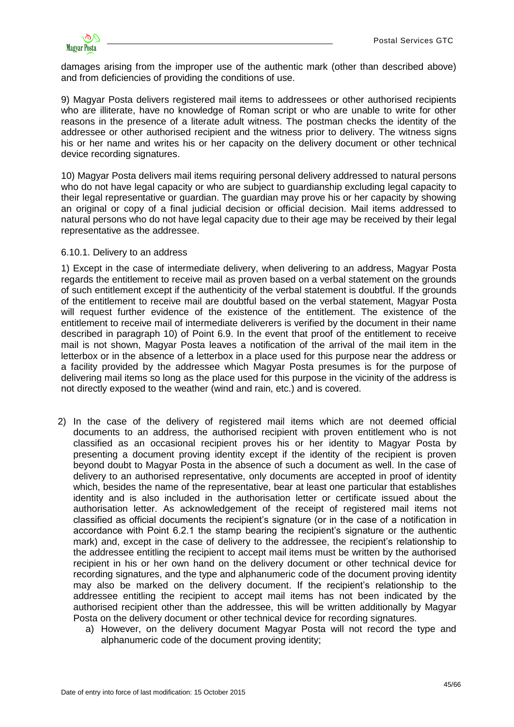damages arising from the improper use of the authentic mark (other than described above) and from deficiencies of providing the conditions of use.

9) Magyar Posta delivers registered mail items to addressees or other authorised recipients who are illiterate, have no knowledge of Roman script or who are unable to write for other reasons in the presence of a literate adult witness. The postman checks the identity of the addressee or other authorised recipient and the witness prior to delivery. The witness signs his or her name and writes his or her capacity on the delivery document or other technical device recording signatures.

10) Magyar Posta delivers mail items requiring personal delivery addressed to natural persons who do not have legal capacity or who are subject to guardianship excluding legal capacity to their legal representative or guardian. The guardian may prove his or her capacity by showing an original or copy of a final judicial decision or official decision. Mail items addressed to natural persons who do not have legal capacity due to their age may be received by their legal representative as the addressee.

### 6.10.1. Delivery to an address

1) Except in the case of intermediate delivery, when delivering to an address, Magyar Posta regards the entitlement to receive mail as proven based on a verbal statement on the grounds of such entitlement except if the authenticity of the verbal statement is doubtful. If the grounds of the entitlement to receive mail are doubtful based on the verbal statement, Magyar Posta will request further evidence of the existence of the entitlement. The existence of the entitlement to receive mail of intermediate deliverers is verified by the document in their name described in paragraph 10) of Point 6.9. In the event that proof of the entitlement to receive mail is not shown, Magyar Posta leaves a notification of the arrival of the mail item in the letterbox or in the absence of a letterbox in a place used for this purpose near the address or a facility provided by the addressee which Magyar Posta presumes is for the purpose of delivering mail items so long as the place used for this purpose in the vicinity of the address is not directly exposed to the weather (wind and rain, etc.) and is covered.

2) In the case of the delivery of registered mail items which are not deemed official documents to an address, the authorised recipient with proven entitlement who is not classified as an occasional recipient proves his or her identity to Magyar Posta by presenting a document proving identity except if the identity of the recipient is proven beyond doubt to Magyar Posta in the absence of such a document as well. In the case of delivery to an authorised representative, only documents are accepted in proof of identity which, besides the name of the representative, bear at least one particular that establishes identity and is also included in the authorisation letter or certificate issued about the authorisation letter. As acknowledgement of the receipt of registered mail items not classified as official documents the recipient's signature (or in the case of a notification in accordance with Point 6.2.1 the stamp bearing the recipient's signature or the authentic mark) and, except in the case of delivery to the addressee, the recipient's relationship to the addressee entitling the recipient to accept mail items must be written by the authorised recipient in his or her own hand on the delivery document or other technical device for recording signatures, and the type and alphanumeric code of the document proving identity may also be marked on the delivery document. If the recipient's relationship to the addressee entitling the recipient to accept mail items has not been indicated by the authorised recipient other than the addressee, this will be written additionally by Magyar Posta on the delivery document or other technical device for recording signatures.

   a) However, on the delivery document Magyar Posta will not record the type and alphanumeric code of the document proving identity;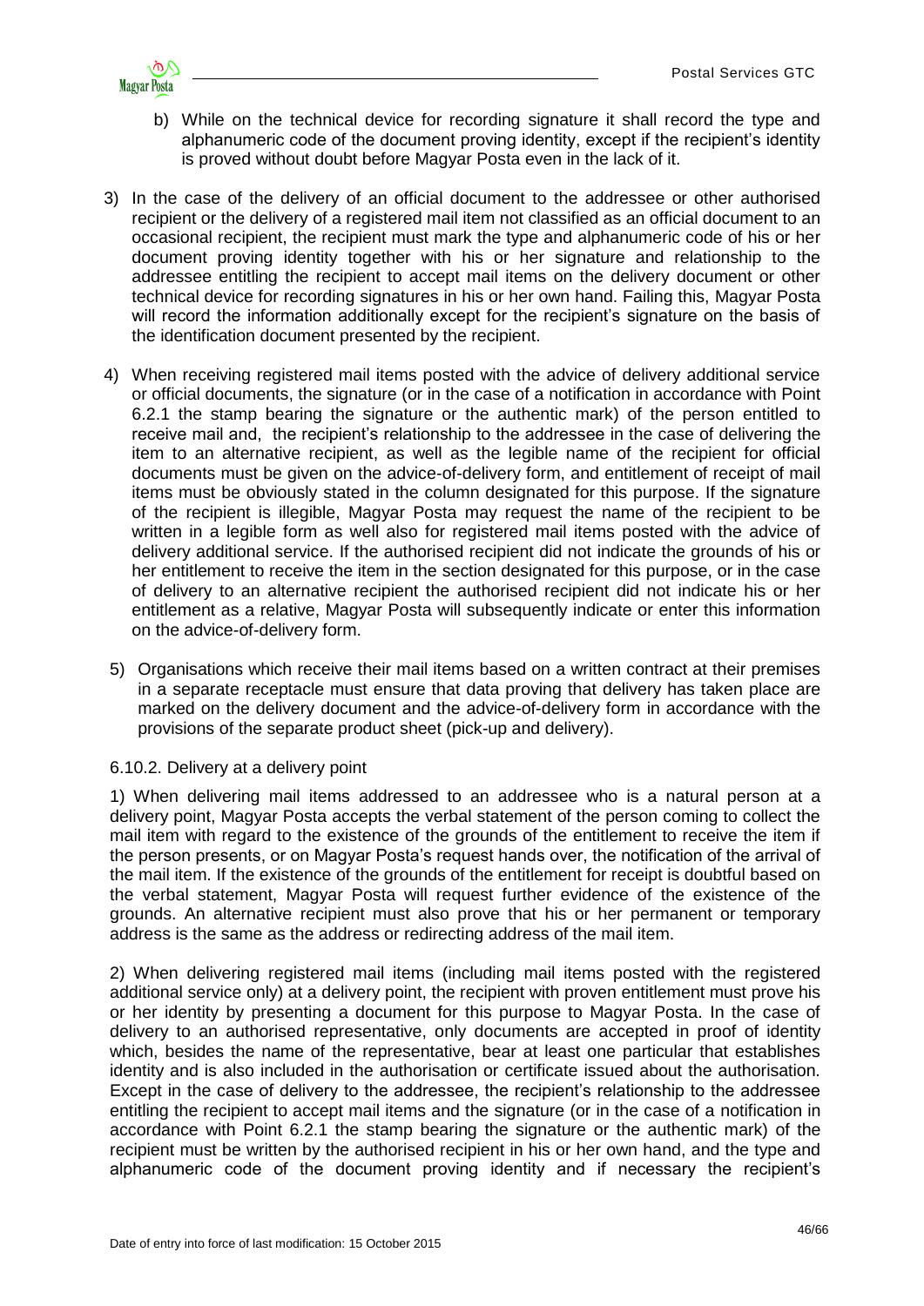b) While on the technical device for recording signature it shall record the type and alphanumeric code of the document proving identity, except if the recipient's identity is proved without doubt before Magyar Posta even in the lack of it.

3) In the case of the delivery of an official document to the addressee or other authorised recipient or the delivery of a registered mail item not classified as an official document to an occasional recipient, the recipient must mark the type and alphanumeric code of his or her document proving identity together with his or her signature and relationship to the addressee entitling the recipient to accept mail items on the delivery document or other technical device for recording signatures in his or her own hand. Failing this, Magyar Posta will record the information additionally except for the recipient's signature on the basis of the identification document presented by the recipient.

4) When receiving registered mail items posted with the advice of delivery additional service or official documents, the signature (or in the case of a notification in accordance with Point 6.2.1 the stamp bearing the signature or the authentic mark) of the person entitled to receive mail and, the recipient's relationship to the addressee in the case of delivering the item to an alternative recipient, as well as the legible name of the recipient for official documents must be given on the advice-of-delivery form, and entitlement of receipt of mail items must be obviously stated in the column designated for this purpose. If the signature of the recipient is illegible, Magyar Posta may request the name of the recipient to be written in a legible form as well also for registered mail items posted with the advice of delivery additional service. If the authorised recipient did not indicate the grounds of his or her entitlement to receive the item in the section designated for this purpose, or in the case of delivery to an alternative recipient the authorised recipient did not indicate his or her entitlement as a relative, Magyar Posta will subsequently indicate or enter this information on the advice-of-delivery form.

5) Organisations which receive their mail items based on a written contract at their premises in a separate receptacle must ensure that data proving that delivery has taken place are marked on the delivery document and the advice-of-delivery form in accordance with the provisions of the separate product sheet (pick-up and delivery).

6.10.2. Delivery at a delivery point

1) When delivering mail items addressed to an addressee who is a natural person at a delivery point, Magyar Posta accepts the verbal statement of the person coming to collect the mail item with regard to the existence of the grounds of the entitlement to receive the item if the person presents, or on Magyar Posta's request hands over, the notification of the arrival of the mail item. If the existence of the grounds of the entitlement for receipt is doubtful based on the verbal statement, Magyar Posta will request further evidence of the existence of the grounds. An alternative recipient must also prove that his or her permanent or temporary address is the same as the address or redirecting address of the mail item.

2) When delivering registered mail items (including mail items posted with the registered additional service only) at a delivery point, the recipient with proven entitlement must prove his or her identity by presenting a document for this purpose to Magyar Posta. In the case of delivery to an authorised representative, only documents are accepted in proof of identity which, besides the name of the representative, bear at least one particular that establishes identity and is also included in the authorisation or certificate issued about the authorisation. Except in the case of delivery to the addressee, the recipient's relationship to the addressee entitling the recipient to accept mail items and the signature (or in the case of a notification in accordance with Point 6.2.1 the stamp bearing the signature or the authentic mark) of the recipient must be written by the authorised recipient in his or her own hand, and the type and alphanumeric code of the document proving identity and if necessary the recipient's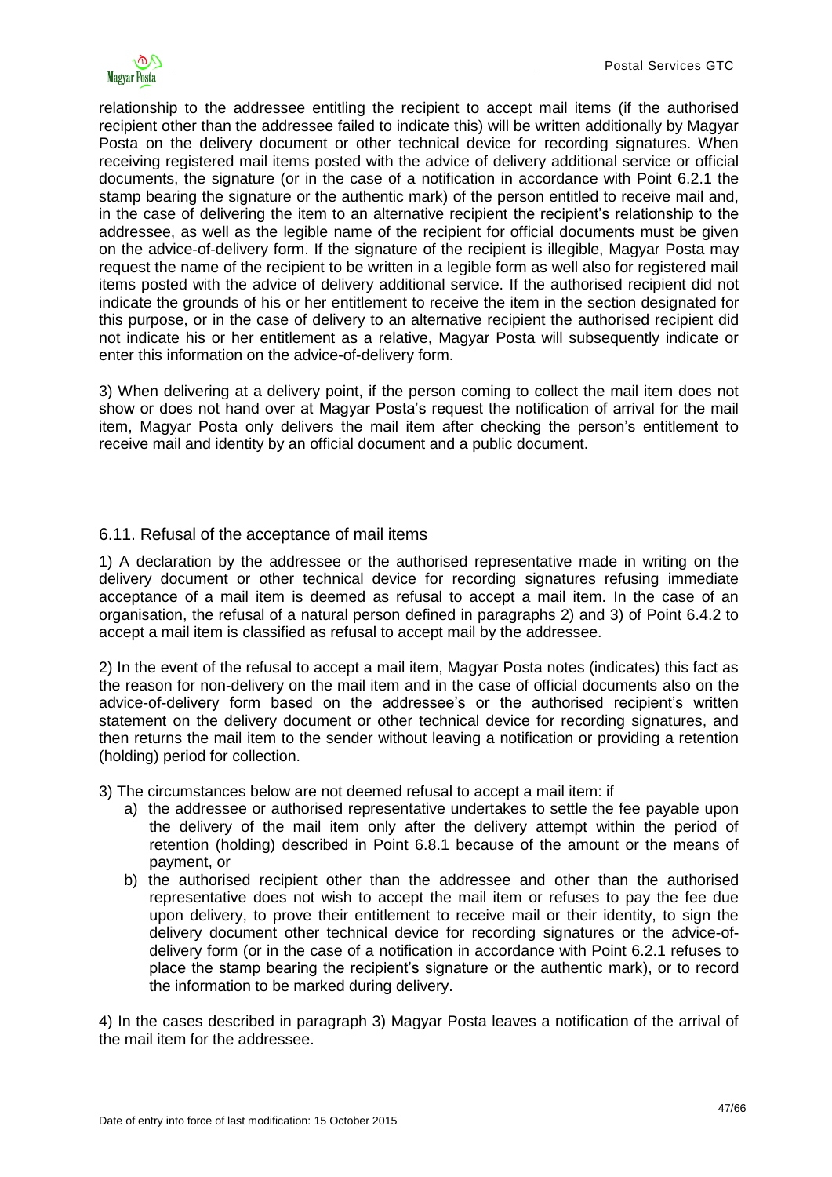relationship to the addressee entitling the recipient to accept mail items (if the authorised recipient other than the addressee failed to indicate this) will be written additionally by Magyar Posta on the delivery document or other technical device for recording signatures. When receiving registered mail items posted with the advice of delivery additional service or official documents, the signature (or in the case of a notification in accordance with Point 6.2.1 the stamp bearing the signature or the authentic mark) of the person entitled to receive mail and, in the case of delivering the item to an alternative recipient the recipient's relationship to the addressee, as well as the legible name of the recipient for official documents must be given on the advice-of-delivery form. If the signature of the recipient is illegible, Magyar Posta may request the name of the recipient to be written in a legible form as well also for registered mail items posted with the advice of delivery additional service. If the authorised recipient did not indicate the grounds of his or her entitlement to receive the item in the section designated for this purpose, or in the case of delivery to an alternative recipient the authorised recipient did not indicate his or her entitlement as a relative, Magyar Posta will subsequently indicate or enter this information on the advice-of-delivery form.

3) When delivering at a delivery point, if the person coming to collect the mail item does not show or does not hand over at Magyar Posta's request the notification of arrival for the mail item, Magyar Posta only delivers the mail item after checking the person's entitlement to receive mail and identity by an official document and a public document.

## 6.11. Refusal of the acceptance of mail items

1) A declaration by the addressee or the authorised representative made in writing on the delivery document or other technical device for recording signatures refusing immediate acceptance of a mail item is deemed as refusal to accept a mail item. In the case of an organisation, the refusal of a natural person defined in paragraphs 2) and 3) of Point 6.4.2 to accept a mail item is classified as refusal to accept mail by the addressee.

2) In the event of the refusal to accept a mail item, Magyar Posta notes (indicates) this fact as the reason for non-delivery on the mail item and in the case of official documents also on the advice-of-delivery form based on the addressee's or the authorised recipient's written statement on the delivery document or other technical device for recording signatures, and then returns the mail item to the sender without leaving a notification or providing a retention (holding) period for collection.

3) The circumstances below are not deemed refusal to accept a mail item: if

- a) the addressee or authorised representative undertakes to settle the fee payable upon the delivery of the mail item only after the delivery attempt within the period of retention (holding) described in Point 6.8.1 because of the amount or the means of payment, or
- b) the authorised recipient other than the addressee and other than the authorised representative does not wish to accept the mail item or refuses to pay the fee due upon delivery, to prove their entitlement to receive mail or their identity, to sign the delivery document other technical device for recording signatures or the advice-of-delivery form (or in the case of a notification in accordance with Point 6.2.1 refuses to place the stamp bearing the recipient's signature or the authentic mark), or to record the information to be marked during delivery.

4) In the cases described in paragraph 3) Magyar Posta leaves a notification of the arrival of the mail item for the addressee.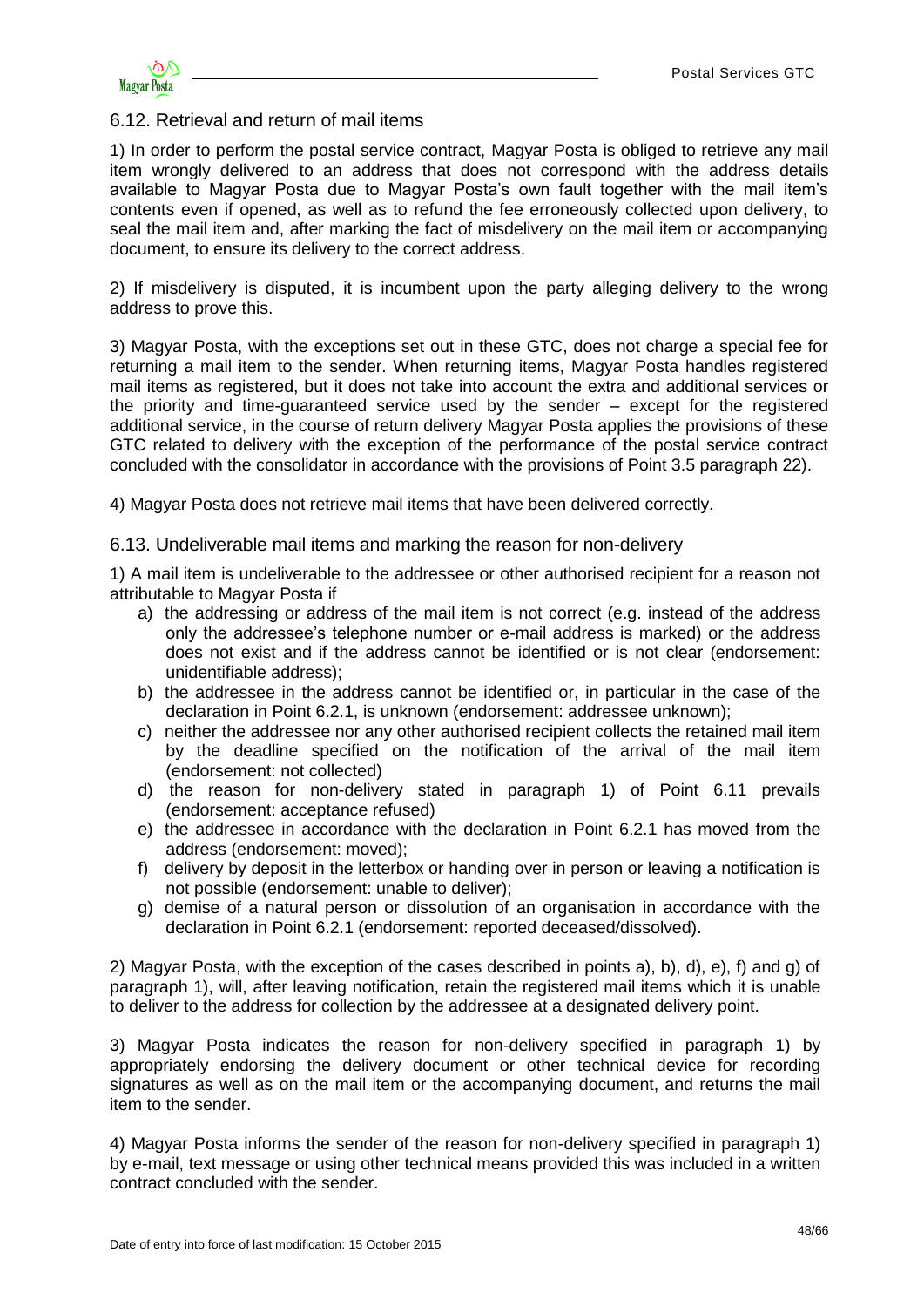## 6.12. Retrieval and return of mail items

1) In order to perform the postal service contract, Magyar Posta is obliged to retrieve any mail item wrongly delivered to an address that does not correspond with the address details available to Magyar Posta due to Magyar Posta's own fault together with the mail item's contents even if opened, as well as to refund the fee erroneously collected upon delivery, to seal the mail item and, after marking the fact of misdelivery on the mail item or accompanying document, to ensure its delivery to the correct address.

2) If misdelivery is disputed, it is incumbent upon the party alleging delivery to the wrong address to prove this.

3) Magyar Posta, with the exceptions set out in these GTC, does not charge a special fee for returning a mail item to the sender. When returning items, Magyar Posta handles registered mail items as registered, but it does not take into account the extra and additional services or the priority and time-guaranteed service used by the sender – except for the registered additional service, in the course of return delivery Magyar Posta applies the provisions of these GTC related to delivery with the exception of the performance of the postal service contract concluded with the consolidator in accordance with the provisions of Point 3.5 paragraph 22).

4) Magyar Posta does not retrieve mail items that have been delivered correctly.

## 6.13. Undeliverable mail items and marking the reason for non-delivery

1) A mail item is undeliverable to the addressee or other authorised recipient for a reason not attributable to Magyar Posta if

a) the addressing or address of the mail item is not correct (e.g. instead of the address only the addressee's telephone number or e-mail address is marked) or the address does not exist and if the address cannot be identified or is not clear (endorsement: unidentifiable address);
b) the addressee in the address cannot be identified or, in particular in the case of the declaration in Point 6.2.1, is unknown (endorsement: addressee unknown);
c) neither the addressee nor any other authorised recipient collects the retained mail item by the deadline specified on the notification of the arrival of the mail item (endorsement: not collected)
d) the reason for non-delivery stated in paragraph 1) of Point 6.11 prevails (endorsement: acceptance refused)
e) the addressee in accordance with the declaration in Point 6.2.1 has moved from the address (endorsement: moved);
f) delivery by deposit in the letterbox or handing over in person or leaving a notification is not possible (endorsement: unable to deliver);
g) demise of a natural person or dissolution of an organisation in accordance with the declaration in Point 6.2.1 (endorsement: reported deceased/dissolved).

2) Magyar Posta, with the exception of the cases described in points a), b), d), e), f) and g) of paragraph 1), will, after leaving notification, retain the registered mail items which it is unable to deliver to the address for collection by the addressee at a designated delivery point.

3) Magyar Posta indicates the reason for non-delivery specified in paragraph 1) by appropriately endorsing the delivery document or other technical device for recording signatures as well as on the mail item or the accompanying document, and returns the mail item to the sender.

4) Magyar Posta informs the sender of the reason for non-delivery specified in paragraph 1) by e-mail, text message or using other technical means provided this was included in a written contract concluded with the sender.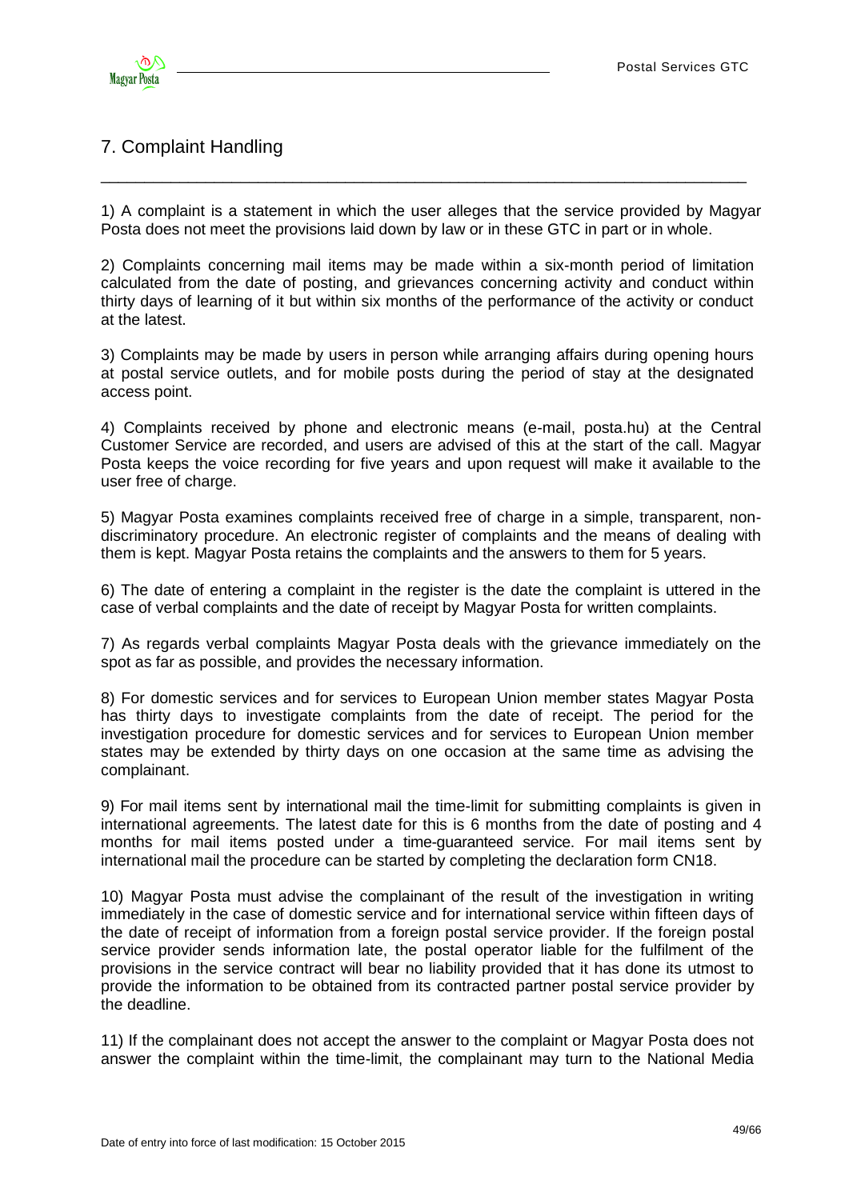## 7. Complaint Handling

1) A complaint is a statement in which the user alleges that the service provided by Magyar Posta does not meet the provisions laid down by law or in these GTC in part or in whole.

2) Complaints concerning mail items may be made within a six-month period of limitation calculated from the date of posting, and grievances concerning activity and conduct within thirty days of learning of it but within six months of the performance of the activity or conduct at the latest.

3) Complaints may be made by users in person while arranging affairs during opening hours at postal service outlets, and for mobile posts during the period of stay at the designated access point.

4) Complaints received by phone and electronic means (e-mail, posta.hu) at the Central Customer Service are recorded, and users are advised of this at the start of the call. Magyar Posta keeps the voice recording for five years and upon request will make it available to the user free of charge.

5) Magyar Posta examines complaints received free of charge in a simple, transparent, non-discriminatory procedure. An electronic register of complaints and the means of dealing with them is kept. Magyar Posta retains the complaints and the answers to them for 5 years.

6) The date of entering a complaint in the register is the date the complaint is uttered in the case of verbal complaints and the date of receipt by Magyar Posta for written complaints.

7) As regards verbal complaints Magyar Posta deals with the grievance immediately on the spot as far as possible, and provides the necessary information.

8) For domestic services and for services to European Union member states Magyar Posta has thirty days to investigate complaints from the date of receipt. The period for the investigation procedure for domestic services and for services to European Union member states may be extended by thirty days on one occasion at the same time as advising the complainant.

9) For mail items sent by international mail the time-limit for submitting complaints is given in international agreements. The latest date for this is 6 months from the date of posting and 4 months for mail items posted under a time-guaranteed service. For mail items sent by international mail the procedure can be started by completing the declaration form CN18.

10) Magyar Posta must advise the complainant of the result of the investigation in writing immediately in the case of domestic service and for international service within fifteen days of the date of receipt of information from a foreign postal service provider. If the foreign postal service provider sends information late, the postal operator liable for the fulfilment of the provisions in the service contract will bear no liability provided that it has done its utmost to provide the information to be obtained from its contracted partner postal service provider by the deadline.

11) If the complainant does not accept the answer to the complaint or Magyar Posta does not answer the complaint within the time-limit, the complainant may turn to the National Media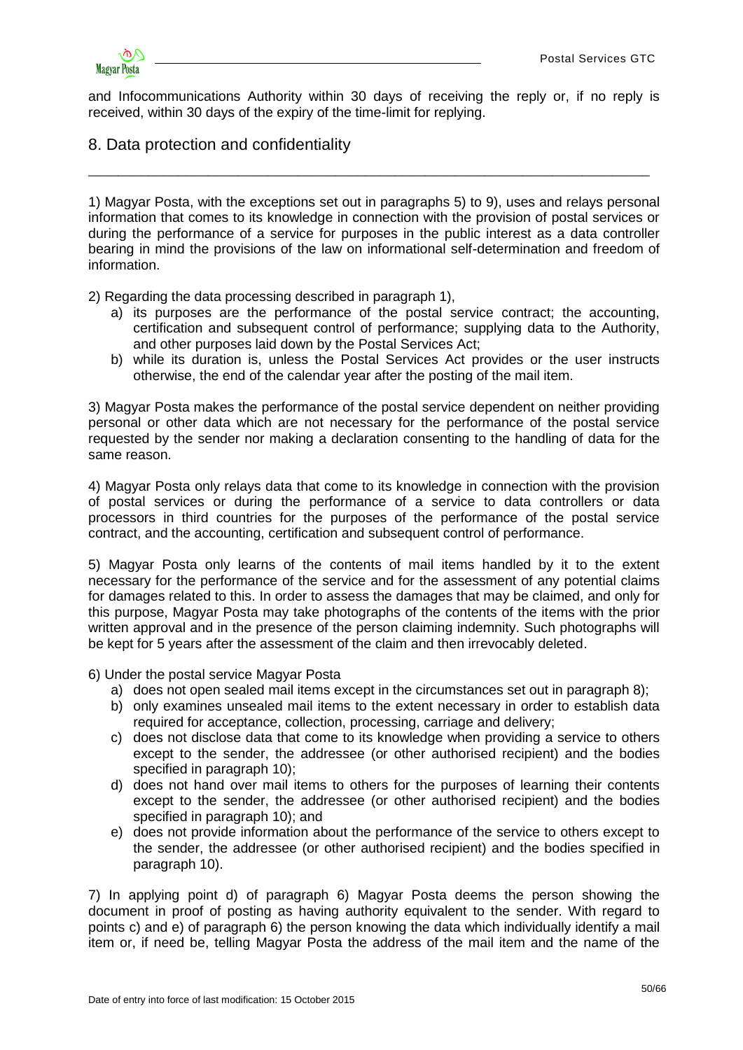and Infocommunications Authority within 30 days of receiving the reply or, if no reply is received, within 30 days of the expiry of the time-limit for replying.

## 8. Data protection and confidentiality

1) Magyar Posta, with the exceptions set out in paragraphs 5) to 9), uses and relays personal information that comes to its knowledge in connection with the provision of postal services or during the performance of a service for purposes in the public interest as a data controller bearing in mind the provisions of the law on informational self-determination and freedom of information.

2) Regarding the data processing described in paragraph 1),

a) its purposes are the performance of the postal service contract; the accounting, certification and subsequent control of performance; supplying data to the Authority, and other purposes laid down by the Postal Services Act;

b) while its duration is, unless the Postal Services Act provides or the user instructs otherwise, the end of the calendar year after the posting of the mail item.

3) Magyar Posta makes the performance of the postal service dependent on neither providing personal or other data which are not necessary for the performance of the postal service requested by the sender nor making a declaration consenting to the handling of data for the same reason.

4) Magyar Posta only relays data that come to its knowledge in connection with the provision of postal services or during the performance of a service to data controllers or data processors in third countries for the purposes of the performance of the postal service contract, and the accounting, certification and subsequent control of performance.

5) Magyar Posta only learns of the contents of mail items handled by it to the extent necessary for the performance of the service and for the assessment of any potential claims for damages related to this. In order to assess the damages that may be claimed, and only for this purpose, Magyar Posta may take photographs of the contents of the items with the prior written approval and in the presence of the person claiming indemnity. Such photographs will be kept for 5 years after the assessment of the claim and then irrevocably deleted.

6) Under the postal service Magyar Posta

a) does not open sealed mail items except in the circumstances set out in paragraph 8);

b) only examines unsealed mail items to the extent necessary in order to establish data required for acceptance, collection, processing, carriage and delivery;

c) does not disclose data that come to its knowledge when providing a service to others except to the sender, the addressee (or other authorised recipient) and the bodies specified in paragraph 10);

d) does not hand over mail items to others for the purposes of learning their contents except to the sender, the addressee (or other authorised recipient) and the bodies specified in paragraph 10); and

e) does not provide information about the performance of the service to others except to the sender, the addressee (or other authorised recipient) and the bodies specified in paragraph 10).

7) In applying point d) of paragraph 6) Magyar Posta deems the person showing the document in proof of posting as having authority equivalent to the sender. With regard to points c) and e) of paragraph 6) the person knowing the data which individually identify a mail item or, if need be, telling Magyar Posta the address of the mail item and the name of the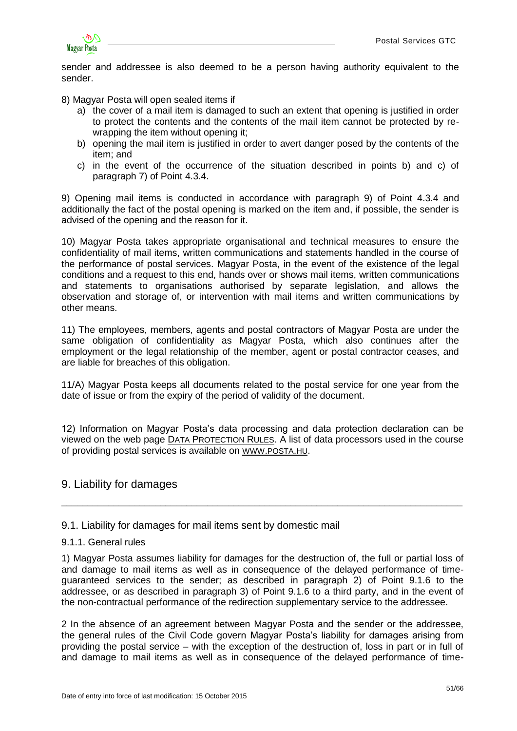sender and addressee is also deemed to be a person having authority equivalent to the sender.

8) Magyar Posta will open sealed items if

a) the cover of a mail item is damaged to such an extent that opening is justified in order to protect the contents and the contents of the mail item cannot be protected by re-wrapping the item without opening it;
b) opening the mail item is justified in order to avert danger posed by the contents of the item; and
c) in the event of the occurrence of the situation described in points b) and c) of paragraph 7) of Point 4.3.4.

9) Opening mail items is conducted in accordance with paragraph 9) of Point 4.3.4 and additionally the fact of the postal opening is marked on the item and, if possible, the sender is advised of the opening and the reason for it.

10) Magyar Posta takes appropriate organisational and technical measures to ensure the confidentiality of mail items, written communications and statements handled in the course of the performance of postal services. Magyar Posta, in the event of the existence of the legal conditions and a request to this end, hands over or shows mail items, written communications and statements to organisations authorised by separate legislation, and allows the observation and storage of, or intervention with mail items and written communications by other means.

11) The employees, members, agents and postal contractors of Magyar Posta are under the same obligation of confidentiality as Magyar Posta, which also continues after the employment or the legal relationship of the member, agent or postal contractor ceases, and are liable for breaches of this obligation.

11/A) Magyar Posta keeps all documents related to the postal service for one year from the date of issue or from the expiry of the period of validity of the document.

12) Information on Magyar Posta's data processing and data protection declaration can be viewed on the web page DATA PROTECTION RULES. A list of data processors used in the course of providing postal services is available on WWW.POSTA.HU.

# 9. Liability for damages

## 9.1. Liability for damages for mail items sent by domestic mail

### 9.1.1. General rules

1) Magyar Posta assumes liability for damages for the destruction of, the full or partial loss of and damage to mail items as well as in consequence of the delayed performance of time-guaranteed services to the sender; as described in paragraph 2) of Point 9.1.6 to the addressee, or as described in paragraph 3) of Point 9.1.6 to a third party, and in the event of the non-contractual performance of the redirection supplementary service to the addressee.

2 In the absence of an agreement between Magyar Posta and the sender or the addressee, the general rules of the Civil Code govern Magyar Posta's liability for damages arising from providing the postal service – with the exception of the destruction of, loss in part or in full of and damage to mail items as well as in consequence of the delayed performance of time-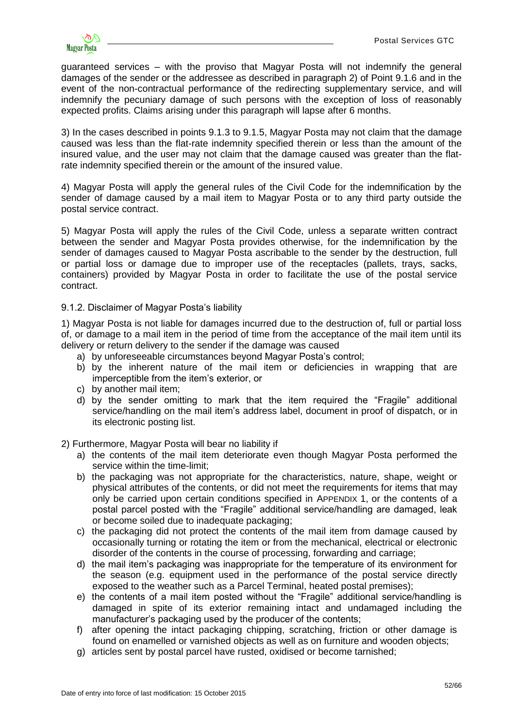guaranteed services – with the proviso that Magyar Posta will not indemnify the general damages of the sender or the addressee as described in paragraph 2) of Point 9.1.6 and in the event of the non-contractual performance of the redirecting supplementary service, and will indemnify the pecuniary damage of such persons with the exception of loss of reasonably expected profits. Claims arising under this paragraph will lapse after 6 months.

3) In the cases described in points 9.1.3 to 9.1.5, Magyar Posta may not claim that the damage caused was less than the flat-rate indemnity specified therein or less than the amount of the insured value, and the user may not claim that the damage caused was greater than the flat-rate indemnity specified therein or the amount of the insured value.

4) Magyar Posta will apply the general rules of the Civil Code for the indemnification by the sender of damage caused by a mail item to Magyar Posta or to any third party outside the postal service contract.

5) Magyar Posta will apply the rules of the Civil Code, unless a separate written contract between the sender and Magyar Posta provides otherwise, for the indemnification by the sender of damages caused to Magyar Posta ascribable to the sender by the destruction, full or partial loss or damage due to improper use of the receptacles (pallets, trays, sacks, containers) provided by Magyar Posta in order to facilitate the use of the postal service contract.

9.1.2. Disclaimer of Magyar Posta's liability

1) Magyar Posta is not liable for damages incurred due to the destruction of, full or partial loss of, or damage to a mail item in the period of time from the acceptance of the mail item until its delivery or return delivery to the sender if the damage was caused

a) by unforeseeable circumstances beyond Magyar Posta's control;
b) by the inherent nature of the mail item or deficiencies in wrapping that are imperceptible from the item's exterior, or
c) by another mail item;
d) by the sender omitting to mark that the item required the "Fragile" additional service/handling on the mail item's address label, document in proof of dispatch, or in its electronic posting list.

2) Furthermore, Magyar Posta will bear no liability if

a) the contents of the mail item deteriorate even though Magyar Posta performed the service within the time-limit;
b) the packaging was not appropriate for the characteristics, nature, shape, weight or physical attributes of the contents, or did not meet the requirements for items that may only be carried upon certain conditions specified in APPENDIX 1, or the contents of a postal parcel posted with the "Fragile" additional service/handling are damaged, leak or become soiled due to inadequate packaging;
c) the packaging did not protect the contents of the mail item from damage caused by occasionally turning or rotating the item or from the mechanical, electrical or electronic disorder of the contents in the course of processing, forwarding and carriage;
d) the mail item's packaging was inappropriate for the temperature of its environment for the season (e.g. equipment used in the performance of the postal service directly exposed to the weather such as a Parcel Terminal, heated postal premises);
e) the contents of a mail item posted without the "Fragile" additional service/handling is damaged in spite of its exterior remaining intact and undamaged including the manufacturer's packaging used by the producer of the contents;
f) after opening the intact packaging chipping, scratching, friction or other damage is found on enamelled or varnished objects as well as on furniture and wooden objects;
g) articles sent by postal parcel have rusted, oxidised or become tarnished;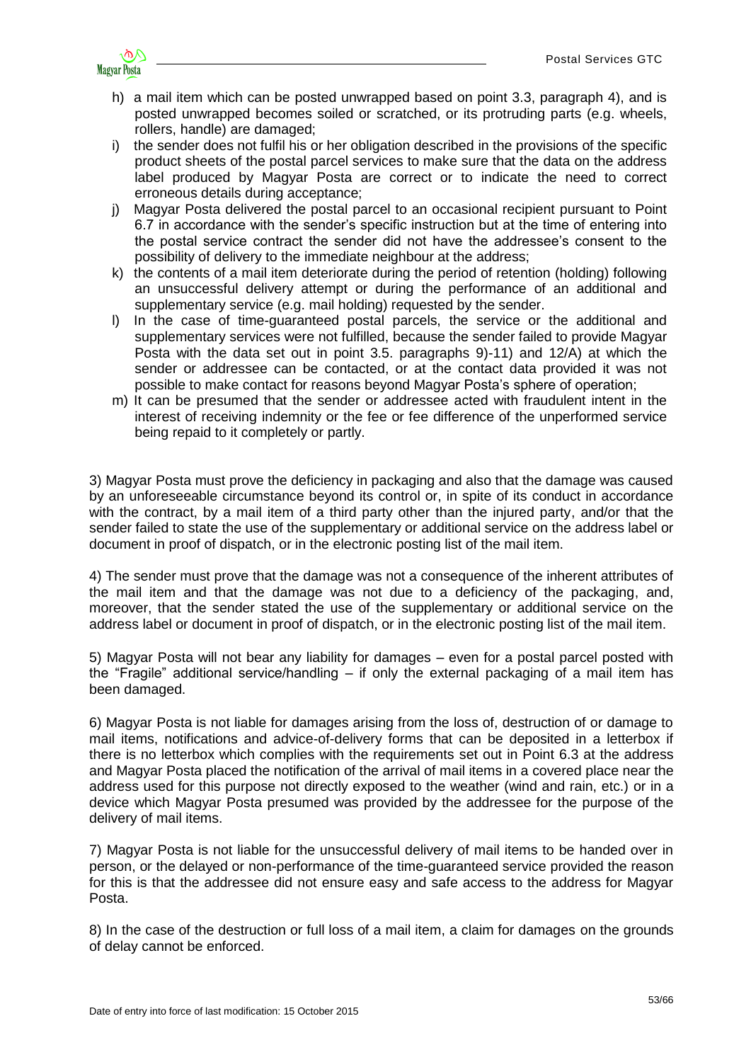h) a mail item which can be posted unwrapped based on point 3.3, paragraph 4), and is posted unwrapped becomes soiled or scratched, or its protruding parts (e.g. wheels, rollers, handle) are damaged;

i) the sender does not fulfil his or her obligation described in the provisions of the specific product sheets of the postal parcel services to make sure that the data on the address label produced by Magyar Posta are correct or to indicate the need to correct erroneous details during acceptance;

j) Magyar Posta delivered the postal parcel to an occasional recipient pursuant to Point 6.7 in accordance with the sender's specific instruction but at the time of entering into the postal service contract the sender did not have the addressee's consent to the possibility of delivery to the immediate neighbour at the address;

k) the contents of a mail item deteriorate during the period of retention (holding) following an unsuccessful delivery attempt or during the performance of an additional and supplementary service (e.g. mail holding) requested by the sender.

l) In the case of time-guaranteed postal parcels, the service or the additional and supplementary services were not fulfilled, because the sender failed to provide Magyar Posta with the data set out in point 3.5. paragraphs 9)-11) and 12/A) at which the sender or addressee can be contacted, or at the contact data provided it was not possible to make contact for reasons beyond Magyar Posta's sphere of operation;

m) It can be presumed that the sender or addressee acted with fraudulent intent in the interest of receiving indemnity or the fee or fee difference of the unperformed service being repaid to it completely or partly.

3) Magyar Posta must prove the deficiency in packaging and also that the damage was caused by an unforeseeable circumstance beyond its control or, in spite of its conduct in accordance with the contract, by a mail item of a third party other than the injured party, and/or that the sender failed to state the use of the supplementary or additional service on the address label or document in proof of dispatch, or in the electronic posting list of the mail item.

4) The sender must prove that the damage was not a consequence of the inherent attributes of the mail item and that the damage was not due to a deficiency of the packaging, and, moreover, that the sender stated the use of the supplementary or additional service on the address label or document in proof of dispatch, or in the electronic posting list of the mail item.

5) Magyar Posta will not bear any liability for damages – even for a postal parcel posted with the "Fragile" additional service/handling – if only the external packaging of a mail item has been damaged.

6) Magyar Posta is not liable for damages arising from the loss of, destruction of or damage to mail items, notifications and advice-of-delivery forms that can be deposited in a letterbox if there is no letterbox which complies with the requirements set out in Point 6.3 at the address and Magyar Posta placed the notification of the arrival of mail items in a covered place near the address used for this purpose not directly exposed to the weather (wind and rain, etc.) or in a device which Magyar Posta presumed was provided by the addressee for the purpose of the delivery of mail items.

7) Magyar Posta is not liable for the unsuccessful delivery of mail items to be handed over in person, or the delayed or non-performance of the time-guaranteed service provided the reason for this is that the addressee did not ensure easy and safe access to the address for Magyar Posta.

8) In the case of the destruction or full loss of a mail item, a claim for damages on the grounds of delay cannot be enforced.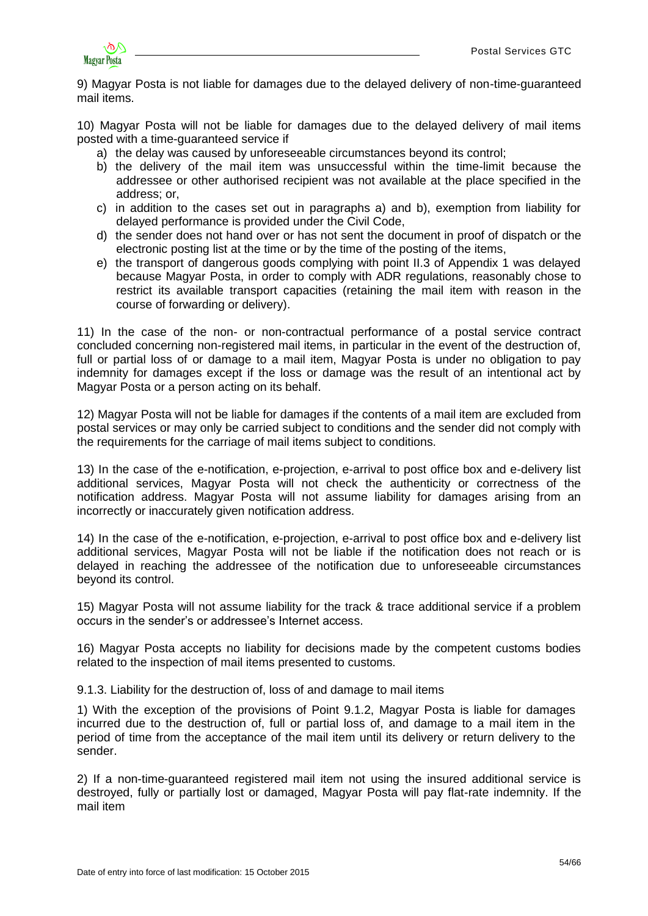9) Magyar Posta is not liable for damages due to the delayed delivery of non-time-guaranteed mail items.

10) Magyar Posta will not be liable for damages due to the delayed delivery of mail items posted with a time-guaranteed service if

a) the delay was caused by unforeseeable circumstances beyond its control;
b) the delivery of the mail item was unsuccessful within the time-limit because the addressee or other authorised recipient was not available at the place specified in the address; or,
c) in addition to the cases set out in paragraphs a) and b), exemption from liability for delayed performance is provided under the Civil Code,
d) the sender does not hand over or has not sent the document in proof of dispatch or the electronic posting list at the time or by the time of the posting of the items,
e) the transport of dangerous goods complying with point II.3 of Appendix 1 was delayed because Magyar Posta, in order to comply with ADR regulations, reasonably chose to restrict its available transport capacities (retaining the mail item with reason in the course of forwarding or delivery).

11) In the case of the non- or non-contractual performance of a postal service contract concluded concerning non-registered mail items, in particular in the event of the destruction of, full or partial loss of or damage to a mail item, Magyar Posta is under no obligation to pay indemnity for damages except if the loss or damage was the result of an intentional act by Magyar Posta or a person acting on its behalf.

12) Magyar Posta will not be liable for damages if the contents of a mail item are excluded from postal services or may only be carried subject to conditions and the sender did not comply with the requirements for the carriage of mail items subject to conditions.

13) In the case of the e-notification, e-projection, e-arrival to post office box and e-delivery list additional services, Magyar Posta will not check the authenticity or correctness of the notification address. Magyar Posta will not assume liability for damages arising from an incorrectly or inaccurately given notification address.

14) In the case of the e-notification, e-projection, e-arrival to post office box and e-delivery list additional services, Magyar Posta will not be liable if the notification does not reach or is delayed in reaching the addressee of the notification due to unforeseeable circumstances beyond its control.

15) Magyar Posta will not assume liability for the track & trace additional service if a problem occurs in the sender's or addressee's Internet access.

16) Magyar Posta accepts no liability for decisions made by the competent customs bodies related to the inspection of mail items presented to customs.

9.1.3. Liability for the destruction of, loss of and damage to mail items

1) With the exception of the provisions of Point 9.1.2, Magyar Posta is liable for damages incurred due to the destruction of, full or partial loss of, and damage to a mail item in the period of time from the acceptance of the mail item until its delivery or return delivery to the sender.

2) If a non-time-guaranteed registered mail item not using the insured additional service is destroyed, fully or partially lost or damaged, Magyar Posta will pay flat-rate indemnity. If the mail item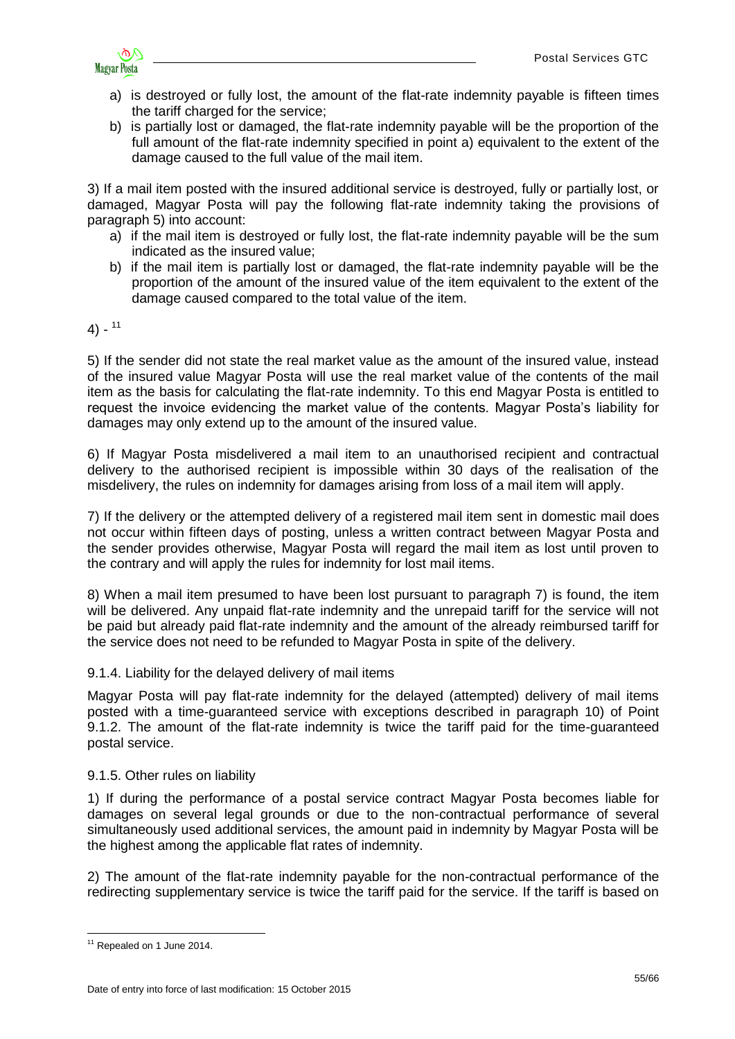a) is destroyed or fully lost, the amount of the flat-rate indemnity payable is fifteen times the tariff charged for the service;
b) is partially lost or damaged, the flat-rate indemnity payable will be the proportion of the full amount of the flat-rate indemnity specified in point a) equivalent to the extent of the damage caused to the full value of the mail item.

3) If a mail item posted with the insured additional service is destroyed, fully or partially lost, or damaged, Magyar Posta will pay the following flat-rate indemnity taking the provisions of paragraph 5) into account:

a) if the mail item is destroyed or fully lost, the flat-rate indemnity payable will be the sum indicated as the insured value;
b) if the mail item is partially lost or damaged, the flat-rate indemnity payable will be the proportion of the amount of the insured value of the item equivalent to the extent of the damage caused compared to the total value of the item.

4) - [11]

5) If the sender did not state the real market value as the amount of the insured value, instead of the insured value Magyar Posta will use the real market value of the contents of the mail item as the basis for calculating the flat-rate indemnity. To this end Magyar Posta is entitled to request the invoice evidencing the market value of the contents. Magyar Posta's liability for damages may only extend up to the amount of the insured value.

6) If Magyar Posta misdelivered a mail item to an unauthorised recipient and contractual delivery to the authorised recipient is impossible within 30 days of the realisation of the misdelivery, the rules on indemnity for damages arising from loss of a mail item will apply.

7) If the delivery or the attempted delivery of a registered mail item sent in domestic mail does not occur within fifteen days of posting, unless a written contract between Magyar Posta and the sender provides otherwise, Magyar Posta will regard the mail item as lost until proven to the contrary and will apply the rules for indemnity for lost mail items.

8) When a mail item presumed to have been lost pursuant to paragraph 7) is found, the item will be delivered. Any unpaid flat-rate indemnity and the unrepaid tariff for the service will not be paid but already paid flat-rate indemnity and the amount of the already reimbursed tariff for the service does not need to be refunded to Magyar Posta in spite of the delivery.

### 9.1.4. Liability for the delayed delivery of mail items

Magyar Posta will pay flat-rate indemnity for the delayed (attempted) delivery of mail items posted with a time-guaranteed service with exceptions described in paragraph 10) of Point 9.1.2. The amount of the flat-rate indemnity is twice the tariff paid for the time-guaranteed postal service.

### 9.1.5. Other rules on liability

1) If during the performance of a postal service contract Magyar Posta becomes liable for damages on several legal grounds or due to the non-contractual performance of several simultaneously used additional services, the amount paid in indemnity by Magyar Posta will be the highest among the applicable flat rates of indemnity.

2) The amount of the flat-rate indemnity payable for the non-contractual performance of the redirecting supplementary service is twice the tariff paid for the service. If the tariff is based on

[11] Repealed on 1 June 2014.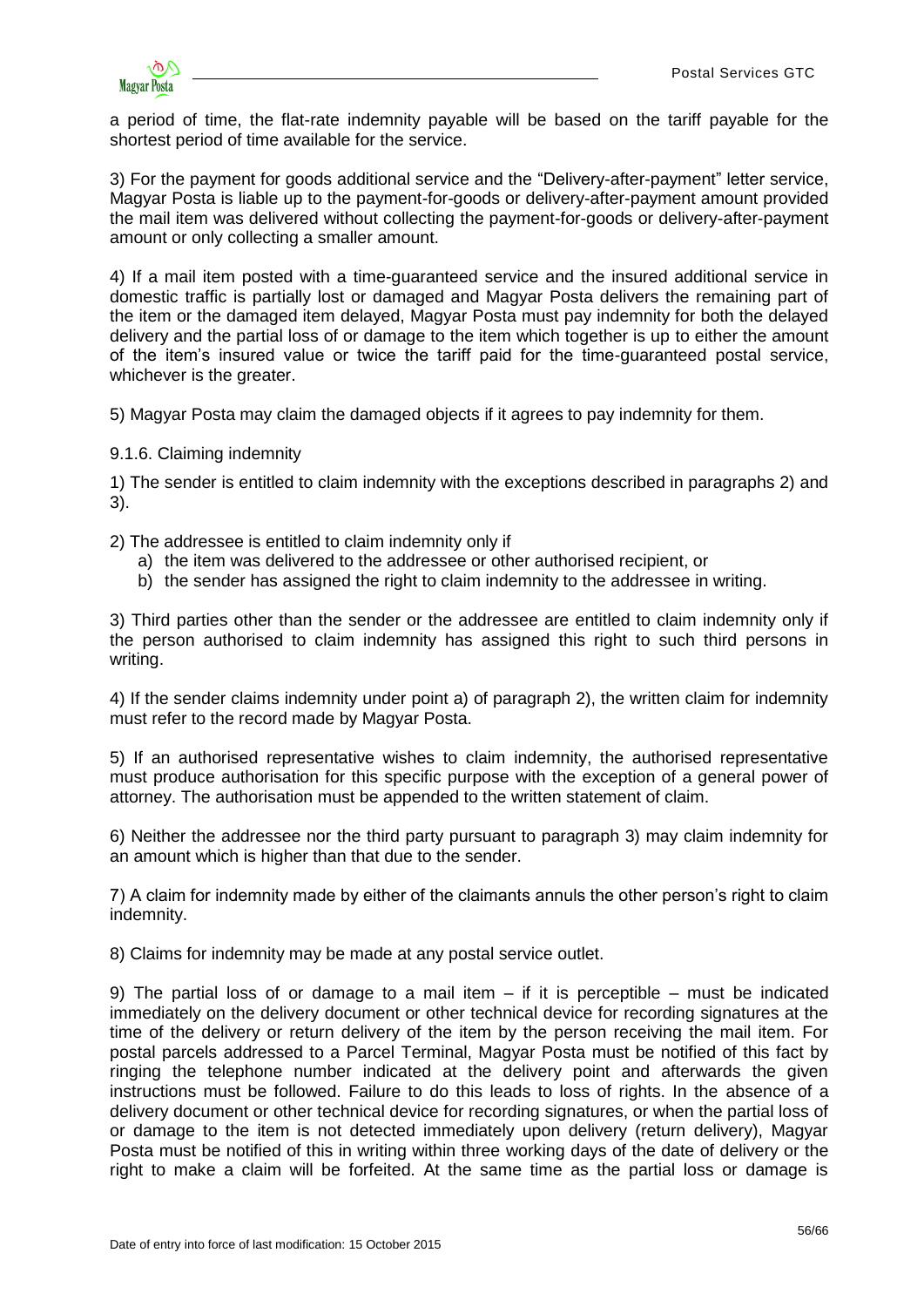a period of time, the flat-rate indemnity payable will be based on the tariff payable for the shortest period of time available for the service.

3) For the payment for goods additional service and the "Delivery-after-payment" letter service, Magyar Posta is liable up to the payment-for-goods or delivery-after-payment amount provided the mail item was delivered without collecting the payment-for-goods or delivery-after-payment amount or only collecting a smaller amount.

4) If a mail item posted with a time-guaranteed service and the insured additional service in domestic traffic is partially lost or damaged and Magyar Posta delivers the remaining part of the item or the damaged item delayed, Magyar Posta must pay indemnity for both the delayed delivery and the partial loss of or damage to the item which together is up to either the amount of the item's insured value or twice the tariff paid for the time-guaranteed postal service, whichever is the greater.

5) Magyar Posta may claim the damaged objects if it agrees to pay indemnity for them.

9.1.6. Claiming indemnity

1) The sender is entitled to claim indemnity with the exceptions described in paragraphs 2) and 3).

2) The addressee is entitled to claim indemnity only if

a) the item was delivered to the addressee or other authorised recipient, or
b) the sender has assigned the right to claim indemnity to the addressee in writing.

3) Third parties other than the sender or the addressee are entitled to claim indemnity only if the person authorised to claim indemnity has assigned this right to such third persons in writing.

4) If the sender claims indemnity under point a) of paragraph 2), the written claim for indemnity must refer to the record made by Magyar Posta.

5) If an authorised representative wishes to claim indemnity, the authorised representative must produce authorisation for this specific purpose with the exception of a general power of attorney. The authorisation must be appended to the written statement of claim.

6) Neither the addressee nor the third party pursuant to paragraph 3) may claim indemnity for an amount which is higher than that due to the sender.

7) A claim for indemnity made by either of the claimants annuls the other person's right to claim indemnity.

8) Claims for indemnity may be made at any postal service outlet.

9) The partial loss of or damage to a mail item – if it is perceptible – must be indicated immediately on the delivery document or other technical device for recording signatures at the time of the delivery or return delivery of the item by the person receiving the mail item. For postal parcels addressed to a Parcel Terminal, Magyar Posta must be notified of this fact by ringing the telephone number indicated at the delivery point and afterwards the given instructions must be followed. Failure to do this leads to loss of rights. In the absence of a delivery document or other technical device for recording signatures, or when the partial loss of or damage to the item is not detected immediately upon delivery (return delivery), Magyar Posta must be notified of this in writing within three working days of the date of delivery or the right to make a claim will be forfeited. At the same time as the partial loss or damage is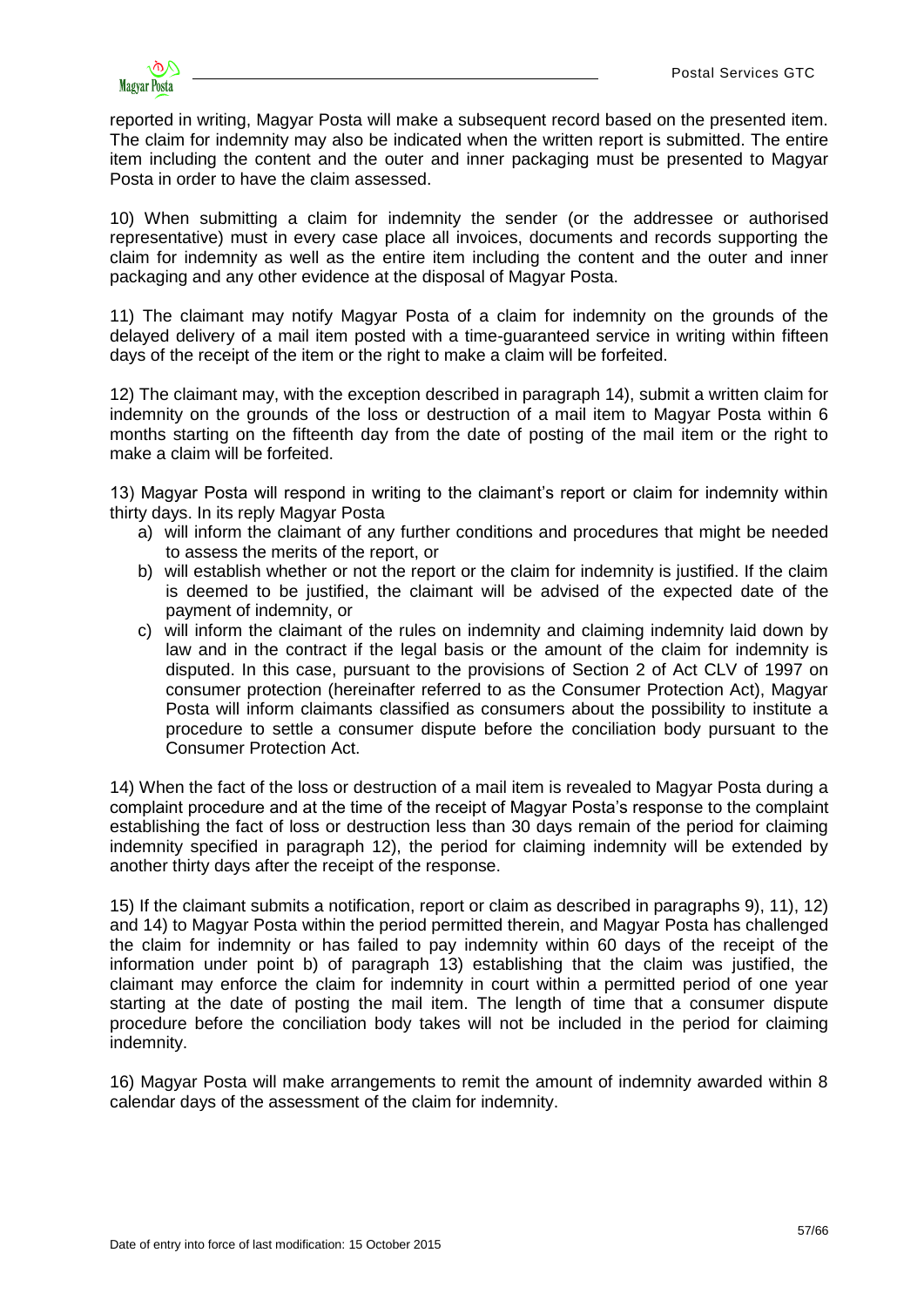reported in writing, Magyar Posta will make a subsequent record based on the presented item. The claim for indemnity may also be indicated when the written report is submitted. The entire item including the content and the outer and inner packaging must be presented to Magyar Posta in order to have the claim assessed.

10) When submitting a claim for indemnity the sender (or the addressee or authorised representative) must in every case place all invoices, documents and records supporting the claim for indemnity as well as the entire item including the content and the outer and inner packaging and any other evidence at the disposal of Magyar Posta.

11) The claimant may notify Magyar Posta of a claim for indemnity on the grounds of the delayed delivery of a mail item posted with a time-guaranteed service in writing within fifteen days of the receipt of the item or the right to make a claim will be forfeited.

12) The claimant may, with the exception described in paragraph 14), submit a written claim for indemnity on the grounds of the loss or destruction of a mail item to Magyar Posta within 6 months starting on the fifteenth day from the date of posting of the mail item or the right to make a claim will be forfeited.

13) Magyar Posta will respond in writing to the claimant's report or claim for indemnity within thirty days. In its reply Magyar Posta

a) will inform the claimant of any further conditions and procedures that might be needed to assess the merits of the report, or
b) will establish whether or not the report or the claim for indemnity is justified. If the claim is deemed to be justified, the claimant will be advised of the expected date of the payment of indemnity, or
c) will inform the claimant of the rules on indemnity and claiming indemnity laid down by law and in the contract if the legal basis or the amount of the claim for indemnity is disputed. In this case, pursuant to the provisions of Section 2 of Act CLV of 1997 on consumer protection (hereinafter referred to as the Consumer Protection Act), Magyar Posta will inform claimants classified as consumers about the possibility to institute a procedure to settle a consumer dispute before the conciliation body pursuant to the Consumer Protection Act.

14) When the fact of the loss or destruction of a mail item is revealed to Magyar Posta during a complaint procedure and at the time of the receipt of Magyar Posta's response to the complaint establishing the fact of loss or destruction less than 30 days remain of the period for claiming indemnity specified in paragraph 12), the period for claiming indemnity will be extended by another thirty days after the receipt of the response.

15) If the claimant submits a notification, report or claim as described in paragraphs 9), 11), 12) and 14) to Magyar Posta within the period permitted therein, and Magyar Posta has challenged the claim for indemnity or has failed to pay indemnity within 60 days of the receipt of the information under point b) of paragraph 13) establishing that the claim was justified, the claimant may enforce the claim for indemnity in court within a permitted period of one year starting at the date of posting the mail item. The length of time that a consumer dispute procedure before the conciliation body takes will not be included in the period for claiming indemnity.

16) Magyar Posta will make arrangements to remit the amount of indemnity awarded within 8 calendar days of the assessment of the claim for indemnity.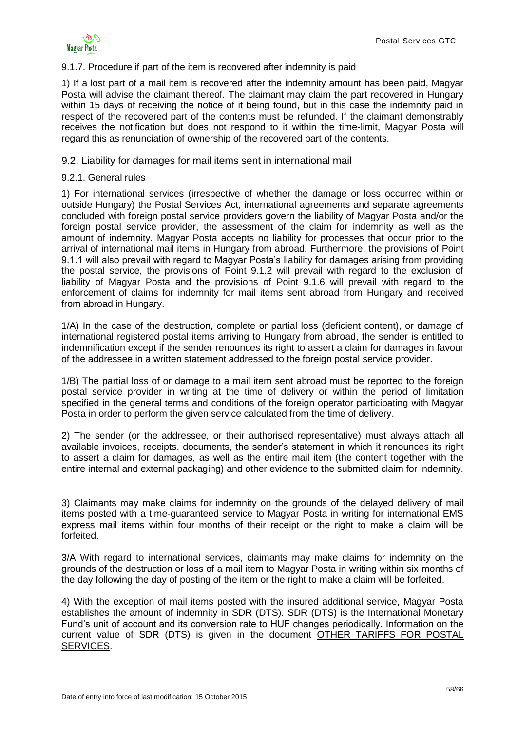#### 9.1.7. Procedure if part of the item is recovered after indemnity is paid

1) If a lost part of a mail item is recovered after the indemnity amount has been paid, Magyar Posta will advise the claimant thereof. The claimant may claim the part recovered in Hungary within 15 days of receiving the notice of it being found, but in this case the indemnity paid in respect of the recovered part of the contents must be refunded. If the claimant demonstrably receives the notification but does not respond to it within the time-limit, Magyar Posta will regard this as renunciation of ownership of the recovered part of the contents.

### 9.2. Liability for damages for mail items sent in international mail

#### 9.2.1. General rules

1) For international services (irrespective of whether the damage or loss occurred within or outside Hungary) the Postal Services Act, international agreements and separate agreements concluded with foreign postal service providers govern the liability of Magyar Posta and/or the foreign postal service provider, the assessment of the claim for indemnity as well as the amount of indemnity. Magyar Posta accepts no liability for processes that occur prior to the arrival of international mail items in Hungary from abroad. Furthermore, the provisions of Point 9.1.1 will also prevail with regard to Magyar Posta's liability for damages arising from providing the postal service, the provisions of Point 9.1.2 will prevail with regard to the exclusion of liability of Magyar Posta and the provisions of Point 9.1.6 will prevail with regard to the enforcement of claims for indemnity for mail items sent abroad from Hungary and received from abroad in Hungary.

1/A) In the case of the destruction, complete or partial loss (deficient content), or damage of international registered postal items arriving to Hungary from abroad, the sender is entitled to indemnification except if the sender renounces its right to assert a claim for damages in favour of the addressee in a written statement addressed to the foreign postal service provider.

1/B) The partial loss of or damage to a mail item sent abroad must be reported to the foreign postal service provider in writing at the time of delivery or within the period of limitation specified in the general terms and conditions of the foreign operator participating with Magyar Posta in order to perform the given service calculated from the time of delivery.

2) The sender (or the addressee, or their authorised representative) must always attach all available invoices, receipts, documents, the sender's statement in which it renounces its right to assert a claim for damages, as well as the entire mail item (the content together with the entire internal and external packaging) and other evidence to the submitted claim for indemnity.

3) Claimants may make claims for indemnity on the grounds of the delayed delivery of mail items posted with a time-guaranteed service to Magyar Posta in writing for international EMS express mail items within four months of their receipt or the right to make a claim will be forfeited.

3/A With regard to international services, claimants may make claims for indemnity on the grounds of the destruction or loss of a mail item to Magyar Posta in writing within six months of the day following the day of posting of the item or the right to make a claim will be forfeited.

4) With the exception of mail items posted with the insured additional service, Magyar Posta establishes the amount of indemnity in SDR (DTS). SDR (DTS) is the International Monetary Fund's unit of account and its conversion rate to HUF changes periodically. Information on the current value of SDR (DTS) is given in the document OTHER TARIFFS FOR POSTAL SERVICES.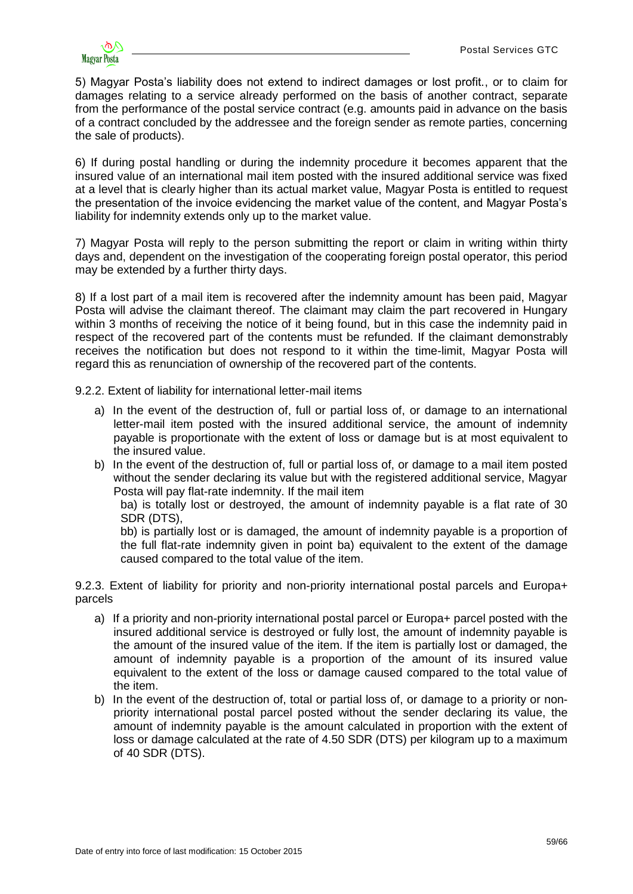5) Magyar Posta's liability does not extend to indirect damages or lost profit., or to claim for damages relating to a service already performed on the basis of another contract, separate from the performance of the postal service contract (e.g. amounts paid in advance on the basis of a contract concluded by the addressee and the foreign sender as remote parties, concerning the sale of products).

6) If during postal handling or during the indemnity procedure it becomes apparent that the insured value of an international mail item posted with the insured additional service was fixed at a level that is clearly higher than its actual market value, Magyar Posta is entitled to request the presentation of the invoice evidencing the market value of the content, and Magyar Posta's liability for indemnity extends only up to the market value.

7) Magyar Posta will reply to the person submitting the report or claim in writing within thirty days and, dependent on the investigation of the cooperating foreign postal operator, this period may be extended by a further thirty days.

8) If a lost part of a mail item is recovered after the indemnity amount has been paid, Magyar Posta will advise the claimant thereof. The claimant may claim the part recovered in Hungary within 3 months of receiving the notice of it being found, but in this case the indemnity paid in respect of the recovered part of the contents must be refunded. If the claimant demonstrably receives the notification but does not respond to it within the time-limit, Magyar Posta will regard this as renunciation of ownership of the recovered part of the contents.

9.2.2. Extent of liability for international letter-mail items

a) In the event of the destruction of, full or partial loss of, or damage to an international letter-mail item posted with the insured additional service, the amount of indemnity payable is proportionate with the extent of loss or damage but is at most equivalent to the insured value.

b) In the event of the destruction of, full or partial loss of, or damage to a mail item posted without the sender declaring its value but with the registered additional service, Magyar Posta will pay flat-rate indemnity. If the mail item

   ba) is totally lost or destroyed, the amount of indemnity payable is a flat rate of 30 SDR (DTS),

   bb) is partially lost or is damaged, the amount of indemnity payable is a proportion of the full flat-rate indemnity given in point ba) equivalent to the extent of the damage caused compared to the total value of the item.

9.2.3. Extent of liability for priority and non-priority international postal parcels and Europa+ parcels

a) If a priority and non-priority international postal parcel or Europa+ parcel posted with the insured additional service is destroyed or fully lost, the amount of indemnity payable is the amount of the insured value of the item. If the item is partially lost or damaged, the amount of indemnity payable is a proportion of the amount of its insured value equivalent to the extent of the loss or damage caused compared to the total value of the item.

b) In the event of the destruction of, total or partial loss of, or damage to a priority or non-priority international postal parcel posted without the sender declaring its value, the amount of indemnity payable is the amount calculated in proportion with the extent of loss or damage calculated at the rate of 4.50 SDR (DTS) per kilogram up to a maximum of 40 SDR (DTS).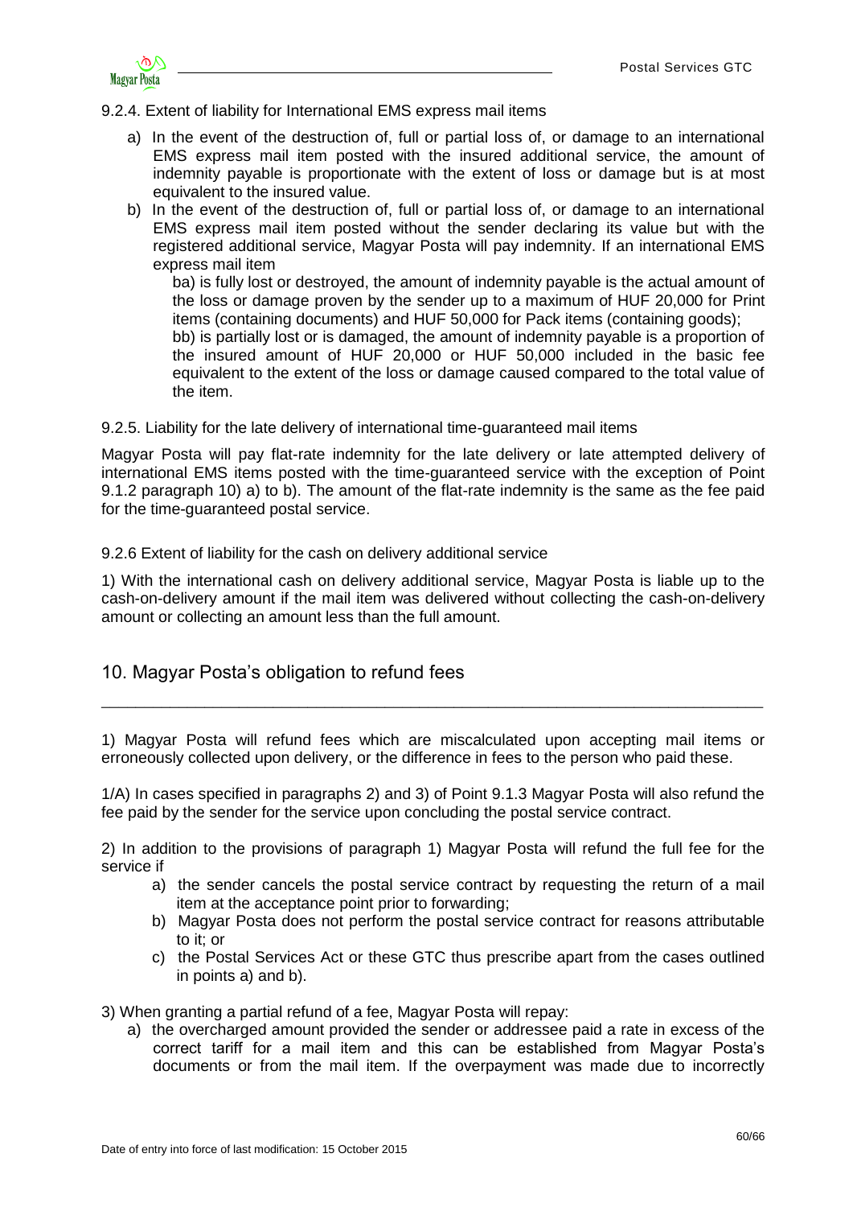9.2.4. Extent of liability for International EMS express mail items

a) In the event of the destruction of, full or partial loss of, or damage to an international EMS express mail item posted with the insured additional service, the amount of indemnity payable is proportionate with the extent of loss or damage but is at most equivalent to the insured value.

b) In the event of the destruction of, full or partial loss of, or damage to an international EMS express mail item posted without the sender declaring its value but with the registered additional service, Magyar Posta will pay indemnity. If an international EMS express mail item

ba) is fully lost or destroyed, the amount of indemnity payable is the actual amount of the loss or damage proven by the sender up to a maximum of HUF 20,000 for Print items (containing documents) and HUF 50,000 for Pack items (containing goods);

bb) is partially lost or is damaged, the amount of indemnity payable is a proportion of the insured amount of HUF 20,000 or HUF 50,000 included in the basic fee equivalent to the extent of the loss or damage caused compared to the total value of the item.

9.2.5. Liability for the late delivery of international time-guaranteed mail items

Magyar Posta will pay flat-rate indemnity for the late delivery or late attempted delivery of international EMS items posted with the time-guaranteed service with the exception of Point 9.1.2 paragraph 10) a) to b). The amount of the flat-rate indemnity is the same as the fee paid for the time-guaranteed postal service.

9.2.6 Extent of liability for the cash on delivery additional service

1) With the international cash on delivery additional service, Magyar Posta is liable up to the cash-on-delivery amount if the mail item was delivered without collecting the cash-on-delivery amount or collecting an amount less than the full amount.

## 10. Magyar Posta's obligation to refund fees

1) Magyar Posta will refund fees which are miscalculated upon accepting mail items or erroneously collected upon delivery, or the difference in fees to the person who paid these.

1/A) In cases specified in paragraphs 2) and 3) of Point 9.1.3 Magyar Posta will also refund the fee paid by the sender for the service upon concluding the postal service contract.

2) In addition to the provisions of paragraph 1) Magyar Posta will refund the full fee for the service if

a) the sender cancels the postal service contract by requesting the return of a mail item at the acceptance point prior to forwarding;

b) Magyar Posta does not perform the postal service contract for reasons attributable to it; or

c) the Postal Services Act or these GTC thus prescribe apart from the cases outlined in points a) and b).

3) When granting a partial refund of a fee, Magyar Posta will repay:

a) the overcharged amount provided the sender or addressee paid a rate in excess of the correct tariff for a mail item and this can be established from Magyar Posta's documents or from the mail item. If the overpayment was made due to incorrectly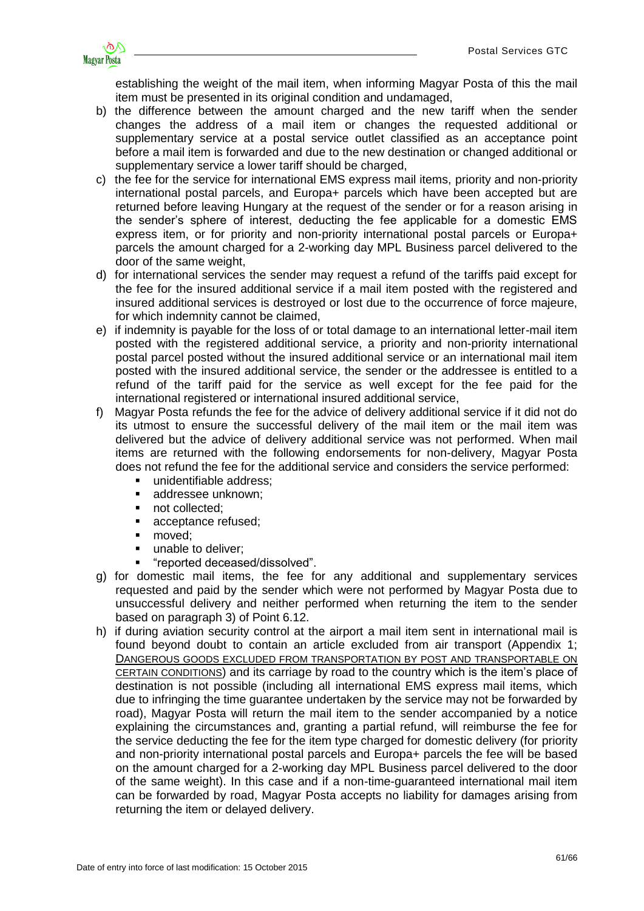establishing the weight of the mail item, when informing Magyar Posta of this the mail item must be presented in its original condition and undamaged,

b) the difference between the amount charged and the new tariff when the sender changes the address of a mail item or changes the requested additional or supplementary service at a postal service outlet classified as an acceptance point before a mail item is forwarded and due to the new destination or changed additional or supplementary service a lower tariff should be charged,
c) the fee for the service for international EMS express mail items, priority and non-priority international postal parcels, and Europa+ parcels which have been accepted but are returned before leaving Hungary at the request of the sender or for a reason arising in the sender's sphere of interest, deducting the fee applicable for a domestic EMS express item, or for priority and non-priority international postal parcels or Europa+ parcels the amount charged for a 2-working day MPL Business parcel delivered to the door of the same weight,
d) for international services the sender may request a refund of the tariffs paid except for the fee for the insured additional service if a mail item posted with the registered and insured additional services is destroyed or lost due to the occurrence of force majeure, for which indemnity cannot be claimed,
e) if indemnity is payable for the loss of or total damage to an international letter-mail item posted with the registered additional service, a priority and non-priority international postal parcel posted without the insured additional service or an international mail item posted with the insured additional service, the sender or the addressee is entitled to a refund of the tariff paid for the service as well except for the fee paid for the international registered or international insured additional service,
f) Magyar Posta refunds the fee for the advice of delivery additional service if it did not do its utmost to ensure the successful delivery of the mail item or the mail item was delivered but the advice of delivery additional service was not performed. When mail items are returned with the following endorsements for non-delivery, Magyar Posta does not refund the fee for the additional service and considers the service performed:
   - unidentifiable address;
   - addressee unknown;
   - not collected;
   - acceptance refused;
   - moved;
   - unable to deliver;
   - "reported deceased/dissolved".
g) for domestic mail items, the fee for any additional and supplementary services requested and paid by the sender which were not performed by Magyar Posta due to unsuccessful delivery and neither performed when returning the item to the sender based on paragraph 3) of Point 6.12.
h) if during aviation security control at the airport a mail item sent in international mail is found beyond doubt to contain an article excluded from air transport (Appendix 1; DANGEROUS GOODS EXCLUDED FROM TRANSPORTATION BY POST AND TRANSPORTABLE ON CERTAIN CONDITIONS) and its carriage by road to the country which is the item's place of destination is not possible (including all international EMS express mail items, which due to infringing the time guarantee undertaken by the service may not be forwarded by road), Magyar Posta will return the mail item to the sender accompanied by a notice explaining the circumstances and, granting a partial refund, will reimburse the fee for the service deducting the fee for the item type charged for domestic delivery (for priority and non-priority international postal parcels and Europa+ parcels the fee will be based on the amount charged for a 2-working day MPL Business parcel delivered to the door of the same weight). In this case and if a non-time-guaranteed international mail item can be forwarded by road, Magyar Posta accepts no liability for damages arising from returning the item or delayed delivery.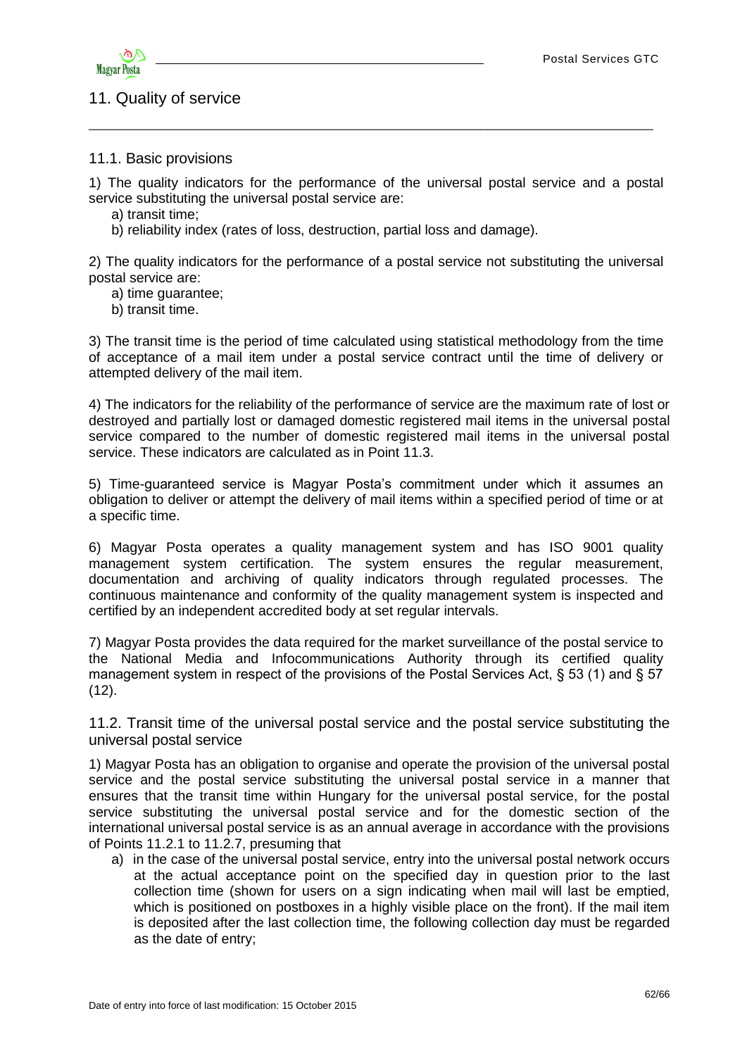# 11. Quality of service

## 11.1. Basic provisions

1) The quality indicators for the performance of the universal postal service and a postal service substituting the universal postal service are:

a) transit time;

b) reliability index (rates of loss, destruction, partial loss and damage).

2) The quality indicators for the performance of a postal service not substituting the universal postal service are:

a) time guarantee;

b) transit time.

3) The transit time is the period of time calculated using statistical methodology from the time of acceptance of a mail item under a postal service contract until the time of delivery or attempted delivery of the mail item.

4) The indicators for the reliability of the performance of service are the maximum rate of lost or destroyed and partially lost or damaged domestic registered mail items in the universal postal service compared to the number of domestic registered mail items in the universal postal service. These indicators are calculated as in Point 11.3.

5) Time-guaranteed service is Magyar Posta's commitment under which it assumes an obligation to deliver or attempt the delivery of mail items within a specified period of time or at a specific time.

6) Magyar Posta operates a quality management system and has ISO 9001 quality management system certification. The system ensures the regular measurement, documentation and archiving of quality indicators through regulated processes. The continuous maintenance and conformity of the quality management system is inspected and certified by an independent accredited body at set regular intervals.

7) Magyar Posta provides the data required for the market surveillance of the postal service to the National Media and Infocommunications Authority through its certified quality management system in respect of the provisions of the Postal Services Act, § 53 (1) and § 57 (12).

## 11.2. Transit time of the universal postal service and the postal service substituting the universal postal service

1) Magyar Posta has an obligation to organise and operate the provision of the universal postal service and the postal service substituting the universal postal service in a manner that ensures that the transit time within Hungary for the universal postal service, for the postal service substituting the universal postal service and for the domestic section of the international universal postal service is as an annual average in accordance with the provisions of Points 11.2.1 to 11.2.7, presuming that

a) in the case of the universal postal service, entry into the universal postal network occurs at the actual acceptance point on the specified day in question prior to the last collection time (shown for users on a sign indicating when mail will last be emptied, which is positioned on postboxes in a highly visible place on the front). If the mail item is deposited after the last collection time, the following collection day must be regarded as the date of entry;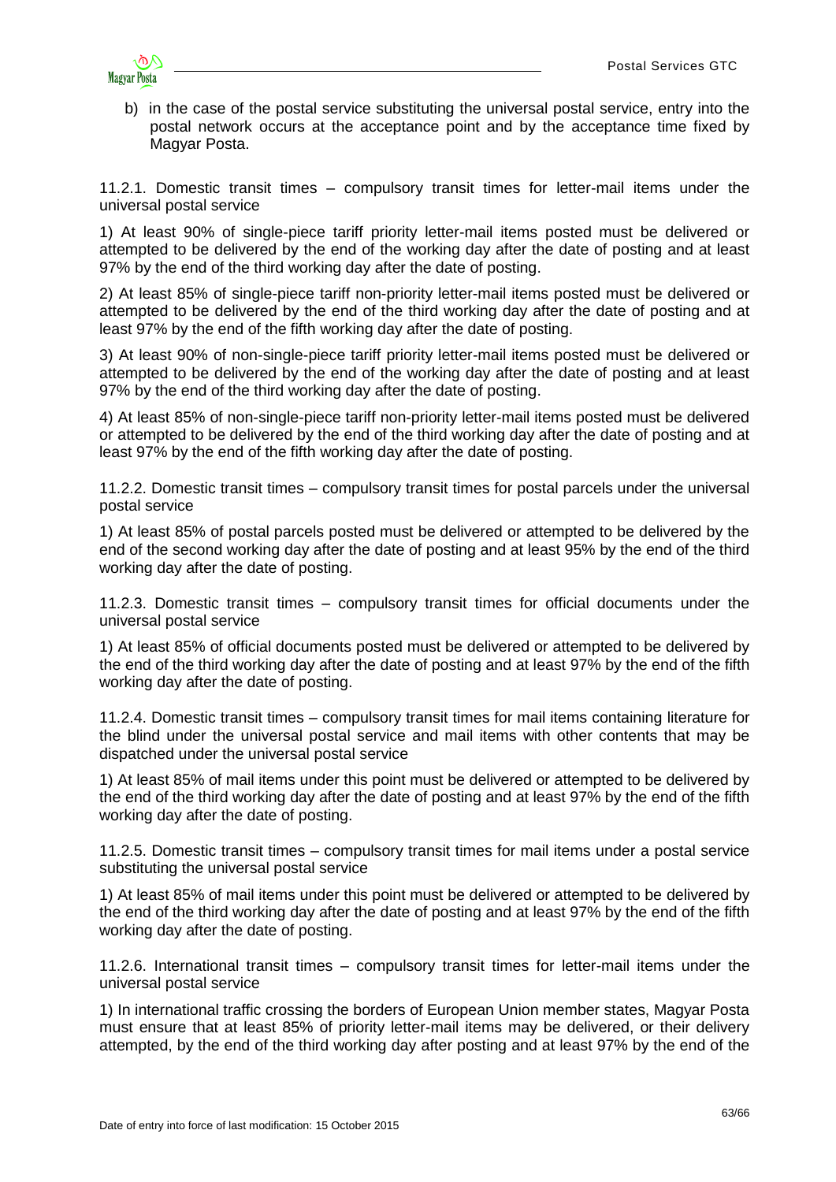b) in the case of the postal service substituting the universal postal service, entry into the postal network occurs at the acceptance point and by the acceptance time fixed by Magyar Posta.

11.2.1. Domestic transit times – compulsory transit times for letter-mail items under the universal postal service

1) At least 90% of single-piece tariff priority letter-mail items posted must be delivered or attempted to be delivered by the end of the working day after the date of posting and at least 97% by the end of the third working day after the date of posting.

2) At least 85% of single-piece tariff non-priority letter-mail items posted must be delivered or attempted to be delivered by the end of the third working day after the date of posting and at least 97% by the end of the fifth working day after the date of posting.

3) At least 90% of non-single-piece tariff priority letter-mail items posted must be delivered or attempted to be delivered by the end of the working day after the date of posting and at least 97% by the end of the third working day after the date of posting.

4) At least 85% of non-single-piece tariff non-priority letter-mail items posted must be delivered or attempted to be delivered by the end of the third working day after the date of posting and at least 97% by the end of the fifth working day after the date of posting.

11.2.2. Domestic transit times – compulsory transit times for postal parcels under the universal postal service

1) At least 85% of postal parcels posted must be delivered or attempted to be delivered by the end of the second working day after the date of posting and at least 95% by the end of the third working day after the date of posting.

11.2.3. Domestic transit times – compulsory transit times for official documents under the universal postal service

1) At least 85% of official documents posted must be delivered or attempted to be delivered by the end of the third working day after the date of posting and at least 97% by the end of the fifth working day after the date of posting.

11.2.4. Domestic transit times – compulsory transit times for mail items containing literature for the blind under the universal postal service and mail items with other contents that may be dispatched under the universal postal service

1) At least 85% of mail items under this point must be delivered or attempted to be delivered by the end of the third working day after the date of posting and at least 97% by the end of the fifth working day after the date of posting.

11.2.5. Domestic transit times – compulsory transit times for mail items under a postal service substituting the universal postal service

1) At least 85% of mail items under this point must be delivered or attempted to be delivered by the end of the third working day after the date of posting and at least 97% by the end of the fifth working day after the date of posting.

11.2.6. International transit times – compulsory transit times for letter-mail items under the universal postal service

1) In international traffic crossing the borders of European Union member states, Magyar Posta must ensure that at least 85% of priority letter-mail items may be delivered, or their delivery attempted, by the end of the third working day after posting and at least 97% by the end of the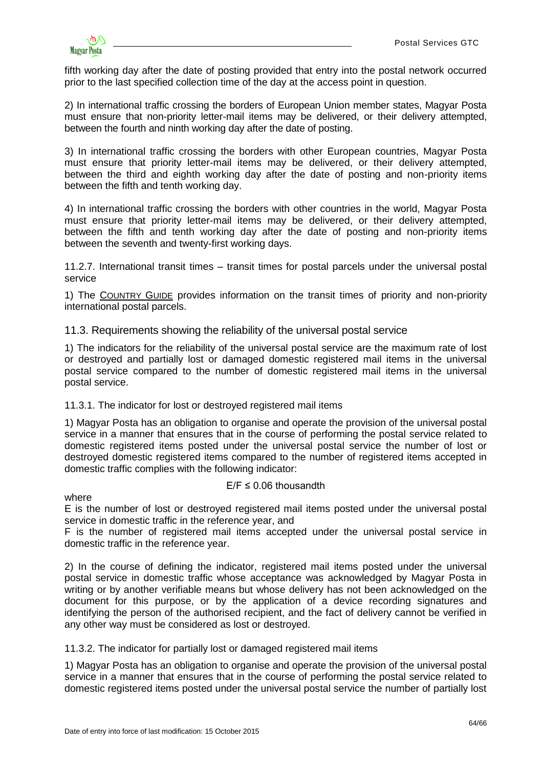fifth working day after the date of posting provided that entry into the postal network occurred prior to the last specified collection time of the day at the access point in question.

2) In international traffic crossing the borders of European Union member states, Magyar Posta must ensure that non-priority letter-mail items may be delivered, or their delivery attempted, between the fourth and ninth working day after the date of posting.

3) In international traffic crossing the borders with other European countries, Magyar Posta must ensure that priority letter-mail items may be delivered, or their delivery attempted, between the third and eighth working day after the date of posting and non-priority items between the fifth and tenth working day.

4) In international traffic crossing the borders with other countries in the world, Magyar Posta must ensure that priority letter-mail items may be delivered, or their delivery attempted, between the fifth and tenth working day after the date of posting and non-priority items between the seventh and twenty-first working days.

11.2.7. International transit times – transit times for postal parcels under the universal postal service

1) The COUNTRY GUIDE provides information on the transit times of priority and non-priority international postal parcels.

## 11.3. Requirements showing the reliability of the universal postal service

1) The indicators for the reliability of the universal postal service are the maximum rate of lost or destroyed and partially lost or damaged domestic registered mail items in the universal postal service compared to the number of domestic registered mail items in the universal postal service.

11.3.1. The indicator for lost or destroyed registered mail items

1) Magyar Posta has an obligation to organise and operate the provision of the universal postal service in a manner that ensures that in the course of performing the postal service related to domestic registered items posted under the universal postal service the number of lost or destroyed domestic registered items compared to the number of registered items accepted in domestic traffic complies with the following indicator:

$$E/F \leq 0.06 \text{ thousandth}$$

where

E is the number of lost or destroyed registered mail items posted under the universal postal service in domestic traffic in the reference year, and

F is the number of registered mail items accepted under the universal postal service in domestic traffic in the reference year.

2) In the course of defining the indicator, registered mail items posted under the universal postal service in domestic traffic whose acceptance was acknowledged by Magyar Posta in writing or by another verifiable means but whose delivery has not been acknowledged on the document for this purpose, or by the application of a device recording signatures and identifying the person of the authorised recipient, and the fact of delivery cannot be verified in any other way must be considered as lost or destroyed.

11.3.2. The indicator for partially lost or damaged registered mail items

1) Magyar Posta has an obligation to organise and operate the provision of the universal postal service in a manner that ensures that in the course of performing the postal service related to domestic registered items posted under the universal postal service the number of partially lost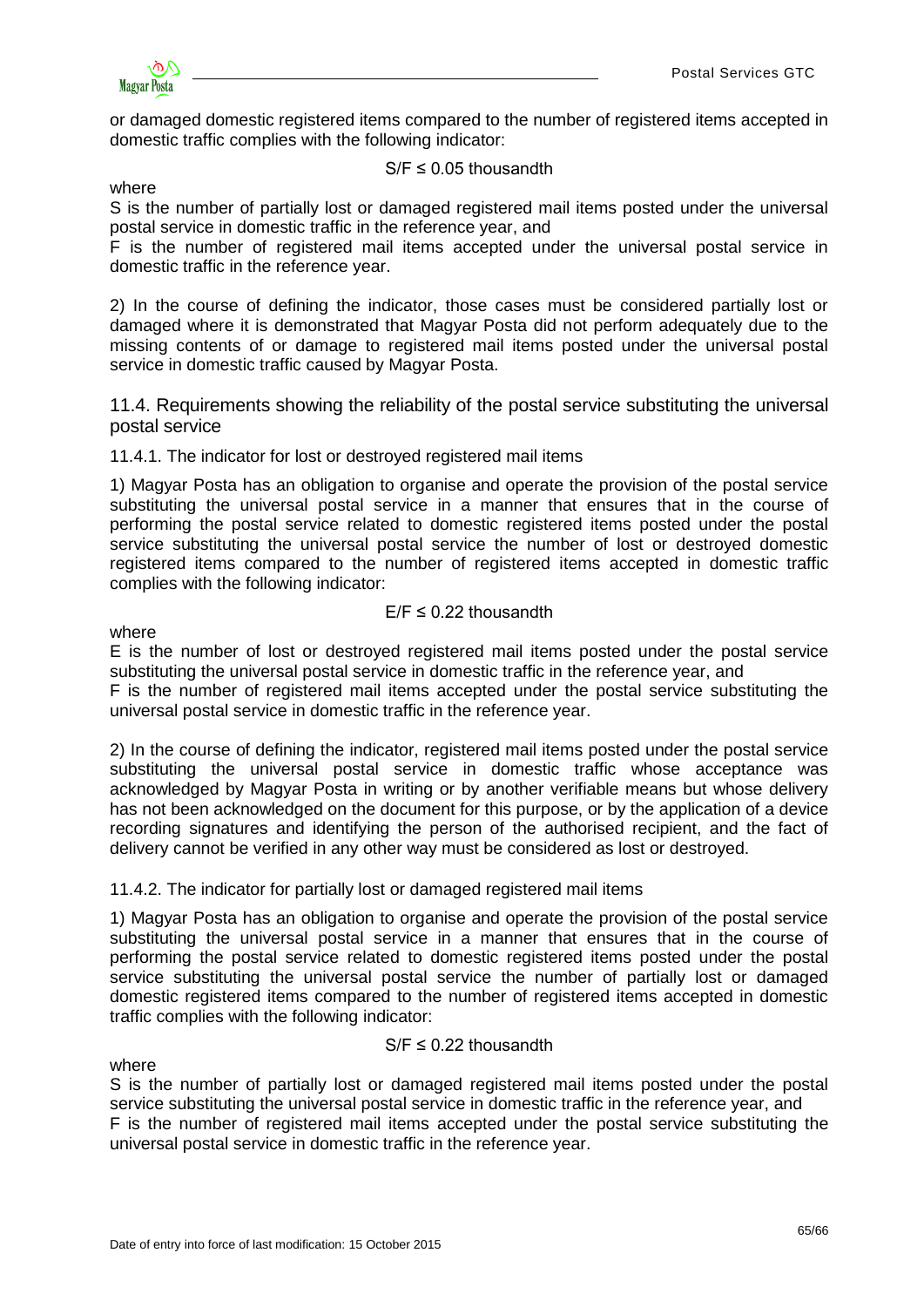or damaged domestic registered items compared to the number of registered items accepted in domestic traffic complies with the following indicator:

$$S/F \leq 0.05 \text{ thousandth}$$

where

S is the number of partially lost or damaged registered mail items posted under the universal postal service in domestic traffic in the reference year, and

F is the number of registered mail items accepted under the universal postal service in domestic traffic in the reference year.

2) In the course of defining the indicator, those cases must be considered partially lost or damaged where it is demonstrated that Magyar Posta did not perform adequately due to the missing contents of or damage to registered mail items posted under the universal postal service in domestic traffic caused by Magyar Posta.

## 11.4. Requirements showing the reliability of the postal service substituting the universal postal service

### 11.4.1. The indicator for lost or destroyed registered mail items

1) Magyar Posta has an obligation to organise and operate the provision of the postal service substituting the universal postal service in a manner that ensures that in the course of performing the postal service related to domestic registered items posted under the postal service substituting the universal postal service the number of lost or destroyed domestic registered items compared to the number of registered items accepted in domestic traffic complies with the following indicator:

$$E/F \leq 0.22 \text{ thousandth}$$

where

E is the number of lost or destroyed registered mail items posted under the postal service substituting the universal postal service in domestic traffic in the reference year, and

F is the number of registered mail items accepted under the postal service substituting the universal postal service in domestic traffic in the reference year.

2) In the course of defining the indicator, registered mail items posted under the postal service substituting the universal postal service in domestic traffic whose acceptance was acknowledged by Magyar Posta in writing or by another verifiable means but whose delivery has not been acknowledged on the document for this purpose, or by the application of a device recording signatures and identifying the person of the authorised recipient, and the fact of delivery cannot be verified in any other way must be considered as lost or destroyed.

### 11.4.2. The indicator for partially lost or damaged registered mail items

1) Magyar Posta has an obligation to organise and operate the provision of the postal service substituting the universal postal service in a manner that ensures that in the course of performing the postal service related to domestic registered items posted under the postal service substituting the universal postal service the number of partially lost or damaged domestic registered items compared to the number of registered items accepted in domestic traffic complies with the following indicator:

$$S/F \leq 0.22 \text{ thousandth}$$

where

S is the number of partially lost or damaged registered mail items posted under the postal service substituting the universal postal service in domestic traffic in the reference year, and

F is the number of registered mail items accepted under the postal service substituting the universal postal service in domestic traffic in the reference year.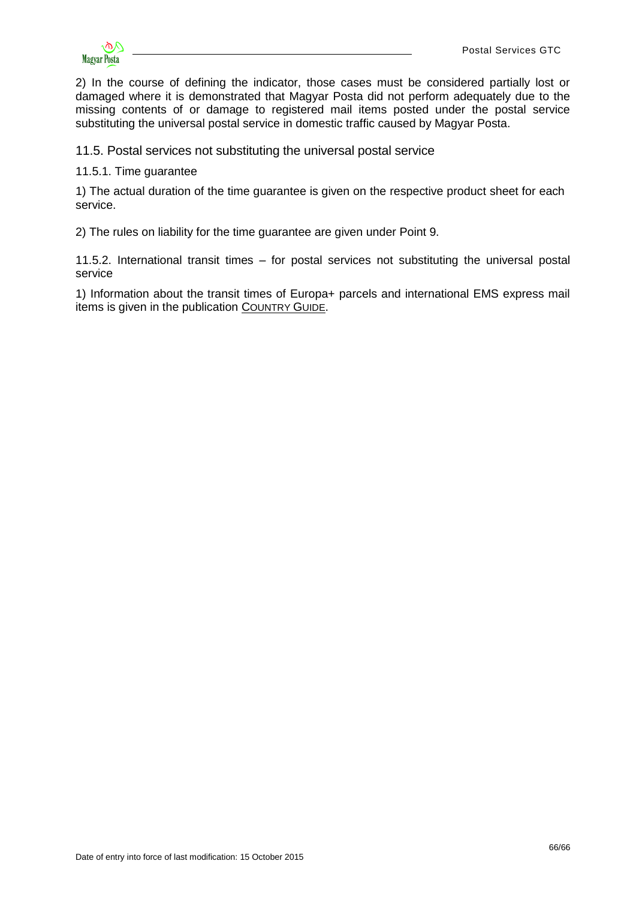2) In the course of defining the indicator, those cases must be considered partially lost or damaged where it is demonstrated that Magyar Posta did not perform adequately due to the missing contents of or damage to registered mail items posted under the postal service substituting the universal postal service in domestic traffic caused by Magyar Posta.

## 11.5. Postal services not substituting the universal postal service

### 11.5.1. Time guarantee

1) The actual duration of the time guarantee is given on the respective product sheet for each service.

2) The rules on liability for the time guarantee are given under Point 9.

### 11.5.2. International transit times – for postal services not substituting the universal postal service

1) Information about the transit times of Europa+ parcels and international EMS express mail items is given in the publication COUNTRY GUIDE.